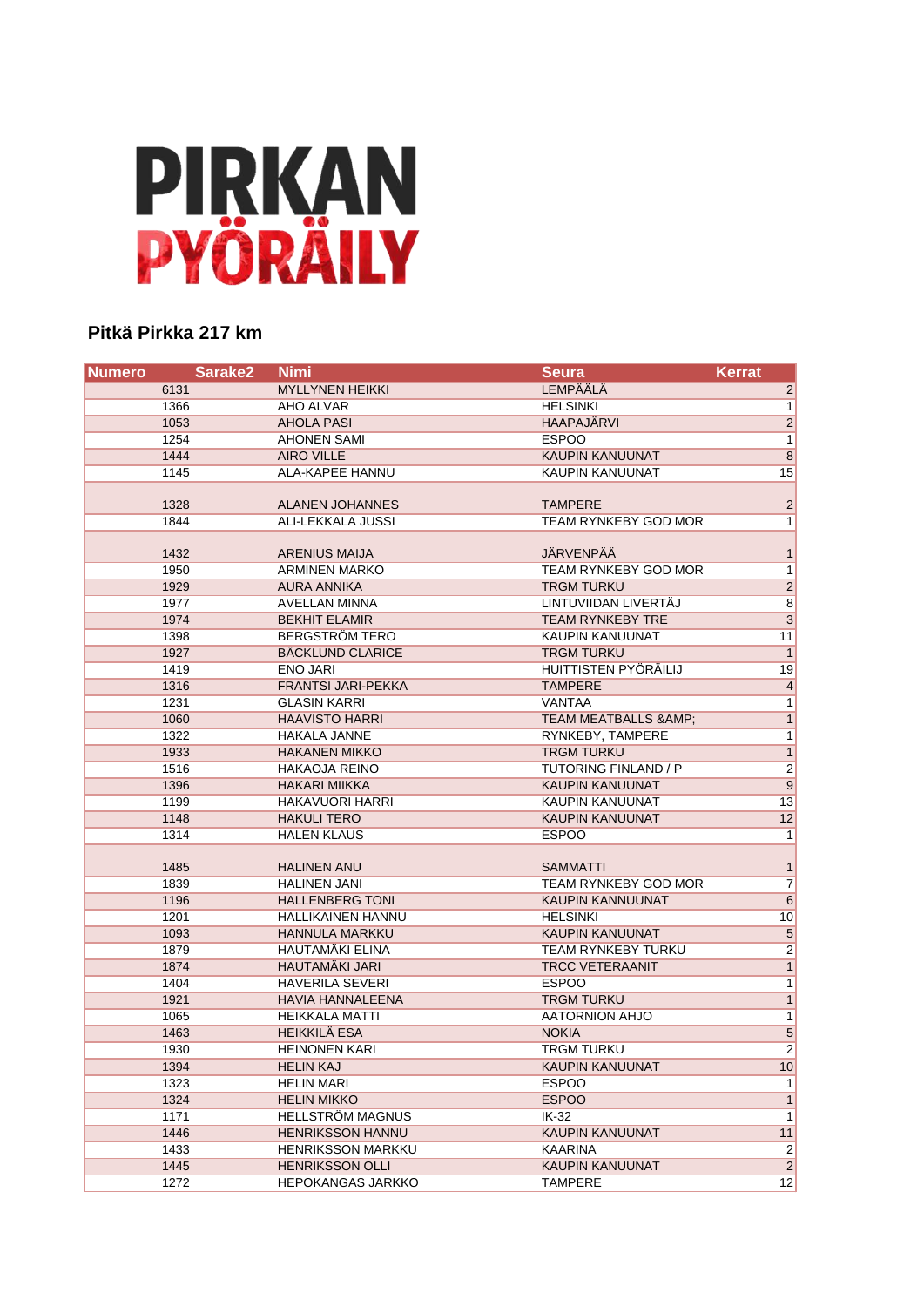# PIRKAN PYÖRÄILY

## Pitkä Pirkka 217 km

| Numero | Sarake2 | Nimi | Seura | Kerrat |
|---|---|---|---|---|
| 6131 | | MYLLYNEN HEIKKI | LEMPÄÄLÄ | 2 |
| 1366 | | AHO ALVAR | HELSINKI | 1 |
| 1053 | | AHOLA PASI | HAAPAJÄRVI | 2 |
| 1254 | | AHONEN SAMI | ESPOO | 1 |
| 1444 | | AIRO VILLE | KAUPIN KANUUNAT | 8 |
| 1145 | | ALA-KAPEE HANNU | KAUPIN KANUUNAT | 15 |
| 1328 | | ALANEN JOHANNES | TAMPERE | 2 |
| 1844 | | ALI-LEKKALA JUSSI | TEAM RYNKEBY GOD MOR | 1 |
| 1432 | | ARENIUS MAIJA | JÄRVENPÄÄ | 1 |
| 1950 | | ARMINEN MARKO | TEAM RYNKEBY GOD MOR | 1 |
| 1929 | | AURA ANNIKA | TRGM TURKU | 2 |
| 1977 | | AVELLAN MINNA | LINTUVIIDAN LIVERTÄJ | 8 |
| 1974 | | BEKHIT ELAMIR | TEAM RYNKEBY TRE | 3 |
| 1398 | | BERGSTRÖM TERO | KAUPIN KANUUNAT | 11 |
| 1927 | | BÄCKLUND CLARICE | TRGM TURKU | 1 |
| 1419 | | ENO JARI | HUITTISTEN PYÖRÄILIJ | 19 |
| 1316 | | FRANTSI JARI-PEKKA | TAMPERE | 4 |
| 1231 | | GLASIN KARRI | VANTAA | 1 |
| 1060 | | HAAVISTO HARRI | TEAM MEATBALLS &AMP; | 1 |
| 1322 | | HAKALA JANNE | RYNKEBY, TAMPERE | 1 |
| 1933 | | HAKANEN MIKKO | TRGM TURKU | 1 |
| 1516 | | HAKAOJA REINO | TUTORING FINLAND / P | 2 |
| 1396 | | HAKARI MIIKKA | KAUPIN KANUUNAT | 9 |
| 1199 | | HAKAVUORI HARRI | KAUPIN KANUUNAT | 13 |
| 1148 | | HAKULI TERO | KAUPIN KANUUNAT | 12 |
| 1314 | | HALEN KLAUS | ESPOO | 1 |
| 1485 | | HALINEN ANU | SAMMATTI | 1 |
| 1839 | | HALINEN JANI | TEAM RYNKEBY GOD MOR | 7 |
| 1196 | | HALLENBERG TONI | KAUPIN KANNUUNAT | 6 |
| 1201 | | HALLIKAINEN HANNU | HELSINKI | 10 |
| 1093 | | HANNULA MARKKU | KAUPIN KANUUNAT | 5 |
| 1879 | | HAUTAMÄKI ELINA | TEAM RYNKEBY TURKU | 2 |
| 1874 | | HAUTAMÄKI JARI | TRCC VETERAANIT | 1 |
| 1404 | | HAVERILA SEVERI | ESPOO | 1 |
| 1921 | | HAVIA HANNALEENA | TRGM TURKU | 1 |
| 1065 | | HEIKKALA MATTI | AATORNION AHJO | 1 |
| 1463 | | HEIKKILÄ ESA | NOKIA | 5 |
| 1930 | | HEINONEN KARI | TRGM TURKU | 2 |
| 1394 | | HELIN KAJ | KAUPIN KANUUNAT | 10 |
| 1323 | | HELIN MARI | ESPOO | 1 |
| 1324 | | HELIN MIKKO | ESPOO | 1 |
| 1171 | | HELLSTRÖM MAGNUS | IK-32 | 1 |
| 1446 | | HENRIKSSON HANNU | KAUPIN KANUUNAT | 11 |
| 1433 | | HENRIKSSON MARKKU | KAARINA | 2 |
| 1445 | | HENRIKSSON OLLI | KAUPIN KANUUNAT | 2 |
| 1272 | | HEPOKANGAS JARKKO | TAMPERE | 12 |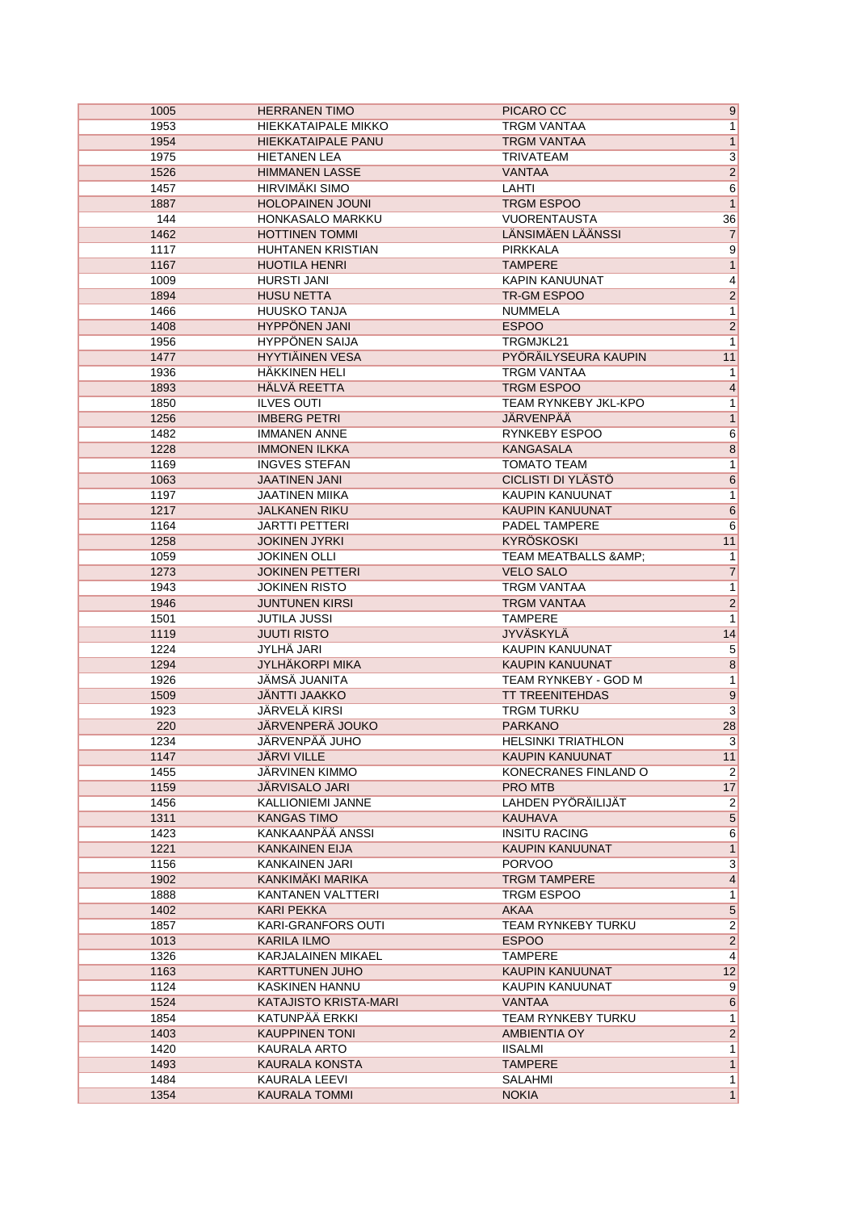| | | | |
|---|---|---|---|
| 1005 | HERRANEN TIMO | PICARO CC | 9 |
| 1953 | HIEKKATAIPALE MIKKO | TRGM VANTAA | 1 |
| 1954 | HIEKKATAIPALE PANU | TRGM VANTAA | 1 |
| 1975 | HIETANEN LEA | TRIVATEAM | 3 |
| 1526 | HIMMANEN LASSE | VANTAA | 2 |
| 1457 | HIRVIMÄKI SIMO | LAHTI | 6 |
| 1887 | HOLOPAINEN JOUNI | TRGM ESPOO | 1 |
| 144 | HONKASALO MARKKU | VUORENTAUSTA | 36 |
| 1462 | HOTTINEN TOMMI | LÄNSIMÄEN LÄÄNSSI | 7 |
| 1117 | HUHTANEN KRISTIAN | PIRKKALA | 9 |
| 1167 | HUOTILA HENRI | TAMPERE | 1 |
| 1009 | HURSTI JANI | KAPIN KANUUNAT | 4 |
| 1894 | HUSU NETTA | TR-GM ESPOO | 2 |
| 1466 | HUUSKO TANJA | NUMMELA | 1 |
| 1408 | HYPPÖNEN JANI | ESPOO | 2 |
| 1956 | HYPPÖNEN SAIJA | TRGMJKL21 | 1 |
| 1477 | HYYTIÄINEN VESA | PYÖRÄILYSEURA KAUPIN | 11 |
| 1936 | HÄKKINEN HELI | TRGM VANTAA | 1 |
| 1893 | HÄLVÄ REETTA | TRGM ESPOO | 4 |
| 1850 | ILVES OUTI | TEAM RYNKEBY JKL-KPO | 1 |
| 1256 | IMBERG PETRI | JÄRVENPÄÄ | 1 |
| 1482 | IMMANEN ANNE | RYNKEBY ESPOO | 6 |
| 1228 | IMMONEN ILKKA | KANGASALA | 8 |
| 1169 | INGVES STEFAN | TOMATO TEAM | 1 |
| 1063 | JAATINEN JANI | CICLISTI DI YLÄSTÖ | 6 |
| 1197 | JAATINEN MIIKA | KAUPIN KANUUNAT | 1 |
| 1217 | JALKANEN RIKU | KAUPIN KANUUNAT | 6 |
| 1164 | JARTTI PETTERI | PADEL TAMPERE | 6 |
| 1258 | JOKINEN JYRKI | KYRÖSKOSKI | 11 |
| 1059 | JOKINEN OLLI | TEAM MEATBALLS &AMP; | 1 |
| 1273 | JOKINEN PETTERI | VELO SALO | 7 |
| 1943 | JOKINEN RISTO | TRGM VANTAA | 1 |
| 1946 | JUNTUNEN KIRSI | TRGM VANTAA | 2 |
| 1501 | JUTILA JUSSI | TAMPERE | 1 |
| 1119 | JUUTI RISTO | JYVÄSKYLÄ | 14 |
| 1224 | JYLHÄ JARI | KAUPIN KANUUNAT | 5 |
| 1294 | JYLHÄKORPI MIKA | KAUPIN KANUUNAT | 8 |
| 1926 | JÄMSÄ JUANITA | TEAM RYNKEBY - GOD M | 1 |
| 1509 | JÄNTTI JAAKKO | TT TREENITEHDAS | 9 |
| 1923 | JÄRVELÄ KIRSI | TRGM TURKU | 3 |
| 220 | JÄRVENPERÄ JOUKO | PARKANO | 28 |
| 1234 | JÄRVENPÄÄ JUHO | HELSINKI TRIATHLON | 3 |
| 1147 | JÄRVI VILLE | KAUPIN KANUUNAT | 11 |
| 1455 | JÄRVINEN KIMMO | KONECRANES FINLAND O | 2 |
| 1159 | JÄRVISALO JARI | PRO MTB | 17 |
| 1456 | KALLIONIEMI JANNE | LAHDEN PYÖRÄILIJÄT | 2 |
| 1311 | KANGAS TIMO | KAUHAVA | 5 |
| 1423 | KANKAANPÄÄ ANSSI | INSITU RACING | 6 |
| 1221 | KANKAINEN EIJA | KAUPIN KANUUNAT | 1 |
| 1156 | KANKAINEN JARI | PORVOO | 3 |
| 1902 | KANKIMÄKI MARIKA | TRGM TAMPERE | 4 |
| 1888 | KANTANEN VALTTERI | TRGM ESPOO | 1 |
| 1402 | KARI PEKKA | AKAA | 5 |
| 1857 | KARI-GRANFORS OUTI | TEAM RYNKEBY TURKU | 2 |
| 1013 | KARILA ILMO | ESPOO | 2 |
| 1326 | KARJALAINEN MIKAEL | TAMPERE | 4 |
| 1163 | KARTTUNEN JUHO | KAUPIN KANUUNAT | 12 |
| 1124 | KASKINEN HANNU | KAUPIN KANUUNAT | 9 |
| 1524 | KATAJISTO KRISTA-MARI | VANTAA | 6 |
| 1854 | KATUNPÄÄ ERKKI | TEAM RYNKEBY TURKU | 1 |
| 1403 | KAUPPINEN TONI | AMBIENTIA OY | 2 |
| 1420 | KAURALA ARTO | IISALMI | 1 |
| 1493 | KAURALA KONSTA | TAMPERE | 1 |
| 1484 | KAURALA LEEVI | SALAHMI | 1 |
| 1354 | KAURALA TOMMI | NOKIA | 1 |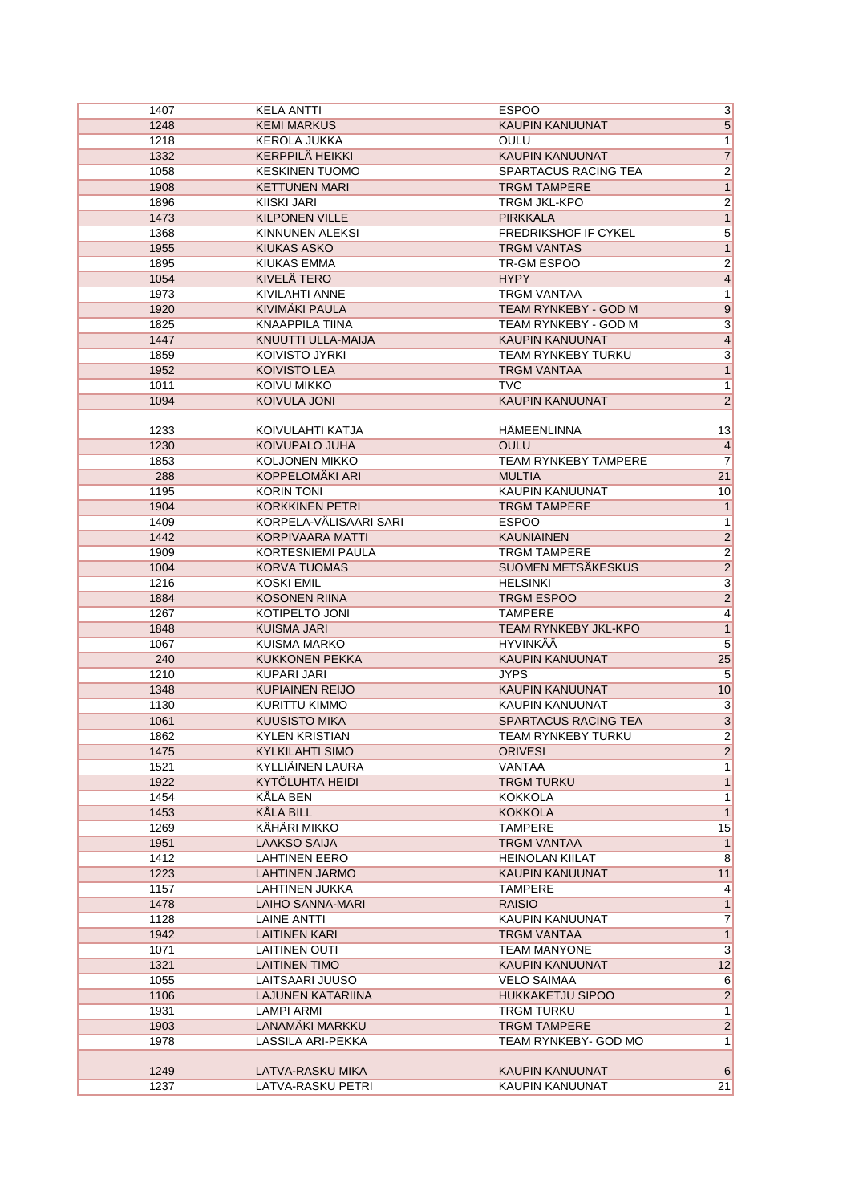| | | | |
|---|---|---|---|
| 1407 | KELA ANTTI | ESPOO | 3 |
| 1248 | KEMI MARKUS | KAUPIN KANUUNAT | 5 |
| 1218 | KEROLA JUKKA | OULU | 1 |
| 1332 | KERPPILÄ HEIKKI | KAUPIN KANUUNAT | 7 |
| 1058 | KESKINEN TUOMO | SPARTACUS RACING TEA | 2 |
| 1908 | KETTUNEN MARI | TRGM TAMPERE | 1 |
| 1896 | KIISKI JARI | TRGM JKL-KPO | 2 |
| 1473 | KILPONEN VILLE | PIRKKALA | 1 |
| 1368 | KINNUNEN ALEKSI | FREDRIKSHOF IF CYKEL | 5 |
| 1955 | KIUKAS ASKO | TRGM VANTAS | 1 |
| 1895 | KIUKAS EMMA | TR-GM ESPOO | 2 |
| 1054 | KIVELÄ TERO | HYPY | 4 |
| 1973 | KIVILAHTI ANNE | TRGM VANTAA | 1 |
| 1920 | KIVIMÄKI PAULA | TEAM RYNKEBY - GOD M | 9 |
| 1825 | KNAAPPILA TIINA | TEAM RYNKEBY - GOD M | 3 |
| 1447 | KNUUTTI ULLA-MAIJA | KAUPIN KANUUNAT | 4 |
| 1859 | KOIVISTO JYRKI | TEAM RYNKEBY TURKU | 3 |
| 1952 | KOIVISTO LEA | TRGM VANTAA | 1 |
| 1011 | KOIVU MIKKO | TVC | 1 |
| 1094 | KOIVULA JONI | KAUPIN KANUUNAT | 2 |
| 1233 | KOIVULAHTI KATJA | HÄMEENLINNA | 13 |
| 1230 | KOIVUPALO JUHA | OULU | 4 |
| 1853 | KOLJONEN MIKKO | TEAM RYNKEBY TAMPERE | 7 |
| 288 | KOPPELOMÄKI ARI | MULTIA | 21 |
| 1195 | KORIN TONI | KAUPIN KANUUNAT | 10 |
| 1904 | KORKKINEN PETRI | TRGM TAMPERE | 1 |
| 1409 | KORPELA-VÄLISAARI SARI | ESPOO | 1 |
| 1442 | KORPIVAARA MATTI | KAUNIAINEN | 2 |
| 1909 | KORTESNIEMI PAULA | TRGM TAMPERE | 2 |
| 1004 | KORVA TUOMAS | SUOMEN METSÄKESKUS | 2 |
| 1216 | KOSKI EMIL | HELSINKI | 3 |
| 1884 | KOSONEN RIINA | TRGM ESPOO | 2 |
| 1267 | KOTIPELTO JONI | TAMPERE | 4 |
| 1848 | KUISMA JARI | TEAM RYNKEBY JKL-KPO | 1 |
| 1067 | KUISMA MARKO | HYVINKÄÄ | 5 |
| 240 | KUKKONEN PEKKA | KAUPIN KANUUNAT | 25 |
| 1210 | KUPARI JARI | JYPS | 5 |
| 1348 | KUPIAINEN REIJO | KAUPIN KANUUNAT | 10 |
| 1130 | KURITTU KIMMO | KAUPIN KANUUNAT | 3 |
| 1061 | KUUSISTO MIKA | SPARTACUS RACING TEA | 3 |
| 1862 | KYLEN KRISTIAN | TEAM RYNKEBY TURKU | 2 |
| 1475 | KYLKILAHTI SIMO | ORIVESI | 2 |
| 1521 | KYLLIÄINEN LAURA | VANTAA | 1 |
| 1922 | KYTÖLUHTA HEIDI | TRGM TURKU | 1 |
| 1454 | KÅLA BEN | KOKKOLA | 1 |
| 1453 | KÅLA BILL | KOKKOLA | 1 |
| 1269 | KÄHÄRI MIKKO | TAMPERE | 15 |
| 1951 | LAAKSO SAIJA | TRGM VANTAA | 1 |
| 1412 | LAHTINEN EERO | HEINOLAN KIILAT | 8 |
| 1223 | LAHTINEN JARMO | KAUPIN KANUUNAT | 11 |
| 1157 | LAHTINEN JUKKA | TAMPERE | 4 |
| 1478 | LAIHO SANNA-MARI | RAISIO | 1 |
| 1128 | LAINE ANTTI | KAUPIN KANUUNAT | 7 |
| 1942 | LAITINEN KARI | TRGM VANTAA | 1 |
| 1071 | LAITINEN OUTI | TEAM MANYONE | 3 |
| 1321 | LAITINEN TIMO | KAUPIN KANUUNAT | 12 |
| 1055 | LAITSAARI JUUSO | VELO SAIMAA | 6 |
| 1106 | LAJUNEN KATARIINA | HUKKAKETJU SIPOO | 2 |
| 1931 | LAMPI ARMI | TRGM TURKU | 1 |
| 1903 | LANAMÄKI MARKKU | TRGM TAMPERE | 2 |
| 1978 | LASSILA ARI-PEKKA | TEAM RYNKEBY- GOD MO | 1 |
| 1249 | LATVA-RASKU MIKA | KAUPIN KANUUNAT | 6 |
| 1237 | LATVA-RASKU PETRI | KAUPIN KANUUNAT | 21 |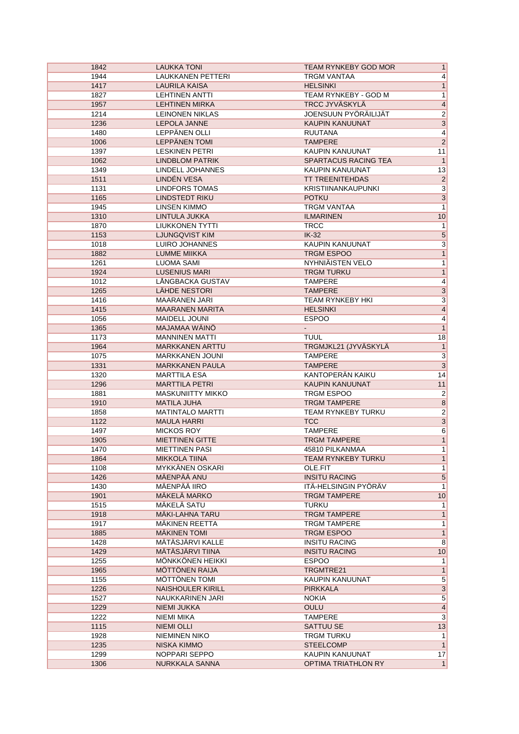| 1842 | LAUKKA TONI | TEAM RYNKEBY GOD MOR | 1 |
|---|---|---|---|
| 1944 | LAUKKANEN PETTERI | TRGM VANTAA | 4 |
| 1417 | LAURILA KAISA | HELSINKI | 1 |
| 1827 | LEHTINEN ANTTI | TEAM RYNKEBY - GOD M | 1 |
| 1957 | LEHTINEN MIRKA | TRCC JYVÄSKYLÄ | 4 |
| 1214 | LEINONEN NIKLAS | JOENSUUN PYÖRÄILIJÄT | 2 |
| 1236 | LEPOLA JANNE | KAUPIN KANUUNAT | 3 |
| 1480 | LEPPÄNEN OLLI | RUUTANA | 4 |
| 1006 | LEPPÄNEN TOMI | TAMPERE | 2 |
| 1397 | LESKINEN PETRI | KAUPIN KANUUNAT | 11 |
| 1062 | LINDBLOM PATRIK | SPARTACUS RACING TEA | 1 |
| 1349 | LINDELL JOHANNES | KAUPIN KANUUNAT | 13 |
| 1511 | LINDÉN VESA | TT TREENITEHDAS | 2 |
| 1131 | LINDFORS TOMAS | KRISTIINANKAUPUNKI | 3 |
| 1165 | LINDSTEDT RIKU | POTKU | 3 |
| 1945 | LINSEN KIMMO | TRGM VANTAA | 1 |
| 1310 | LINTULA JUKKA | ILMARINEN | 10 |
| 1870 | LIUKKONEN TYTTI | TRCC | 1 |
| 1153 | LJUNGQVIST KIM | IK-32 | 5 |
| 1018 | LUIRO JOHANNES | KAUPIN KANUUNAT | 3 |
| 1882 | LUMME MIIKKA | TRGM ESPOO | 1 |
| 1261 | LUOMA SAMI | NYHNIÄISTEN VELO | 1 |
| 1924 | LUSENIUS MARI | TRGM TURKU | 1 |
| 1012 | LÅNGBACKA GUSTAV | TAMPERE | 4 |
| 1265 | LÄHDE NESTORI | TAMPERE | 3 |
| 1416 | MAARANEN JARI | TEAM RYNKEBY HKI | 3 |
| 1415 | MAARANEN MARITA | HELSINKI | 4 |
| 1056 | MAIDELL JOUNI | ESPOO | 4 |
| 1365 | MAJAMAA WÄINÖ | - | 1 |
| 1173 | MANNINEN MATTI | TUUL | 18 |
| 1964 | MARKKANEN ARTTU | TRGMJKL21 (JYVÄSKYLÄ | 1 |
| 1075 | MARKKANEN JOUNI | TAMPERE | 3 |
| 1331 | MARKKANEN PAULA | TAMPERE | 3 |
| 1320 | MARTTILA ESA | KANTOPERÄN KAIKU | 14 |
| 1296 | MARTTILA PETRI | KAUPIN KANUUNAT | 11 |
| 1881 | MASKUNIITTY MIKKO | TRGM ESPOO | 2 |
| 1910 | MATILA JUHA | TRGM TAMPERE | 8 |
| 1858 | MATINTALO MARTTI | TEAM RYNKEBY TURKU | 2 |
| 1122 | MAULA HARRI | TCC | 3 |
| 1497 | MICKOS ROY | TAMPERE | 6 |
| 1905 | MIETTINEN GITTE | TRGM TAMPERE | 1 |
| 1470 | MIETTINEN PASI | 45810 PILKANMAA | 1 |
| 1864 | MIKKOLA TIINA | TEAM RYNKEBY TURKU | 1 |
| 1108 | MYKKÄNEN OSKARI | OLE.FIT | 1 |
| 1426 | MÄENPÄÄ ANU | INSITU RACING | 5 |
| 1430 | MÄENPÄÄ IIRO | ITÄ-HELSINGIN PYÖRÄV | 1 |
| 1901 | MÄKELÄ MARKO | TRGM TAMPERE | 10 |
| 1515 | MÄKELÄ SATU | TURKU | 1 |
| 1918 | MÄKI-LAHNA TARU | TRGM TAMPERE | 1 |
| 1917 | MÄKINEN REETTA | TRGM TAMPERE | 1 |
| 1885 | MÄKINEN TOMI | TRGM ESPOO | 1 |
| 1428 | MÄTÄSJÄRVI KALLE | INSITU RACING | 8 |
| 1429 | MÄTÄSJÄRVI TIINA | INSITU RACING | 10 |
| 1255 | MÖNKKÖNEN HEIKKI | ESPOO | 1 |
| 1965 | MÖTTÖNEN RAIJA | TRGMTRE21 | 1 |
| 1155 | MÖTTÖNEN TOMI | KAUPIN KANUUNAT | 5 |
| 1226 | NAISHOULER KIRILL | PIRKKALA | 3 |
| 1527 | NAUKKARINEN JARI | NOKIA | 5 |
| 1229 | NIEMI JUKKA | OULU | 4 |
| 1222 | NIEMI MIKA | TAMPERE | 3 |
| 1115 | NIEMI OLLI | SATTUU SE | 13 |
| 1928 | NIEMINEN NIKO | TRGM TURKU | 1 |
| 1235 | NISKA KIMMO | STEELCOMP | 1 |
| 1299 | NOPPARI SEPPO | KAUPIN KANUUNAT | 17 |
| 1306 | NURKKALA SANNA | OPTIMA TRIATHLON RY | 1 |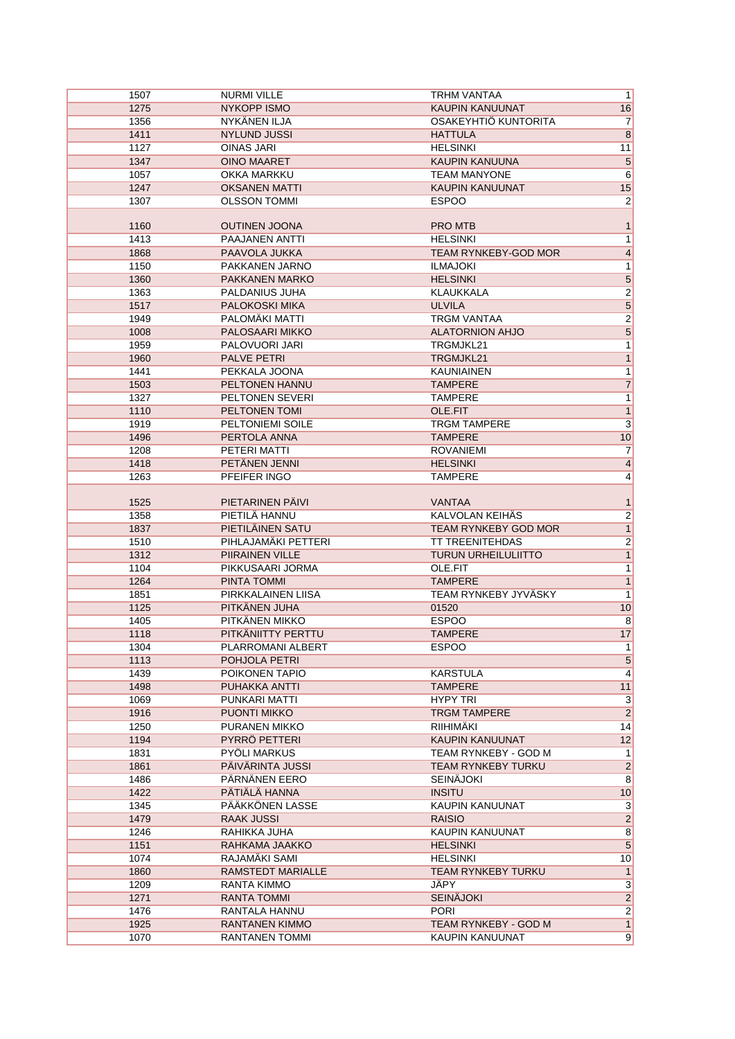| | | | |
|---|---|---|---|
| 1507 | NURMI VILLE | TRHM VANTAA | 1 |
| 1275 | NYKOPP ISMO | KAUPIN KANUUNAT | 16 |
| 1356 | NYKÄNEN ILJA | OSAKEYHTIÖ KUNTORITA | 7 |
| 1411 | NYLUND JUSSI | HATTULA | 8 |
| 1127 | OINAS JARI | HELSINKI | 11 |
| 1347 | OINO MAARET | KAUPIN KANUUNA | 5 |
| 1057 | OKKA MARKKU | TEAM MANYONE | 6 |
| 1247 | OKSANEN MATTI | KAUPIN KANUUNAT | 15 |
| 1307 | OLSSON TOMMI | ESPOO | 2 |
| 1160 | OUTINEN JOONA | PRO MTB | 1 |
| 1413 | PAAJANEN ANTTI | HELSINKI | 1 |
| 1868 | PAAVOLA JUKKA | TEAM RYNKEBY-GOD MOR | 4 |
| 1150 | PAKKANEN JARNO | ILMAJOKI | 1 |
| 1360 | PAKKANEN MARKO | HELSINKI | 5 |
| 1363 | PALDANIUS JUHA | KLAUKKALA | 2 |
| 1517 | PALOKOSKI MIKA | ULVILA | 5 |
| 1949 | PALOMÄKI MATTI | TRGM VANTAA | 2 |
| 1008 | PALOSAARI MIKKO | ALATORNION AHJO | 5 |
| 1959 | PALOVUORI JARI | TRGMJKL21 | 1 |
| 1960 | PALVE PETRI | TRGMJKL21 | 1 |
| 1441 | PEKKALA JOONA | KAUNIAINEN | 1 |
| 1503 | PELTONEN HANNU | TAMPERE | 7 |
| 1327 | PELTONEN SEVERI | TAMPERE | 1 |
| 1110 | PELTONEN TOMI | OLE.FIT | 1 |
| 1919 | PELTONIEMI SOILE | TRGM TAMPERE | 3 |
| 1496 | PERTOLA ANNA | TAMPERE | 10 |
| 1208 | PETERI MATTI | ROVANIEMI | 7 |
| 1418 | PETÄNEN JENNI | HELSINKI | 4 |
| 1263 | PFEIFER INGO | TAMPERE | 4 |
| 1525 | PIETARINEN PÄIVI | VANTAA | 1 |
| 1358 | PIETILÄ HANNU | KALVOLAN KEIHÄS | 2 |
| 1837 | PIETILÄINEN SATU | TEAM RYNKEBY GOD MOR | 1 |
| 1510 | PIHLAJAMÄKI PETTERI | TT TREENITEHDAS | 2 |
| 1312 | PIIRAINEN VILLE | TURUN URHEILULIITTO | 1 |
| 1104 | PIKKUSAARI JORMA | OLE.FIT | 1 |
| 1264 | PINTA TOMMI | TAMPERE | 1 |
| 1851 | PIRKKALAINEN LIISA | TEAM RYNKEBY JYVÄSKY | 1 |
| 1125 | PITKÄNEN JUHA | 01520 | 10 |
| 1405 | PITKÄNEN MIKKO | ESPOO | 8 |
| 1118 | PITKÄNIITTY PERTTU | TAMPERE | 17 |
| 1304 | PLARROMANI ALBERT | ESPOO | 1 |
| 1113 | POHJOLA PETRI | | 5 |
| 1439 | POIKONEN TAPIO | KARSTULA | 4 |
| 1498 | PUHAKKA ANTTI | TAMPERE | 11 |
| 1069 | PUNKARI MATTI | HYPY TRI | 3 |
| 1916 | PUONTI MIKKO | TRGM TAMPERE | 2 |
| 1250 | PURANEN MIKKO | RIIHIMÄKI | 14 |
| 1194 | PYRRÖ PETTERI | KAUPIN KANUUNAT | 12 |
| 1831 | PYÖLI MARKUS | TEAM RYNKEBY - GOD M | 1 |
| 1861 | PÄIVÄRINTA JUSSI | TEAM RYNKEBY TURKU | 2 |
| 1486 | PÄRNÄNEN EERO | SEINÄJOKI | 8 |
| 1422 | PÄTIÄLÄ HANNA | INSITU | 10 |
| 1345 | PÄÄKKÖNEN LASSE | KAUPIN KANUUNAT | 3 |
| 1479 | RAAK JUSSI | RAISIO | 2 |
| 1246 | RAHIKKA JUHA | KAUPIN KANUUNAT | 8 |
| 1151 | RAHKAMA JAAKKO | HELSINKI | 5 |
| 1074 | RAJAMÄKI SAMI | HELSINKI | 10 |
| 1860 | RAMSTEDT MARIALLE | TEAM RYNKEBY TURKU | 1 |
| 1209 | RANTA KIMMO | JÄPY | 3 |
| 1271 | RANTA TOMMI | SEINÄJOKI | 2 |
| 1476 | RANTALA HANNU | PORI | 2 |
| 1925 | RANTANEN KIMMO | TEAM RYNKEBY - GOD M | 1 |
| 1070 | RANTANEN TOMMI | KAUPIN KANUUNAT | 9 |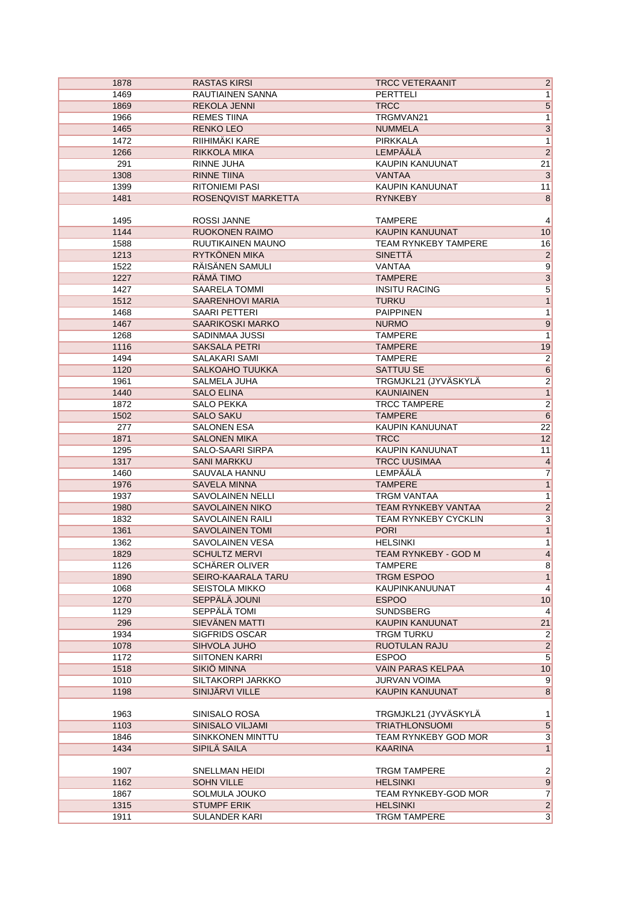| | | | |
|---|---|---|---|
| 1878 | RASTAS KIRSI | TRCC VETERAANIT | 2 |
| 1469 | RAUTIAINEN SANNA | PERTTELI | 1 |
| 1869 | REKOLA JENNI | TRCC | 5 |
| 1966 | REMES TIINA | TRGMVAN21 | 1 |
| 1465 | RENKO LEO | NUMMELA | 3 |
| 1472 | RIIHIMÄKI KARE | PIRKKALA | 1 |
| 1266 | RIKKOLA MIKA | LEMPÄÄLÄ | 2 |
| 291 | RINNE JUHA | KAUPIN KANUUNAT | 21 |
| 1308 | RINNE TIINA | VANTAA | 3 |
| 1399 | RITONIEMI PASI | KAUPIN KANUUNAT | 11 |
| 1481 | ROSENQVIST MARKETTA | RYNKEBY | 8 |
| 1495 | ROSSI JANNE | TAMPERE | 4 |
| 1144 | RUOKONEN RAIMO | KAUPIN KANUUNAT | 10 |
| 1588 | RUUTIKAINEN MAUNO | TEAM RYNKEBY TAMPERE | 16 |
| 1213 | RYTKÖNEN MIKA | SINETTÄ | 2 |
| 1522 | RÄISÄNEN SAMULI | VANTAA | 9 |
| 1227 | RÄMÄ TIMO | TAMPERE | 3 |
| 1427 | SAARELA TOMMI | INSITU RACING | 5 |
| 1512 | SAARENHOVI MARIA | TURKU | 1 |
| 1468 | SAARI PETTERI | PAIPPINEN | 1 |
| 1467 | SAARIKOSKI MARKO | NURMO | 9 |
| 1268 | SADINMAA JUSSI | TAMPERE | 1 |
| 1116 | SAKSALA PETRI | TAMPERE | 19 |
| 1494 | SALAKARI SAMI | TAMPERE | 2 |
| 1120 | SALKOAHO TUUKKA | SATTUU SE | 6 |
| 1961 | SALMELA JUHA | TRGMJKL21 (JYVÄSKYLÄ | 2 |
| 1440 | SALO ELINA | KAUNIAINEN | 1 |
| 1872 | SALO PEKKA | TRCC TAMPERE | 2 |
| 1502 | SALO SAKU | TAMPERE | 6 |
| 277 | SALONEN ESA | KAUPIN KANUUNAT | 22 |
| 1871 | SALONEN MIKA | TRCC | 12 |
| 1295 | SALO-SAARI SIRPA | KAUPIN KANUUNAT | 11 |
| 1317 | SANI MARKKU | TRCC UUSIMAA | 4 |
| 1460 | SAUVALA HANNU | LEMPÄÄLÄ | 7 |
| 1976 | SAVELA MINNA | TAMPERE | 1 |
| 1937 | SAVOLAINEN NELLI | TRGM VANTAA | 1 |
| 1980 | SAVOLAINEN NIKO | TEAM RYNKEBY VANTAA | 2 |
| 1832 | SAVOLAINEN RAILI | TEAM RYNKEBY CYCKLIN | 3 |
| 1361 | SAVOLAINEN TOMI | PORI | 1 |
| 1362 | SAVOLAINEN VESA | HELSINKI | 1 |
| 1829 | SCHULTZ MERVI | TEAM RYNKEBY - GOD M | 4 |
| 1126 | SCHÄRER OLIVER | TAMPERE | 8 |
| 1890 | SEIRO-KAARALA TARU | TRGM ESPOO | 1 |
| 1068 | SEISTOLA MIKKO | KAUPINKANUUNAT | 4 |
| 1270 | SEPPÄLÄ JOUNI | ESPOO | 10 |
| 1129 | SEPPÄLÄ TOMI | SUNDSBERG | 4 |
| 296 | SIEVÄNEN MATTI | KAUPIN KANUUNAT | 21 |
| 1934 | SIGFRIDS OSCAR | TRGM TURKU | 2 |
| 1078 | SIHVOLA JUHO | RUOTULAN RAJU | 2 |
| 1172 | SIITONEN KARRI | ESPOO | 5 |
| 1518 | SIKIÖ MINNA | VAIN PARAS KELPAA | 10 |
| 1010 | SILTAKORPI JARKKO | JURVAN VOIMA | 9 |
| 1198 | SINIJÄRVI VILLE | KAUPIN KANUUNAT | 8 |
| 1963 | SINISALO ROSA | TRGMJKL21 (JYVÄSKYLÄ | 1 |
| 1103 | SINISALO VILJAMI | TRIATHLONSUOMI | 5 |
| 1846 | SINKKONEN MINTTU | TEAM RYNKEBY GOD MOR | 3 |
| 1434 | SIPILÄ SAILA | KAARINA | 1 |
| 1907 | SNELLMAN HEIDI | TRGM TAMPERE | 2 |
| 1162 | SOHN VILLE | HELSINKI | 9 |
| 1867 | SOLMULA JOUKO | TEAM RYNKEBY-GOD MOR | 7 |
| 1315 | STUMPF ERIK | HELSINKI | 2 |
| 1911 | SULANDER KARI | TRGM TAMPERE | 3 |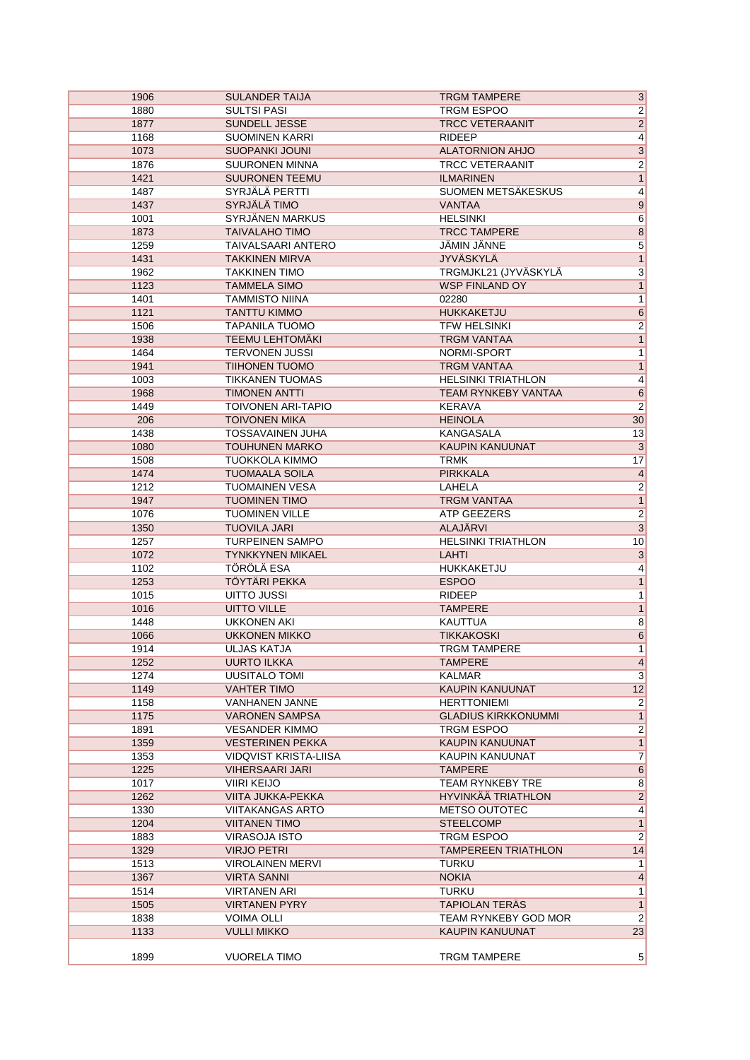| | | | |
|---|---|---|---|
| 1906 | SULANDER TAIJA | TRGM TAMPERE | 3 |
| 1880 | SULTSI PASI | TRGM ESPOO | 2 |
| 1877 | SUNDELL JESSE | TRCC VETERAANIT | 2 |
| 1168 | SUOMINEN KARRI | RIDEEP | 4 |
| 1073 | SUOPANKI JOUNI | ALATORNION AHJO | 3 |
| 1876 | SUURONEN MINNA | TRCC VETERAANIT | 2 |
| 1421 | SUURONEN TEEMU | ILMARINEN | 1 |
| 1487 | SYRJÄLÄ PERTTI | SUOMEN METSÄKESKUS | 4 |
| 1437 | SYRJÄLÄ TIMO | VANTAA | 9 |
| 1001 | SYRJÄNEN MARKUS | HELSINKI | 6 |
| 1873 | TAIVALAHO TIMO | TRCC TAMPERE | 8 |
| 1259 | TAIVALSAARI ANTERO | JÄMIN JÄNNE | 5 |
| 1431 | TAKKINEN MIRVA | JYVÄSKYLÄ | 1 |
| 1962 | TAKKINEN TIMO | TRGMJKL21 (JYVÄSKYLÄ | 3 |
| 1123 | TAMMELA SIMO | WSP FINLAND OY | 1 |
| 1401 | TAMMISTO NIINA | 02280 | 1 |
| 1121 | TANTTU KIMMO | HUKKAKETJU | 6 |
| 1506 | TAPANILA TUOMO | TFW HELSINKI | 2 |
| 1938 | TEEMU LEHTOMÄKI | TRGM VANTAA | 1 |
| 1464 | TERVONEN JUSSI | NORMI-SPORT | 1 |
| 1941 | TIIHONEN TUOMO | TRGM VANTAA | 1 |
| 1003 | TIKKANEN TUOMAS | HELSINKI TRIATHLON | 4 |
| 1968 | TIMONEN ANTTI | TEAM RYNKEBY VANTAA | 6 |
| 1449 | TOIVONEN ARI-TAPIO | KERAVA | 2 |
| 206 | TOIVONEN MIKA | HEINOLA | 30 |
| 1438 | TOSSAVAINEN JUHA | KANGASALA | 13 |
| 1080 | TOUHUNEN MARKO | KAUPIN KANUUNAT | 3 |
| 1508 | TUOKKOLA KIMMO | TRMK | 17 |
| 1474 | TUOMAALA SOILA | PIRKKALA | 4 |
| 1212 | TUOMAINEN VESA | LAHELA | 2 |
| 1947 | TUOMINEN TIMO | TRGM VANTAA | 1 |
| 1076 | TUOMINEN VILLE | ATP GEEZERS | 2 |
| 1350 | TUOVILA JARI | ALAJÄRVI | 3 |
| 1257 | TURPEINEN SAMPO | HELSINKI TRIATHLON | 10 |
| 1072 | TYNKKYNEN MIKAEL | LAHTI | 3 |
| 1102 | TÖRÖLÄ ESA | HUKKAKETJU | 4 |
| 1253 | TÖYTÄRI PEKKA | ESPOO | 1 |
| 1015 | UITTO JUSSI | RIDEEP | 1 |
| 1016 | UITTO VILLE | TAMPERE | 1 |
| 1448 | UKKONEN AKI | KAUTTUA | 8 |
| 1066 | UKKONEN MIKKO | TIKKAKOSKI | 6 |
| 1914 | ULJAS KATJA | TRGM TAMPERE | 1 |
| 1252 | UURTO ILKKA | TAMPERE | 4 |
| 1274 | UUSITALO TOMI | KALMAR | 3 |
| 1149 | VAHTER TIMO | KAUPIN KANUUNAT | 12 |
| 1158 | VANHANEN JANNE | HERTTONIEMI | 2 |
| 1175 | VARONEN SAMPSA | GLADIUS KIRKKONUMMI | 1 |
| 1891 | VESANDER KIMMO | TRGM ESPOO | 2 |
| 1359 | VESTERINEN PEKKA | KAUPIN KANUUNAT | 1 |
| 1353 | VIDQVIST KRISTA-LIISA | KAUPIN KANUUNAT | 7 |
| 1225 | VIHERSAARI JARI | TAMPERE | 6 |
| 1017 | VIIRI KEIJO | TEAM RYNKEBY TRE | 8 |
| 1262 | VIITA JUKKA-PEKKA | HYVINKÄÄ TRIATHLON | 2 |
| 1330 | VIITAKANGAS ARTO | METSO OUTOTEC | 4 |
| 1204 | VIITANEN TIMO | STEELCOMP | 1 |
| 1883 | VIRASOJA ISTO | TRGM ESPOO | 2 |
| 1329 | VIRJO PETRI | TAMPEREEN TRIATHLON | 14 |
| 1513 | VIROLAINEN MERVI | TURKU | 1 |
| 1367 | VIRTA SANNI | NOKIA | 4 |
| 1514 | VIRTANEN ARI | TURKU | 1 |
| 1505 | VIRTANEN PYRY | TAPIOLAN TERÄS | 1 |
| 1838 | VOIMA OLLI | TEAM RYNKEBY GOD MOR | 2 |
| 1133 | VULLI MIKKO | KAUPIN KANUUNAT | 23 |
| 1899 | VUORELA TIMO | TRGM TAMPERE | 5 |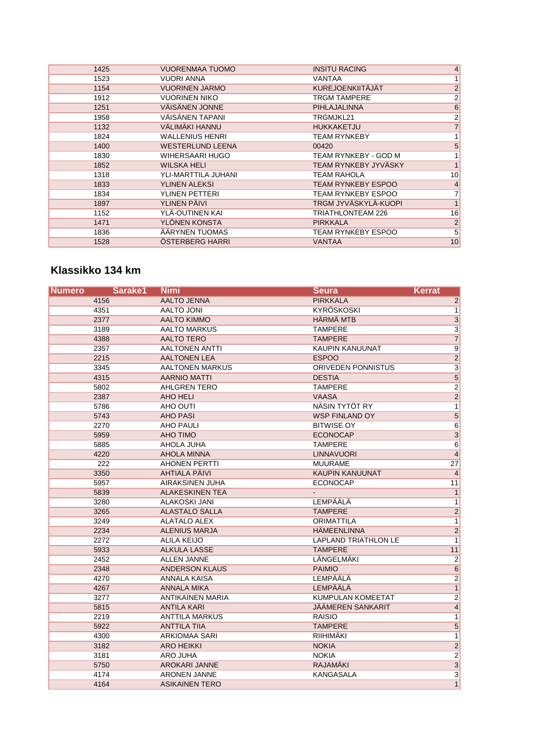| | | | |
|---|---|---|---|
| 1425 | VUORENMAA TUOMO | INSITU RACING | 4 |
| 1523 | VUORI ANNA | VANTAA | 1 |
| 1154 | VUORINEN JARMO | KUREJOENKIITÄJÄT | 2 |
| 1912 | VUORINEN NIKO | TRGM TAMPERE | 2 |
| 1251 | VÄISÄNEN JONNE | PIHLAJALINNA | 6 |
| 1958 | VÄISÄNEN TAPANI | TRGMJKL21 | 2 |
| 1132 | VÄLIMÄKI HANNU | HUKKAKETJU | 7 |
| 1824 | WALLENIUS HENRI | TEAM RYNKEBY | 1 |
| 1400 | WESTERLUND LEENA | 00420 | 5 |
| 1830 | WIHERSAARI HUGO | TEAM RYNKEBY - GOD M | 1 |
| 1852 | WILSKA HELI | TEAM RYNKEBY JYVÄSKY | 1 |
| 1318 | YLI-MARTTILA JUHANI | TEAM RAHOLA | 10 |
| 1833 | YLINEN ALEKSI | TEAM RYNKEBY ESPOO | 4 |
| 1834 | YLINEN PETTERI | TEAM RYNKEBY ESPOO | 7 |
| 1897 | YLINEN PÄIVI | TRGM JYVÄSKYLÄ-KUOPI | 1 |
| 1152 | YLÄ-OUTINEN KAI | TRIATHLONTEAM 226 | 16 |
| 1471 | YLÖNEN KONSTA | PIRKKALA | 2 |
| 1836 | ÄÄRYNEN TUOMAS | TEAM RYNKEBY ESPOO | 5 |
| 1528 | ÖSTERBERG HARRI | VANTAA | 10 |

## Klassikko 134 km

| Numero | Sarake1 | Nimi | Seura | Kerrat |
|---|---|---|---|---|
| 4156 | | AALTO JENNA | PIRKKALA | 2 |
| 4351 | | AALTO JONI | KYRÖSKOSKI | 1 |
| 2377 | | AALTO KIMMO | HÄRMÄ MTB | 3 |
| 3189 | | AALTO MARKUS | TAMPERE | 3 |
| 4388 | | AALTO TERO | TAMPERE | 7 |
| 2357 | | AALTONEN ANTTI | KAUPIN KANUUNAT | 9 |
| 2215 | | AALTONEN LEA | ESPOO | 2 |
| 3345 | | AALTONEN MARKUS | ORIVEDEN PONNISTUS | 3 |
| 4315 | | AARNIO MATTI | DESTIA | 5 |
| 5802 | | AHLGREN TERO | TAMPERE | 2 |
| 2387 | | AHO HELI | VAASA | 2 |
| 5786 | | AHO OUTI | NÄSIN TYTÖT RY | 1 |
| 5743 | | AHO PASI | WSP FINLAND OY | 5 |
| 2270 | | AHO PAULI | BITWISE OY | 6 |
| 5959 | | AHO TIMO | ECONOCAP | 3 |
| 5885 | | AHOLA JUHA | TAMPERE | 6 |
| 4220 | | AHOLA MINNA | LINNAVUORI | 4 |
| 222 | | AHONEN PERTTI | MUURAME | 27 |
| 3350 | | AHTIALA PÄIVI | KAUPIN KANUUNAT | 4 |
| 5957 | | AIRAKSINEN JUHA | ECONOCAP | 11 |
| 5839 | | ALAKESKINEN TEA | - | 1 |
| 3280 | | ALAKOSKI JANI | LEMPÄÄLÄ | 1 |
| 3265 | | ALASTALO SALLA | TAMPERE | 2 |
| 3249 | | ALATALO ALEX | ORIMATTILA | 1 |
| 2234 | | ALENIUS MARJA | HÄMEENLINNA | 2 |
| 2272 | | ALILA KEIJO | LAPLAND TRIATHLON LE | 1 |
| 5933 | | ALKULA LASSE | TAMPERE | 11 |
| 2452 | | ALLEN JANNE | LÄNGELMÄKI | 2 |
| 2348 | | ANDERSON KLAUS | PAIMIO | 6 |
| 4270 | | ANNALA KAISA | LEMPÄÄLÄ | 2 |
| 4267 | | ANNALA MIKA | LEMPÄÄLÄ | 1 |
| 3277 | | ANTIKAINEN MARIA | KUMPULAN KOMEETAT | 2 |
| 5815 | | ANTILA KARI | JÄÄMEREN SANKARIT | 4 |
| 2219 | | ANTTILA MARKUS | RAISIO | 1 |
| 5922 | | ANTTILA TIIA | TAMPERE | 5 |
| 4300 | | ARKIOMAA SARI | RIIHIMÄKI | 1 |
| 3182 | | ARO HEIKKI | NOKIA | 2 |
| 3181 | | ARO JUHA | NOKIA | 2 |
| 5750 | | AROKARI JANNE | RAJAMÄKI | 3 |
| 4174 | | ARONEN JANNE | KANGASALA | 3 |
| 4164 | | ASIKAINEN TERO | | 1 |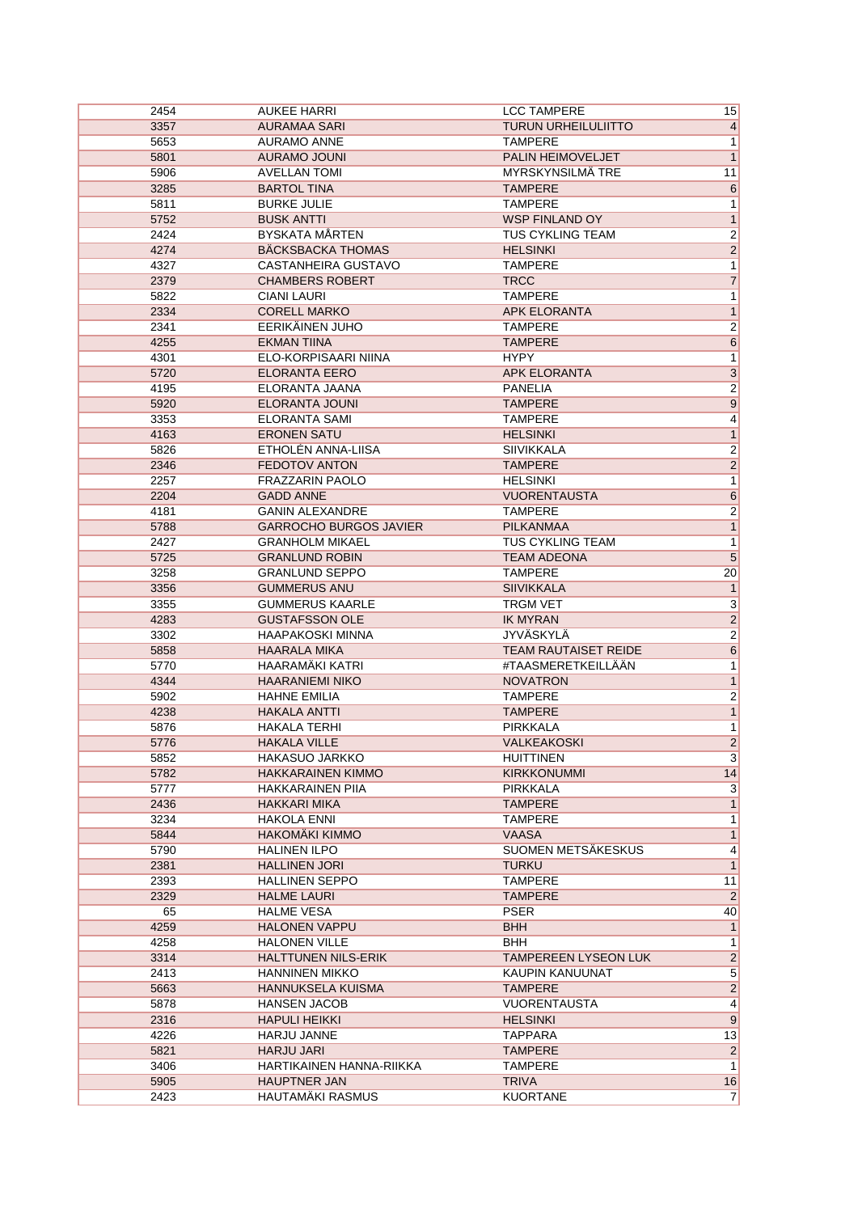| | | | |
|---|---|---|---|
| 2454 | AUKEE HARRI | LCC TAMPERE | 15 |
| 3357 | AURAMAA SARI | TURUN URHEILULIITTO | 4 |
| 5653 | AURAMO ANNE | TAMPERE | 1 |
| 5801 | AURAMO JOUNI | PALIN HEIMOVELJET | 1 |
| 5906 | AVELLAN TOMI | MYRSKYNSILMÄ TRE | 11 |
| 3285 | BARTOL TINA | TAMPERE | 6 |
| 5811 | BURKE JULIE | TAMPERE | 1 |
| 5752 | BUSK ANTTI | WSP FINLAND OY | 1 |
| 2424 | BYSKATA MÅRTEN | TUS CYKLING TEAM | 2 |
| 4274 | BÄCKSBACKA THOMAS | HELSINKI | 2 |
| 4327 | CASTANHEIRA GUSTAVO | TAMPERE | 1 |
| 2379 | CHAMBERS ROBERT | TRCC | 7 |
| 5822 | CIANI LAURI | TAMPERE | 1 |
| 2334 | CORELL MARKO | APK ELORANTA | 1 |
| 2341 | EERIKÄINEN JUHO | TAMPERE | 2 |
| 4255 | EKMAN TIINA | TAMPERE | 6 |
| 4301 | ELO-KORPISAARI NIINA | HYPY | 1 |
| 5720 | ELORANTA EERO | APK ELORANTA | 3 |
| 4195 | ELORANTA JAANA | PANELIA | 2 |
| 5920 | ELORANTA JOUNI | TAMPERE | 9 |
| 3353 | ELORANTA SAMI | TAMPERE | 4 |
| 4163 | ERONEN SATU | HELSINKI | 1 |
| 5826 | ETHOLÉN ANNA-LIISA | SIIVIKKALA | 2 |
| 2346 | FEDOTOV ANTON | TAMPERE | 2 |
| 2257 | FRAZZARIN PAOLO | HELSINKI | 1 |
| 2204 | GADD ANNE | VUORENTAUSTA | 6 |
| 4181 | GANIN ALEXANDRE | TAMPERE | 2 |
| 5788 | GARROCHO BURGOS JAVIER | PILKANMAA | 1 |
| 2427 | GRANHOLM MIKAEL | TUS CYKLING TEAM | 1 |
| 5725 | GRANLUND ROBIN | TEAM ADEONA | 5 |
| 3258 | GRANLUND SEPPO | TAMPERE | 20 |
| 3356 | GUMMERUS ANU | SIIVIKKALA | 1 |
| 3355 | GUMMERUS KAARLE | TRGM VET | 3 |
| 4283 | GUSTAFSSON OLE | IK MYRAN | 2 |
| 3302 | HAAPAKOSKI MINNA | JYVÄSKYLÄ | 2 |
| 5858 | HAARALA MIKA | TEAM RAUTAISET REIDE | 6 |
| 5770 | HAARAMÄKI KATRI | #TAASMERETKEILLÄÄN | 1 |
| 4344 | HAARANIEMI NIKO | NOVATRON | 1 |
| 5902 | HAHNE EMILIA | TAMPERE | 2 |
| 4238 | HAKALA ANTTI | TAMPERE | 1 |
| 5876 | HAKALA TERHI | PIRKKALA | 1 |
| 5776 | HAKALA VILLE | VALKEAKOSKI | 2 |
| 5852 | HAKASUO JARKKO | HUITTINEN | 3 |
| 5782 | HAKKARAINEN KIMMO | KIRKKONUMMI | 14 |
| 5777 | HAKKARAINEN PIIA | PIRKKALA | 3 |
| 2436 | HAKKARI MIKA | TAMPERE | 1 |
| 3234 | HAKOLA ENNI | TAMPERE | 1 |
| 5844 | HAKOMÄKI KIMMO | VAASA | 1 |
| 5790 | HALINEN ILPO | SUOMEN METSÄKESKUS | 4 |
| 2381 | HALLINEN JORI | TURKU | 1 |
| 2393 | HALLINEN SEPPO | TAMPERE | 11 |
| 2329 | HALME LAURI | TAMPERE | 2 |
| 65 | HALME VESA | PSER | 40 |
| 4259 | HALONEN VAPPU | BHH | 1 |
| 4258 | HALONEN VILLE | BHH | 1 |
| 3314 | HALTTUNEN NILS-ERIK | TAMPEREEN LYSEON LUK | 2 |
| 2413 | HANNINEN MIKKO | KAUPIN KANUUNAT | 5 |
| 5663 | HANNUKSELA KUISMA | TAMPERE | 2 |
| 5878 | HANSEN JACOB | VUORENTAUSTA | 4 |
| 2316 | HAPULI HEIKKI | HELSINKI | 9 |
| 4226 | HARJU JANNE | TAPPARA | 13 |
| 5821 | HARJU JARI | TAMPERE | 2 |
| 3406 | HARTIKAINEN HANNA-RIIKKA | TAMPERE | 1 |
| 5905 | HAUPTNER JAN | TRIVA | 16 |
| 2423 | HAUTAMÄKI RASMUS | KUORTANE | 7 |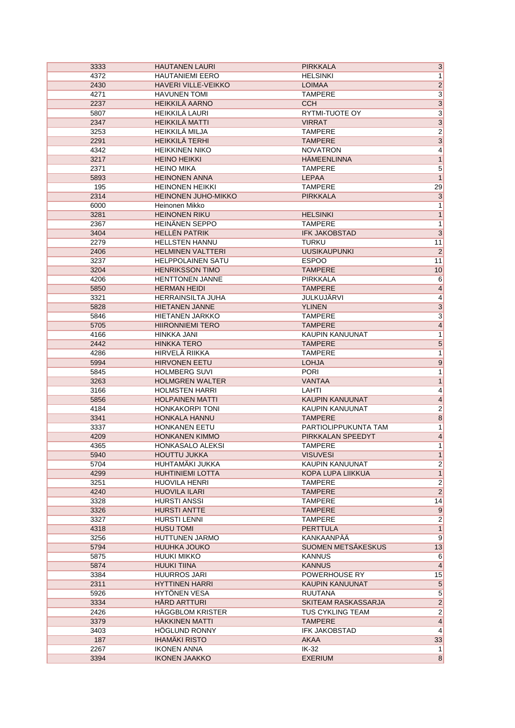| | | | |
|---|---|---|---|
| 3333 | HAUTANEN LAURI | PIRKKALA | 3 |
| 4372 | HAUTANIEMI EERO | HELSINKI | 1 |
| 2430 | HAVERI VILLE-VEIKKO | LOIMAA | 2 |
| 4271 | HAVUNEN TOMI | TAMPERE | 3 |
| 2237 | HEIKKILÄ AARNO | CCH | 3 |
| 5807 | HEIKKILÄ LAURI | RYTMI-TUOTE OY | 3 |
| 2347 | HEIKKILÄ MATTI | VIRRAT | 3 |
| 3253 | HEIKKILÄ MILJA | TAMPERE | 2 |
| 2291 | HEIKKILÄ TERHI | TAMPERE | 3 |
| 4342 | HEIKKINEN NIKO | NOVATRON | 4 |
| 3217 | HEINO HEIKKI | HÄMEENLINNA | 1 |
| 2371 | HEINO MIKA | TAMPERE | 5 |
| 5893 | HEINONEN ANNA | LEPAA | 1 |
| 195 | HEINONEN HEIKKI | TAMPERE | 29 |
| 2314 | HEINONEN JUHO-MIKKO | PIRKKALA | 3 |
| 6000 | Heinonen Mikko | | 1 |
| 3281 | HEINONEN RIKU | HELSINKI | 1 |
| 2367 | HEINÄNEN SEPPO | TAMPERE | 1 |
| 3404 | HELLÉN PATRIK | IFK JAKOBSTAD | 3 |
| 2279 | HELLSTEN HANNU | TURKU | 11 |
| 2406 | HELMINEN VALTTERI | UUSIKAUPUNKI | 2 |
| 3237 | HELPPOLAINEN SATU | ESPOO | 11 |
| 3204 | HENRIKSSON TIMO | TAMPERE | 10 |
| 4206 | HENTTONEN JANNE | PIRKKALA | 6 |
| 5850 | HERMAN HEIDI | TAMPERE | 4 |
| 3321 | HERRAINSILTA JUHA | JULKUJÄRVI | 4 |
| 5828 | HIETANEN JANNE | YLINEN | 3 |
| 5846 | HIETANEN JARKKO | TAMPERE | 3 |
| 5705 | HIIRONNIEMI TERO | TAMPERE | 4 |
| 4166 | HINKKA JANI | KAUPIN KANUUNAT | 1 |
| 2442 | HINKKA TERO | TAMPERE | 5 |
| 4286 | HIRVELÄ RIIKKA | TAMPERE | 1 |
| 5994 | HIRVONEN EETU | LOHJA | 9 |
| 5845 | HOLMBERG SUVI | PORI | 1 |
| 3263 | HOLMGREN WALTER | VANTAA | 1 |
| 3166 | HOLMSTEN HARRI | LAHTI | 4 |
| 5856 | HOLPAINEN MATTI | KAUPIN KANUUNAT | 4 |
| 4184 | HONKAKORPI TONI | KAUPIN KANUUNAT | 2 |
| 3341 | HONKALA HANNU | TAMPERE | 8 |
| 3337 | HONKANEN EETU | PARTIOLIPPUKUNTA TAM | 1 |
| 4209 | HONKANEN KIMMO | PIRKKALAN SPEEDYT | 4 |
| 4365 | HONKASALO ALEKSI | TAMPERE | 1 |
| 5940 | HOUTTU JUKKA | VISUVESI | 1 |
| 5704 | HUHTAMÄKI JUKKA | KAUPIN KANUUNAT | 2 |
| 4299 | HUHTINIEMI LOTTA | KOPA LUPA LIIKKUA | 1 |
| 3251 | HUOVILA HENRI | TAMPERE | 2 |
| 4240 | HUOVILA ILARI | TAMPERE | 2 |
| 3328 | HURSTI ANSSI | TAMPERE | 14 |
| 3326 | HURSTI ANTTE | TAMPERE | 9 |
| 3327 | HURSTI LENNI | TAMPERE | 2 |
| 4318 | HUSU TOMI | PERTTULA | 1 |
| 3256 | HUTTUNEN JARMO | KANKAANPÄÄ | 9 |
| 5794 | HUUHKA JOUKO | SUOMEN METSÄKESKUS | 13 |
| 5875 | HUUKI MIKKO | KANNUS | 6 |
| 5874 | HUUKI TIINA | KANNUS | 4 |
| 3384 | HUURROS JARI | POWERHOUSE RY | 15 |
| 2311 | HYTTINEN HARRI | KAUPIN KANUUNAT | 5 |
| 5926 | HYTÖNEN VESA | RUUTANA | 5 |
| 3334 | HÅRD ARTTURI | SKITEAM RASKASSARJA | 2 |
| 2426 | HÄGGBLOM KRISTER | TUS CYKLING TEAM | 2 |
| 3379 | HÄKKINEN MATTI | TAMPERE | 4 |
| 3403 | HÖGLUND RONNY | IFK JAKOBSTAD | 4 |
| 187 | IHAMÄKI RISTO | AKAA | 33 |
| 2267 | IKONEN ANNA | IK-32 | 1 |
| 3394 | IKONEN JAAKKO | EXERIUM | 8 |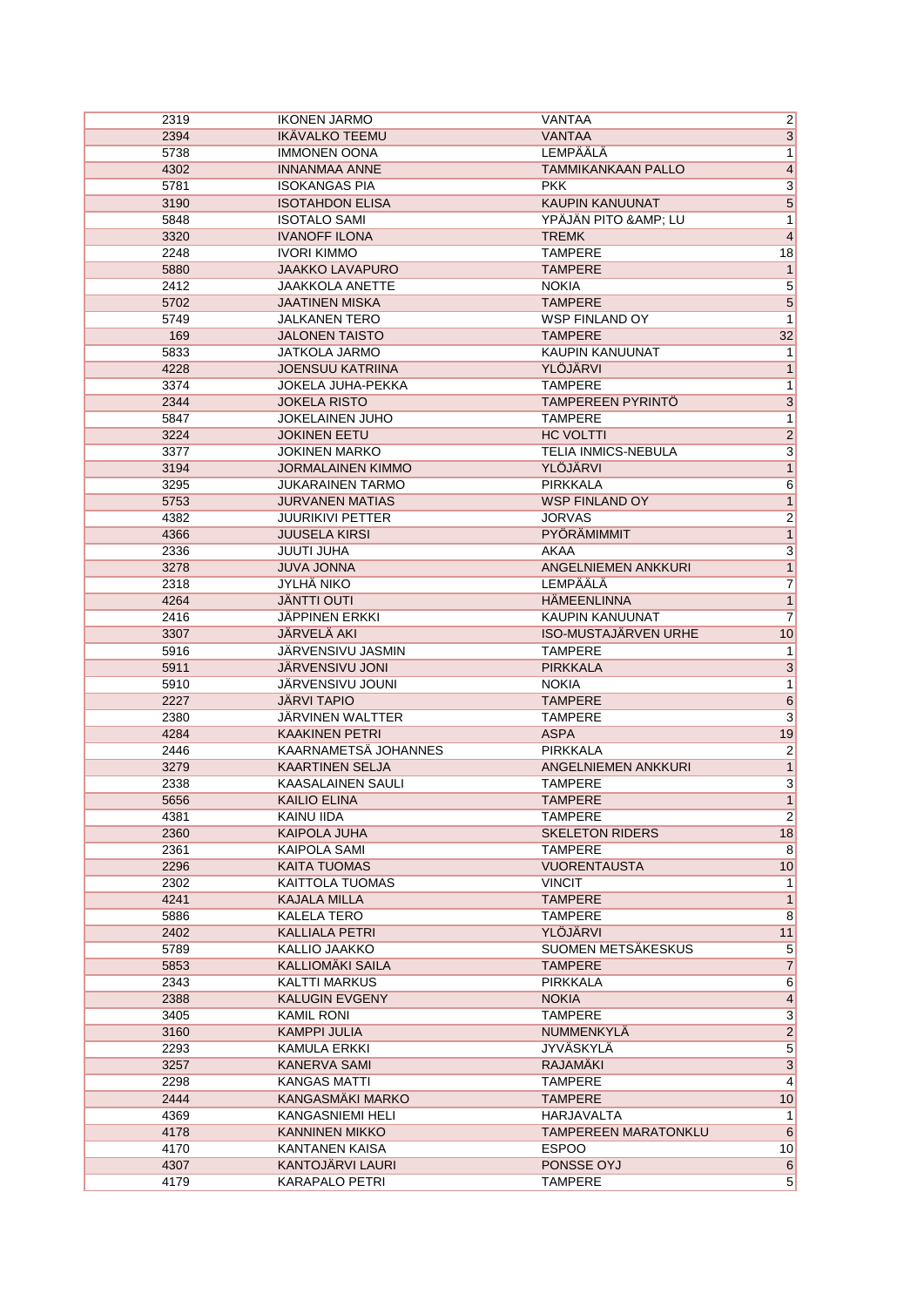| | | | |
|---|---|---|---|
| 2319 | IKONEN JARMO | VANTAA | 2 |
| 2394 | IKÄVALKO TEEMU | VANTAA | 3 |
| 5738 | IMMONEN OONA | LEMPÄÄLÄ | 1 |
| 4302 | INNANMAA ANNE | TAMMIKANKAAN PALLO | 4 |
| 5781 | ISOKANGAS PIA | PKK | 3 |
| 3190 | ISOTAHDON ELISA | KAUPIN KANUUNAT | 5 |
| 5848 | ISOTALO SAMI | YPÄJÄN PITO &AMP; LU | 1 |
| 3320 | IVANOFF ILONA | TREMK | 4 |
| 2248 | IVORI KIMMO | TAMPERE | 18 |
| 5880 | JAAKKO LAVAPURO | TAMPERE | 1 |
| 2412 | JAAKKOLA ANETTE | NOKIA | 5 |
| 5702 | JAATINEN MISKA | TAMPERE | 5 |
| 5749 | JALKANEN TERO | WSP FINLAND OY | 1 |
| 169 | JALONEN TAISTO | TAMPERE | 32 |
| 5833 | JATKOLA JARMO | KAUPIN KANUUNAT | 1 |
| 4228 | JOENSUU KATRIINA | YLÖJÄRVI | 1 |
| 3374 | JOKELA JUHA-PEKKA | TAMPERE | 1 |
| 2344 | JOKELA RISTO | TAMPEREEN PYRINTÖ | 3 |
| 5847 | JOKELAINEN JUHO | TAMPERE | 1 |
| 3224 | JOKINEN EETU | HC VOLTTI | 2 |
| 3377 | JOKINEN MARKO | TELIA INMICS-NEBULA | 3 |
| 3194 | JORMALAINEN KIMMO | YLÖJÄRVI | 1 |
| 3295 | JUKARAINEN TARMO | PIRKKALA | 6 |
| 5753 | JURVANEN MATIAS | WSP FINLAND OY | 1 |
| 4382 | JUURIKIVI PETTER | JORVAS | 2 |
| 4366 | JUUSELA KIRSI | PYÖRÄMIMMIT | 1 |
| 2336 | JUUTI JUHA | AKAA | 3 |
| 3278 | JUVA JONNA | ANGELNIEMEN ANKKURI | 1 |
| 2318 | JYLHÄ NIKO | LEMPÄÄLÄ | 7 |
| 4264 | JÄNTTI OUTI | HÄMEENLINNA | 1 |
| 2416 | JÄPPINEN ERKKI | KAUPIN KANUUNAT | 7 |
| 3307 | JÄRVELÄ AKI | ISO-MUSTAJÄRVEN URHE | 10 |
| 5916 | JÄRVENSIVU JASMIN | TAMPERE | 1 |
| 5911 | JÄRVENSIVU JONI | PIRKKALA | 3 |
| 5910 | JÄRVENSIVU JOUNI | NOKIA | 1 |
| 2227 | JÄRVI TAPIO | TAMPERE | 6 |
| 2380 | JÄRVINEN WALTTER | TAMPERE | 3 |
| 4284 | KAAKINEN PETRI | ASPA | 19 |
| 2446 | KAARNAMETSÄ JOHANNES | PIRKKALA | 2 |
| 3279 | KAARTINEN SELJA | ANGELNIEMEN ANKKURI | 1 |
| 2338 | KAASALAINEN SAULI | TAMPERE | 3 |
| 5656 | KAILIO ELINA | TAMPERE | 1 |
| 4381 | KAINU IIDA | TAMPERE | 2 |
| 2360 | KAIPOLA JUHA | SKELETON RIDERS | 18 |
| 2361 | KAIPOLA SAMI | TAMPERE | 8 |
| 2296 | KAITA TUOMAS | VUORENTAUSTA | 10 |
| 2302 | KAITTOLA TUOMAS | VINCIT | 1 |
| 4241 | KAJALA MILLA | TAMPERE | 1 |
| 5886 | KALELA TERO | TAMPERE | 8 |
| 2402 | KALLIALA PETRI | YLÖJÄRVI | 11 |
| 5789 | KALLIO JAAKKO | SUOMEN METSÄKESKUS | 5 |
| 5853 | KALLIOMÄKI SAILA | TAMPERE | 7 |
| 2343 | KALTTI MARKUS | PIRKKALA | 6 |
| 2388 | KALUGIN EVGENY | NOKIA | 4 |
| 3405 | KAMIL RONI | TAMPERE | 3 |
| 3160 | KAMPPI JULIA | NUMMENKYLÄ | 2 |
| 2293 | KAMULA ERKKI | JYVÄSKYLÄ | 5 |
| 3257 | KANERVA SAMI | RAJAMÄKI | 3 |
| 2298 | KANGAS MATTI | TAMPERE | 4 |
| 2444 | KANGASMÄKI MARKO | TAMPERE | 10 |
| 4369 | KANGASNIEMI HELI | HARJAVALTA | 1 |
| 4178 | KANNINEN MIKKO | TAMPEREEN MARATONKLU | 6 |
| 4170 | KANTANEN KAISA | ESPOO | 10 |
| 4307 | KANTOJÄRVI LAURI | PONSSE OYJ | 6 |
| 4179 | KARAPALO PETRI | TAMPERE | 5 |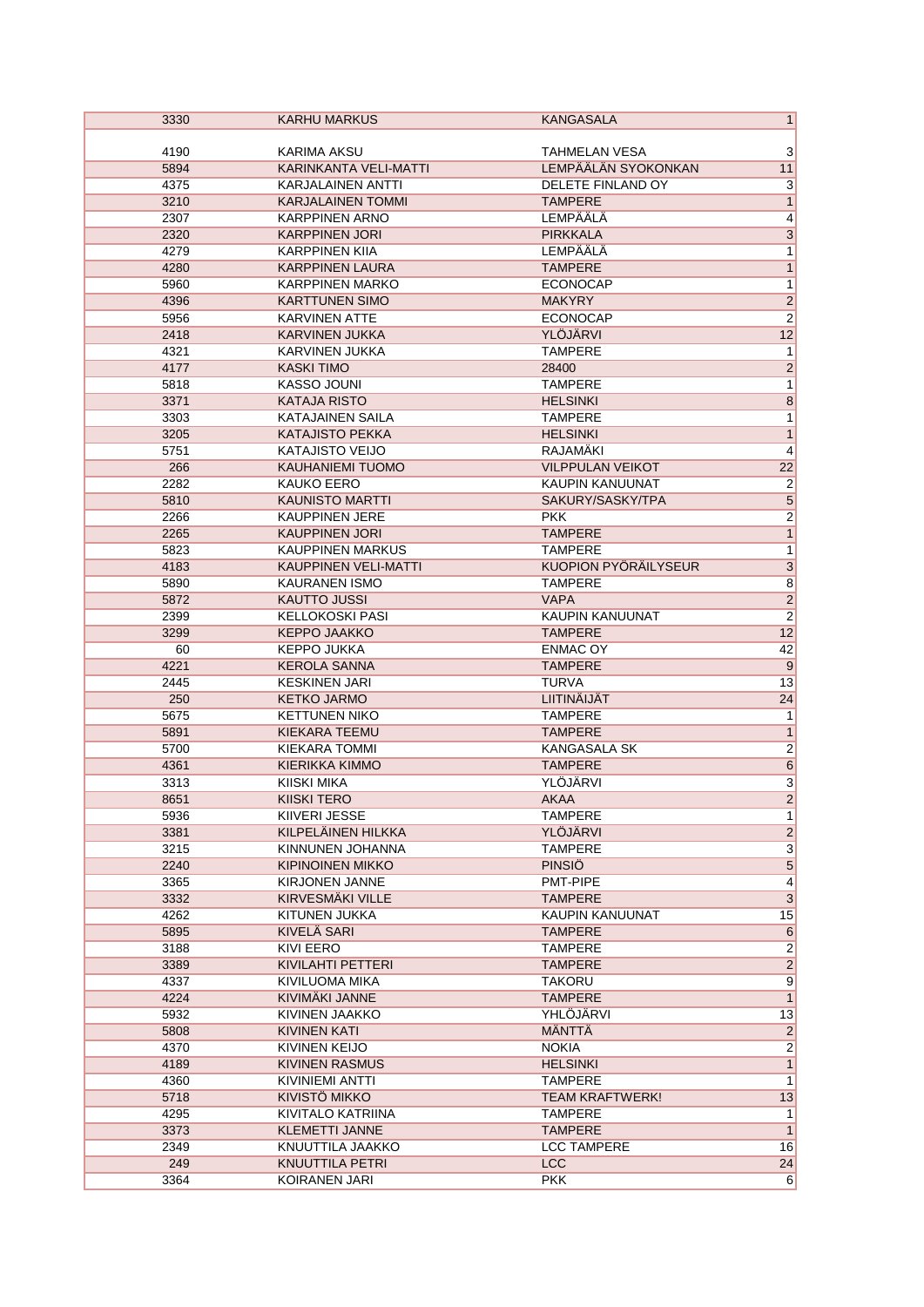| | | | |
|---|---|---|---|
| 3330 | KARHU MARKUS | KANGASALA | 1 |
| | | | |
| 4190 | KARIMA AKSU | TAHMELAN VESA | 3 |
| 5894 | KARINKANTA VELI-MATTI | LEMPÄÄLÄN SYOKONKAN | 11 |
| 4375 | KARJALAINEN ANTTI | DELETE FINLAND OY | 3 |
| 3210 | KARJALAINEN TOMMI | TAMPERE | 1 |
| 2307 | KARPPINEN ARNO | LEMPÄÄLÄ | 4 |
| 2320 | KARPPINEN JORI | PIRKKALA | 3 |
| 4279 | KARPPINEN KIIA | LEMPÄÄLÄ | 1 |
| 4280 | KARPPINEN LAURA | TAMPERE | 1 |
| 5960 | KARPPINEN MARKO | ECONOCAP | 1 |
| 4396 | KARTTUNEN SIMO | MAKYRY | 2 |
| 5956 | KARVINEN ATTE | ECONOCAP | 2 |
| 2418 | KARVINEN JUKKA | YLÖJÄRVI | 12 |
| 4321 | KARVINEN JUKKA | TAMPERE | 1 |
| 4177 | KASKI TIMO | 28400 | 2 |
| 5818 | KASSO JOUNI | TAMPERE | 1 |
| 3371 | KATAJA RISTO | HELSINKI | 8 |
| 3303 | KATAJAINEN SAILA | TAMPERE | 1 |
| 3205 | KATAJISTO PEKKA | HELSINKI | 1 |
| 5751 | KATAJISTO VEIJO | RAJAMÄKI | 4 |
| 266 | KAUHANIEMI TUOMO | VILPPULAN VEIKOT | 22 |
| 2282 | KAUKO EERO | KAUPIN KANUUNAT | 2 |
| 5810 | KAUNISTO MARTTI | SAKURY/SASKY/TPA | 5 |
| 2266 | KAUPPINEN JERE | PKK | 2 |
| 2265 | KAUPPINEN JORI | TAMPERE | 1 |
| 5823 | KAUPPINEN MARKUS | TAMPERE | 1 |
| 4183 | KAUPPINEN VELI-MATTI | KUOPION PYÖRÄILYSEUR | 3 |
| 5890 | KAURANEN ISMO | TAMPERE | 8 |
| 5872 | KAUTTO JUSSI | VAPA | 2 |
| 2399 | KELLOKOSKI PASI | KAUPIN KANUUNAT | 2 |
| 3299 | KEPPO JAAKKO | TAMPERE | 12 |
| 60 | KEPPO JUKKA | ENMAC OY | 42 |
| 4221 | KEROLA SANNA | TAMPERE | 9 |
| 2445 | KESKINEN JARI | TURVA | 13 |
| 250 | KETKO JARMO | LIITINÄIJÄT | 24 |
| 5675 | KETTUNEN NIKO | TAMPERE | 1 |
| 5891 | KIEKARA TEEMU | TAMPERE | 1 |
| 5700 | KIEKARA TOMMI | KANGASALA SK | 2 |
| 4361 | KIERIKKA KIMMO | TAMPERE | 6 |
| 3313 | KIISKI MIKA | YLÖJÄRVI | 3 |
| 8651 | KIISKI TERO | AKAA | 2 |
| 5936 | KIIVERI JESSE | TAMPERE | 1 |
| 3381 | KILPELÄINEN HILKKA | YLÖJÄRVI | 2 |
| 3215 | KINNUNEN JOHANNA | TAMPERE | 3 |
| 2240 | KIPINOINEN MIKKO | PINSIÖ | 5 |
| 3365 | KIRJONEN JANNE | PMT-PIPE | 4 |
| 3332 | KIRVESMÄKI VILLE | TAMPERE | 3 |
| 4262 | KITUNEN JUKKA | KAUPIN KANUUNAT | 15 |
| 5895 | KIVELÄ SARI | TAMPERE | 6 |
| 3188 | KIVI EERO | TAMPERE | 2 |
| 3389 | KIVILAHTI PETTERI | TAMPERE | 2 |
| 4337 | KIVILUOMA MIKA | TAKORU | 9 |
| 4224 | KIVIMÄKI JANNE | TAMPERE | 1 |
| 5932 | KIVINEN JAAKKO | YHLÖJÄRVI | 13 |
| 5808 | KIVINEN KATI | MÄNTTÄ | 2 |
| 4370 | KIVINEN KEIJO | NOKIA | 2 |
| 4189 | KIVINEN RASMUS | HELSINKI | 1 |
| 4360 | KIVINIEMI ANTTI | TAMPERE | 1 |
| 5718 | KIVISTÖ MIKKO | TEAM KRAFTWERK! | 13 |
| 4295 | KIVITALO KATRIINA | TAMPERE | 1 |
| 3373 | KLEMETTI JANNE | TAMPERE | 1 |
| 2349 | KNUUTTILA JAAKKO | LCC TAMPERE | 16 |
| 249 | KNUUTTILA PETRI | LCC | 24 |
| 3364 | KOIRANEN JARI | PKK | 6 |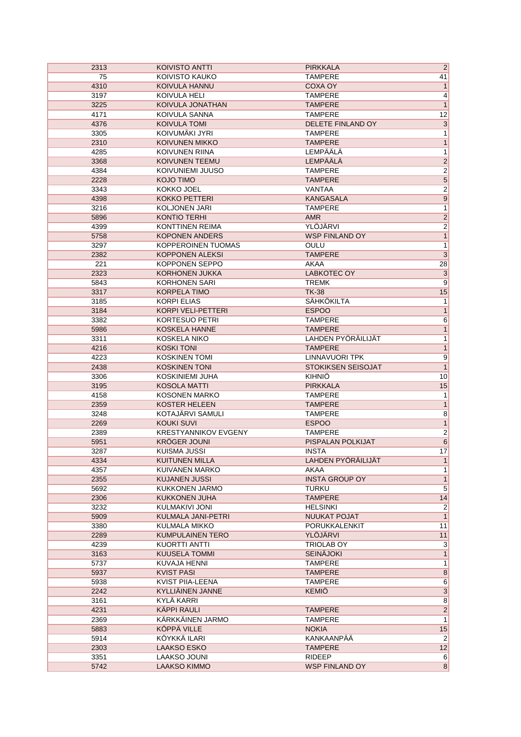| | | | |
|---|---|---|---|
| 2313 | KOIVISTO ANTTI | PIRKKALA | 2 |
| 75 | KOIVISTO KAUKO | TAMPERE | 41 |
| 4310 | KOIVULA HANNU | COXA OY | 1 |
| 3197 | KOIVULA HELI | TAMPERE | 4 |
| 3225 | KOIVULA JONATHAN | TAMPERE | 1 |
| 4171 | KOIVULA SANNA | TAMPERE | 12 |
| 4376 | KOIVULA TOMI | DELETE FINLAND OY | 3 |
| 3305 | KOIVUMÄKI JYRI | TAMPERE | 1 |
| 2310 | KOIVUNEN MIKKO | TAMPERE | 1 |
| 4285 | KOIVUNEN RIINA | LEMPÄÄLÄ | 1 |
| 3368 | KOIVUNEN TEEMU | LEMPÄÄLÄ | 2 |
| 4384 | KOIVUNIEMI JUUSO | TAMPERE | 2 |
| 2228 | KOJO TIMO | TAMPERE | 5 |
| 3343 | KOKKO JOEL | VANTAA | 2 |
| 4398 | KOKKO PETTERI | KANGASALA | 9 |
| 3216 | KOLJONEN JARI | TAMPERE | 1 |
| 5896 | KONTIO TERHI | AMR | 2 |
| 4399 | KONTTINEN REIMA | YLÖJÄRVI | 2 |
| 5758 | KOPONEN ANDERS | WSP FINLAND OY | 1 |
| 3297 | KOPPEROINEN TUOMAS | OULU | 1 |
| 2382 | KOPPONEN ALEKSI | TAMPERE | 3 |
| 221 | KOPPONEN SEPPO | AKAA | 28 |
| 2323 | KORHONEN JUKKA | LABKOTEC OY | 3 |
| 5843 | KORHONEN SARI | TREMK | 9 |
| 3317 | KORPELA TIMO | TK-38 | 15 |
| 3185 | KORPI ELIAS | SÄHKÖKILTA | 1 |
| 3184 | KORPI VELI-PETTERI | ESPOO | 1 |
| 3382 | KORTESUO PETRI | TAMPERE | 6 |
| 5986 | KOSKELA HANNE | TAMPERE | 1 |
| 3311 | KOSKELA NIKO | LAHDEN PYÖRÄILIJÄT | 1 |
| 4216 | KOSKI TONI | TAMPERE | 1 |
| 4223 | KOSKINEN TOMI | LINNAVUORI TPK | 9 |
| 2438 | KOSKINEN TONI | STOKIKSEN SEISOJAT | 1 |
| 3306 | KOSKINIEMI JUHA | KIHNIÖ | 10 |
| 3195 | KOSOLA MATTI | PIRKKALA | 15 |
| 4158 | KOSONEN MARKO | TAMPERE | 1 |
| 2359 | KOSTER HELEEN | TAMPERE | 1 |
| 3248 | KOTAJÄRVI SAMULI | TAMPERE | 8 |
| 2269 | KOUKI SUVI | ESPOO | 1 |
| 2389 | KRESTYANNIKOV EVGENY | TAMPERE | 2 |
| 5951 | KRÖGER JOUNI | PISPALAN POLKIJAT | 6 |
| 3287 | KUISMA JUSSI | INSTA | 17 |
| 4334 | KUITUNEN MILLA | LAHDEN PYÖRÄILIJÄT | 1 |
| 4357 | KUIVANEN MARKO | AKAA | 1 |
| 2355 | KUJANEN JUSSI | INSTA GROUP OY | 1 |
| 5692 | KUKKONEN JARMO | TURKU | 5 |
| 2306 | KUKKONEN JUHA | TAMPERE | 14 |
| 3232 | KULMAKIVI JONI | HELSINKI | 2 |
| 5909 | KULMALA JANI-PETRI | NUUKAT POJAT | 1 |
| 3380 | KULMALA MIKKO | PORUKKALENKIT | 11 |
| 2289 | KUMPULAINEN TERO | YLÖJÄRVI | 11 |
| 4239 | KUORTTI ANTTI | TRIOLAB OY | 3 |
| 3163 | KUUSELA TOMMI | SEINÄJOKI | 1 |
| 5737 | KUVAJA HENNI | TAMPERE | 1 |
| 5937 | KVIST PASI | TAMPERE | 8 |
| 5938 | KVIST PIIA-LEENA | TAMPERE | 6 |
| 2242 | KYLLIÄINEN JANNE | KEMIÖ | 3 |
| 3161 | KYLÄ KARRI | | 8 |
| 4231 | KÄPPI RAULI | TAMPERE | 2 |
| 2369 | KÄRKKÄINEN JARMO | TAMPERE | 1 |
| 5883 | KÖPPÄ VILLE | NOKIA | 15 |
| 5914 | KÖYKKÄ ILARI | KANKAANPÄÄ | 2 |
| 2303 | LAAKSO ESKO | TAMPERE | 12 |
| 3351 | LAAKSO JOUNI | RIDEEP | 6 |
| 5742 | LAAKSO KIMMO | WSP FINLAND OY | 8 |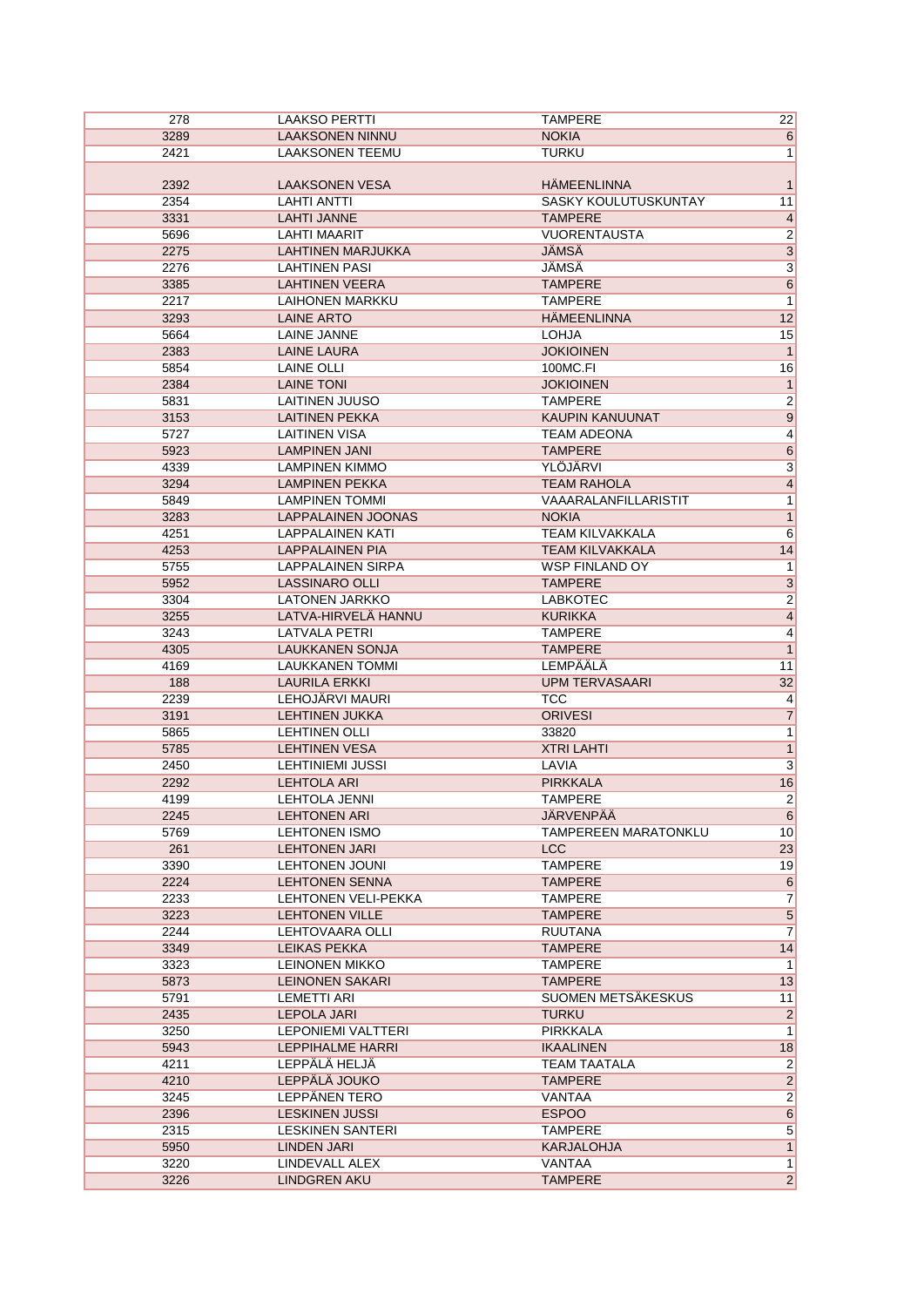| | | | |
|---|---|---|---|
| 278 | LAAKSO PERTTI | TAMPERE | 22 |
| 3289 | LAAKSONEN NINNU | NOKIA | 6 |
| 2421 | LAAKSONEN TEEMU | TURKU | 1 |
| 2392 | LAAKSONEN VESA | HÄMEENLINNA | 1 |
| 2354 | LAHTI ANTTI | SASKY KOULUTUSKUNTAY | 11 |
| 3331 | LAHTI JANNE | TAMPERE | 4 |
| 5696 | LAHTI MAARIT | VUORENTAUSTA | 2 |
| 2275 | LAHTINEN MARJUKKA | JÄMSÄ | 3 |
| 2276 | LAHTINEN PASI | JÄMSÄ | 3 |
| 3385 | LAHTINEN VEERA | TAMPERE | 6 |
| 2217 | LAIHONEN MARKKU | TAMPERE | 1 |
| 3293 | LAINE ARTO | HÄMEENLINNA | 12 |
| 5664 | LAINE JANNE | LOHJA | 15 |
| 2383 | LAINE LAURA | JOKIOINEN | 1 |
| 5854 | LAINE OLLI | 100MC.FI | 16 |
| 2384 | LAINE TONI | JOKIOINEN | 1 |
| 5831 | LAITINEN JUUSO | TAMPERE | 2 |
| 3153 | LAITINEN PEKKA | KAUPIN KANUUNAT | 9 |
| 5727 | LAITINEN VISA | TEAM ADEONA | 4 |
| 5923 | LAMPINEN JANI | TAMPERE | 6 |
| 4339 | LAMPINEN KIMMO | YLÖJÄRVI | 3 |
| 3294 | LAMPINEN PEKKA | TEAM RAHOLA | 4 |
| 5849 | LAMPINEN TOMMI | VAAARALANFILLARISTIT | 1 |
| 3283 | LAPPALAINEN JOONAS | NOKIA | 1 |
| 4251 | LAPPALAINEN KATI | TEAM KILVAKKALA | 6 |
| 4253 | LAPPALAINEN PIA | TEAM KILVAKKALA | 14 |
| 5755 | LAPPALAINEN SIRPA | WSP FINLAND OY | 1 |
| 5952 | LASSINARO OLLI | TAMPERE | 3 |
| 3304 | LATONEN JARKKO | LABKOTEC | 2 |
| 3255 | LATVA-HIRVELÄ HANNU | KURIKKA | 4 |
| 3243 | LATVALA PETRI | TAMPERE | 4 |
| 4305 | LAUKKANEN SONJA | TAMPERE | 1 |
| 4169 | LAUKKANEN TOMMI | LEMPÄÄLÄ | 11 |
| 188 | LAURILA ERKKI | UPM TERVASAARI | 32 |
| 2239 | LEHOJÄRVI MAURI | TCC | 4 |
| 3191 | LEHTINEN JUKKA | ORIVESI | 7 |
| 5865 | LEHTINEN OLLI | 33820 | 1 |
| 5785 | LEHTINEN VESA | XTRI LAHTI | 1 |
| 2450 | LEHTINIEMI JUSSI | LAVIA | 3 |
| 2292 | LEHTOLA ARI | PIRKKALA | 16 |
| 4199 | LEHTOLA JENNI | TAMPERE | 2 |
| 2245 | LEHTONEN ARI | JÄRVENPÄÄ | 6 |
| 5769 | LEHTONEN ISMO | TAMPEREEN MARATONKLU | 10 |
| 261 | LEHTONEN JARI | LCC | 23 |
| 3390 | LEHTONEN JOUNI | TAMPERE | 19 |
| 2224 | LEHTONEN SENNA | TAMPERE | 6 |
| 2233 | LEHTONEN VELI-PEKKA | TAMPERE | 7 |
| 3223 | LEHTONEN VILLE | TAMPERE | 5 |
| 2244 | LEHTOVAARA OLLI | RUUTANA | 7 |
| 3349 | LEIKAS PEKKA | TAMPERE | 14 |
| 3323 | LEINONEN MIKKO | TAMPERE | 1 |
| 5873 | LEINONEN SAKARI | TAMPERE | 13 |
| 5791 | LEMETTI ARI | SUOMEN METSÄKESKUS | 11 |
| 2435 | LEPOLA JARI | TURKU | 2 |
| 3250 | LEPONIEMI VALTTERI | PIRKKALA | 1 |
| 5943 | LEPPIHALME HARRI | IKAALINEN | 18 |
| 4211 | LEPPÄLÄ HELJÄ | TEAM TAATALA | 2 |
| 4210 | LEPPÄLÄ JOUKO | TAMPERE | 2 |
| 3245 | LEPPÄNEN TERO | VANTAA | 2 |
| 2396 | LESKINEN JUSSI | ESPOO | 6 |
| 2315 | LESKINEN SANTERI | TAMPERE | 5 |
| 5950 | LINDEN JARI | KARJALOHJA | 1 |
| 3220 | LINDEVALL ALEX | VANTAA | 1 |
| 3226 | LINDGREN AKU | TAMPERE | 2 |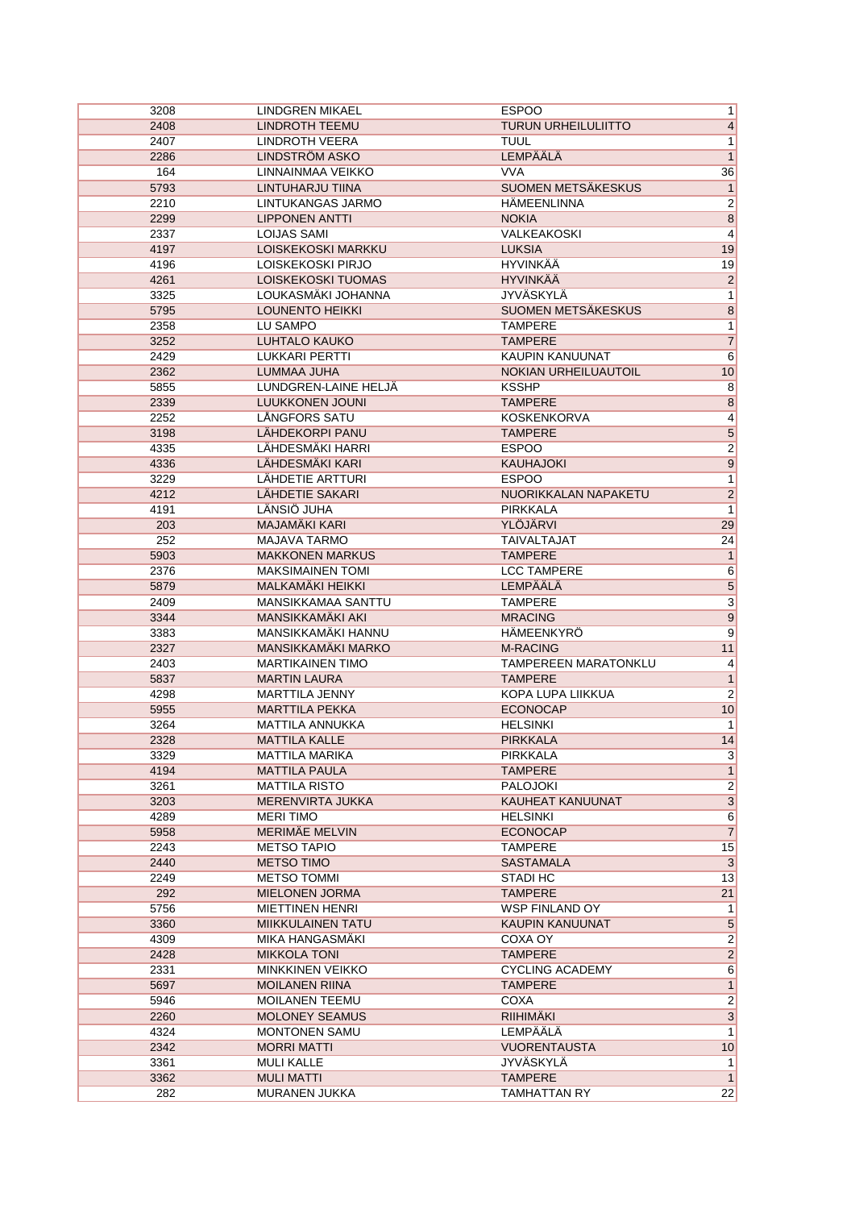| | | | |
|---|---|---|---|
| 3208 | LINDGREN MIKAEL | ESPOO | 1 |
| 2408 | LINDROTH TEEMU | TURUN URHEILULIITTO | 4 |
| 2407 | LINDROTH VEERA | TUUL | 1 |
| 2286 | LINDSTRÖM ASKO | LEMPÄÄLÄ | 1 |
| 164 | LINNAINMAA VEIKKO | VVA | 36 |
| 5793 | LINTUHARJU TIINA | SUOMEN METSÄKESKUS | 1 |
| 2210 | LINTUKANGAS JARMO | HÄMEENLINNA | 2 |
| 2299 | LIPPONEN ANTTI | NOKIA | 8 |
| 2337 | LOIJAS SAMI | VALKEAKOSKI | 4 |
| 4197 | LOISKEKOSKI MARKKU | LUKSIA | 19 |
| 4196 | LOISKEKOSKI PIRJO | HYVINKÄÄ | 19 |
| 4261 | LOISKEKOSKI TUOMAS | HYVINKÄÄ | 2 |
| 3325 | LOUKASMÄKI JOHANNA | JYVÄSKYLÄ | 1 |
| 5795 | LOUNENTO HEIKKI | SUOMEN METSÄKESKUS | 8 |
| 2358 | LU SAMPO | TAMPERE | 1 |
| 3252 | LUHTALO KAUKO | TAMPERE | 7 |
| 2429 | LUKKARI PERTTI | KAUPIN KANUUNAT | 6 |
| 2362 | LUMMAA JUHA | NOKIAN URHEILUAUTOIL | 10 |
| 5855 | LUNDGREN-LAINE HELJÄ | KSSHP | 8 |
| 2339 | LUUKKONEN JOUNI | TAMPERE | 8 |
| 2252 | LÅNGFORS SATU | KOSKENKORVA | 4 |
| 3198 | LÄHDEKORPI PANU | TAMPERE | 5 |
| 4335 | LÄHDESMÄKI HARRI | ESPOO | 2 |
| 4336 | LÄHDESMÄKI KARI | KAUHAJOKI | 9 |
| 3229 | LÄHDETIE ARTTURI | ESPOO | 1 |
| 4212 | LÄHDETIE SAKARI | NUORIKKALAN NAPAKETU | 2 |
| 4191 | LÄNSIÖ JUHA | PIRKKALA | 1 |
| 203 | MAJAMÄKI KARI | YLÖJÄRVI | 29 |
| 252 | MAJAVA TARMO | TAIVALTAJAT | 24 |
| 5903 | MAKKONEN MARKUS | TAMPERE | 1 |
| 2376 | MAKSIMAINEN TOMI | LCC TAMPERE | 6 |
| 5879 | MALKAMÄKI HEIKKI | LEMPÄÄLÄ | 5 |
| 2409 | MANSIKKAMAA SANTTU | TAMPERE | 3 |
| 3344 | MANSIKKAMÄKI AKI | MRACING | 9 |
| 3383 | MANSIKKAMÄKI HANNU | HÄMEENKYRÖ | 9 |
| 2327 | MANSIKKAMÄKI MARKO | M-RACING | 11 |
| 2403 | MARTIKAINEN TIMO | TAMPEREEN MARATONKLU | 4 |
| 5837 | MARTIN LAURA | TAMPERE | 1 |
| 4298 | MARTTILA JENNY | KOPA LUPA LIIKKUA | 2 |
| 5955 | MARTTILA PEKKA | ECONOCAP | 10 |
| 3264 | MATTILA ANNUKKA | HELSINKI | 1 |
| 2328 | MATTILA KALLE | PIRKKALA | 14 |
| 3329 | MATTILA MARIKA | PIRKKALA | 3 |
| 4194 | MATTILA PAULA | TAMPERE | 1 |
| 3261 | MATTILA RISTO | PALOJOKI | 2 |
| 3203 | MERENVIRTA JUKKA | KAUHEAT KANUUNAT | 3 |
| 4289 | MERI TIMO | HELSINKI | 6 |
| 5958 | MERIMÄE MELVIN | ECONOCAP | 7 |
| 2243 | METSO TAPIO | TAMPERE | 15 |
| 2440 | METSO TIMO | SASTAMALA | 3 |
| 2249 | METSO TOMMI | STADI HC | 13 |
| 292 | MIELONEN JORMA | TAMPERE | 21 |
| 5756 | MIETTINEN HENRI | WSP FINLAND OY | 1 |
| 3360 | MIIKKULAINEN TATU | KAUPIN KANUUNAT | 5 |
| 4309 | MIKA HANGASMÄKI | COXA OY | 2 |
| 2428 | MIKKOLA TONI | TAMPERE | 2 |
| 2331 | MINKKINEN VEIKKO | CYCLING ACADEMY | 6 |
| 5697 | MOILANEN RIINA | TAMPERE | 1 |
| 5946 | MOILANEN TEEMU | COXA | 2 |
| 2260 | MOLONEY SEAMUS | RIIHIMÄKI | 3 |
| 4324 | MONTONEN SAMU | LEMPÄÄLÄ | 1 |
| 2342 | MORRI MATTI | VUORENTAUSTA | 10 |
| 3361 | MULI KALLE | JYVÄSKYLÄ | 1 |
| 3362 | MULI MATTI | TAMPERE | 1 |
| 282 | MURANEN JUKKA | TAMHATTAN RY | 22 |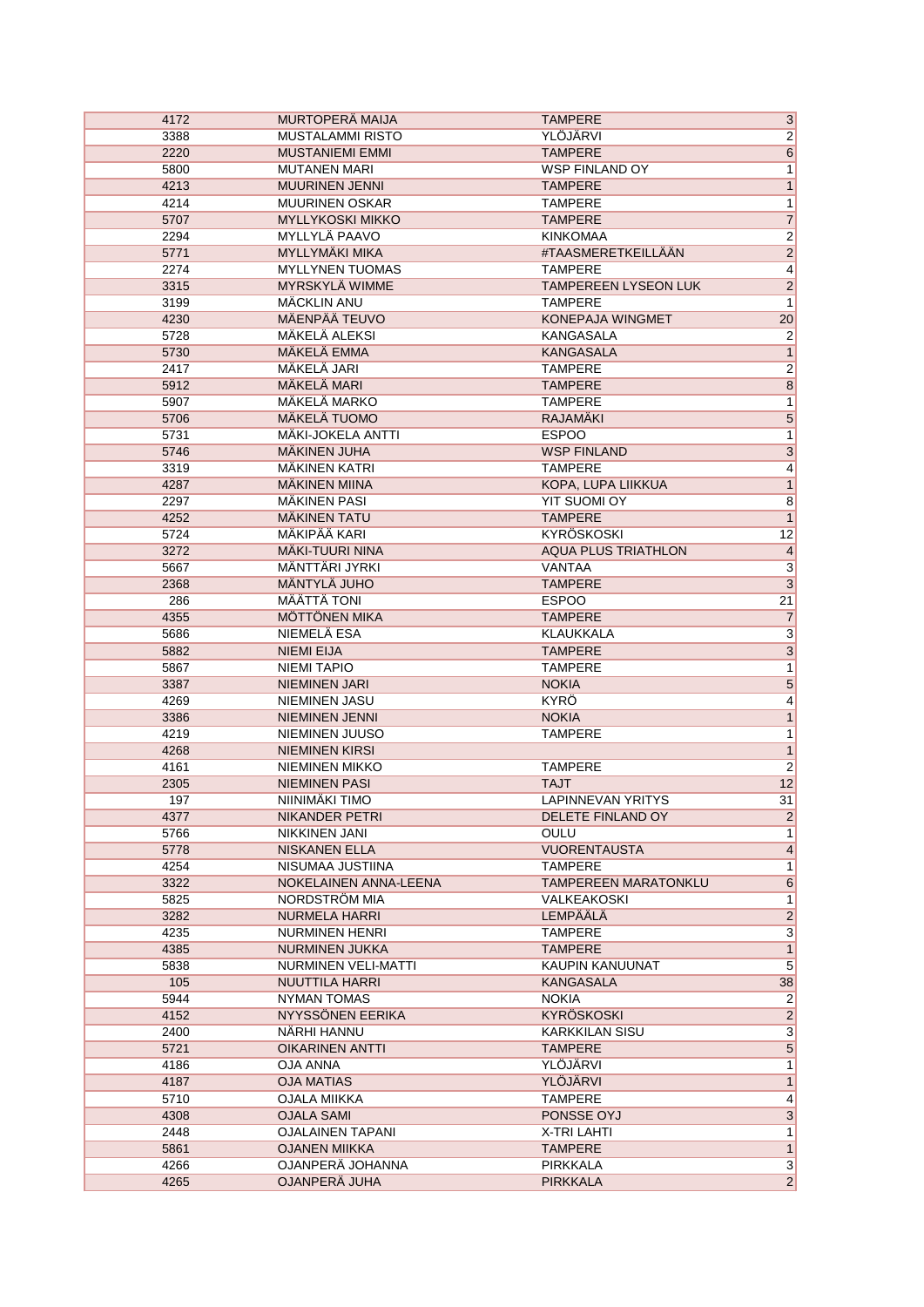| | | | |
|---|---|---|---|
| 4172 | MURTOPERÄ MAIJA | TAMPERE | 3 |
| 3388 | MUSTALAMMI RISTO | YLÖJÄRVI | 2 |
| 2220 | MUSTANIEMI EMMI | TAMPERE | 6 |
| 5800 | MUTANEN MARI | WSP FINLAND OY | 1 |
| 4213 | MUURINEN JENNI | TAMPERE | 1 |
| 4214 | MUURINEN OSKAR | TAMPERE | 1 |
| 5707 | MYLLYKOSKI MIKKO | TAMPERE | 7 |
| 2294 | MYLLYLÄ PAAVO | KINKOMAA | 2 |
| 5771 | MYLLYMÄKI MIKA | #TAASMERETKEILLÄÄN | 2 |
| 2274 | MYLLYNEN TUOMAS | TAMPERE | 4 |
| 3315 | MYRSKYLÄ WIMME | TAMPEREEN LYSEON LUK | 2 |
| 3199 | MÄCKLIN ANU | TAMPERE | 1 |
| 4230 | MÄENPÄÄ TEUVO | KONEPAJA WINGMET | 20 |
| 5728 | MÄKELÄ ALEKSI | KANGASALA | 2 |
| 5730 | MÄKELÄ EMMA | KANGASALA | 1 |
| 2417 | MÄKELÄ JARI | TAMPERE | 2 |
| 5912 | MÄKELÄ MARI | TAMPERE | 8 |
| 5907 | MÄKELÄ MARKO | TAMPERE | 1 |
| 5706 | MÄKELÄ TUOMO | RAJAMÄKI | 5 |
| 5731 | MÄKI-JOKELA ANTTI | ESPOO | 1 |
| 5746 | MÄKINEN JUHA | WSP FINLAND | 3 |
| 3319 | MÄKINEN KATRI | TAMPERE | 4 |
| 4287 | MÄKINEN MIINA | KOPA, LUPA LIIKKUA | 1 |
| 2297 | MÄKINEN PASI | YIT SUOMI OY | 8 |
| 4252 | MÄKINEN TATU | TAMPERE | 1 |
| 5724 | MÄKIPÄÄ KARI | KYRÖSKOSKI | 12 |
| 3272 | MÄKI-TUURI NINA | AQUA PLUS TRIATHLON | 4 |
| 5667 | MÄNTTÄRI JYRKI | VANTAA | 3 |
| 2368 | MÄNTYLÄ JUHO | TAMPERE | 3 |
| 286 | MÄÄTTÄ TONI | ESPOO | 21 |
| 4355 | MÖTTÖNEN MIKA | TAMPERE | 7 |
| 5686 | NIEMELÄ ESA | KLAUKKALA | 3 |
| 5882 | NIEMI EIJA | TAMPERE | 3 |
| 5867 | NIEMI TAPIO | TAMPERE | 1 |
| 3387 | NIEMINEN JARI | NOKIA | 5 |
| 4269 | NIEMINEN JASU | KYRÖ | 4 |
| 3386 | NIEMINEN JENNI | NOKIA | 1 |
| 4219 | NIEMINEN JUUSO | TAMPERE | 1 |
| 4268 | NIEMINEN KIRSI | | 1 |
| 4161 | NIEMINEN MIKKO | TAMPERE | 2 |
| 2305 | NIEMINEN PASI | TAJT | 12 |
| 197 | NIINIMÄKI TIMO | LAPINNEVAN YRITYS | 31 |
| 4377 | NIKANDER PETRI | DELETE FINLAND OY | 2 |
| 5766 | NIKKINEN JANI | OULU | 1 |
| 5778 | NISKANEN ELLA | VUORENTAUSTA | 4 |
| 4254 | NISUMAA JUSTIINA | TAMPERE | 1 |
| 3322 | NOKELAINEN ANNA-LEENA | TAMPEREEN MARATONKLU | 6 |
| 5825 | NORDSTRÖM MIA | VALKEAKOSKI | 1 |
| 3282 | NURMELA HARRI | LEMPÄÄLÄ | 2 |
| 4235 | NURMINEN HENRI | TAMPERE | 3 |
| 4385 | NURMINEN JUKKA | TAMPERE | 1 |
| 5838 | NURMINEN VELI-MATTI | KAUPIN KANUUNAT | 5 |
| 105 | NUUTTILA HARRI | KANGASALA | 38 |
| 5944 | NYMAN TOMAS | NOKIA | 2 |
| 4152 | NYYSSÖNEN EERIKA | KYRÖSKOSKI | 2 |
| 2400 | NÄRHI HANNU | KARKKILAN SISU | 3 |
| 5721 | OIKARINEN ANTTI | TAMPERE | 5 |
| 4186 | OJA ANNA | YLÖJÄRVI | 1 |
| 4187 | OJA MATIAS | YLÖJÄRVI | 1 |
| 5710 | OJALA MIIKKA | TAMPERE | 4 |
| 4308 | OJALA SAMI | PONSSE OYJ | 3 |
| 2448 | OJALAINEN TAPANI | X-TRI LAHTI | 1 |
| 5861 | OJANEN MIIKKA | TAMPERE | 1 |
| 4266 | OJANPERÄ JOHANNA | PIRKKALA | 3 |
| 4265 | OJANPERÄ JUHA | PIRKKALA | 2 |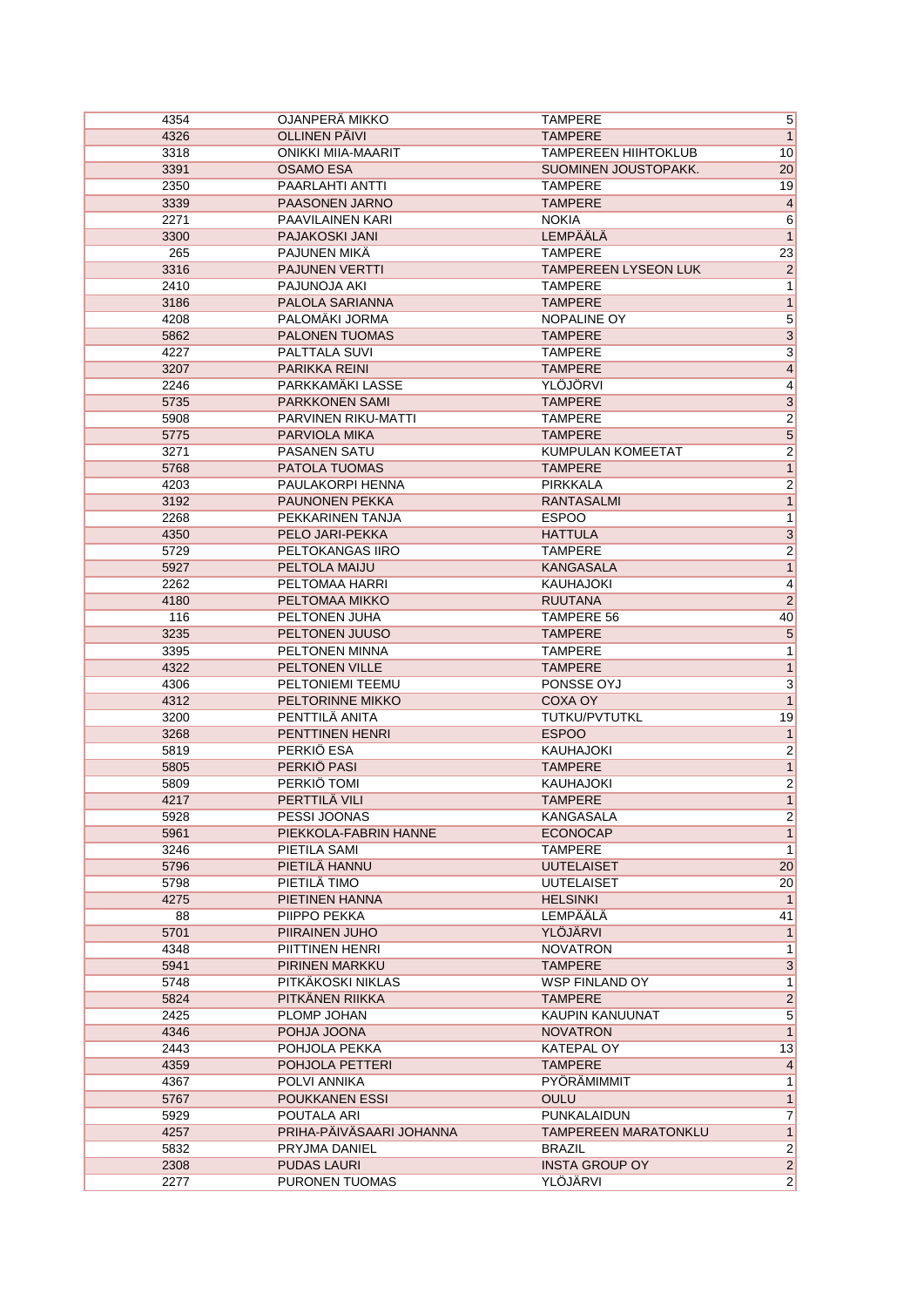| | | | |
|---|---|---|---|
| 4354 | OJANPERÄ MIKKO | TAMPERE | 5 |
| 4326 | OLLINEN PÄIVI | TAMPERE | 1 |
| 3318 | ONIKKI MIIA-MAARIT | TAMPEREEN HIIHTOKLUB | 10 |
| 3391 | OSAMO ESA | SUOMINEN JOUSTOPAKK. | 20 |
| 2350 | PAARLAHTI ANTTI | TAMPERE | 19 |
| 3339 | PAASONEN JARNO | TAMPERE | 4 |
| 2271 | PAAVILAINEN KARI | NOKIA | 6 |
| 3300 | PAJAKOSKI JANI | LEMPÄÄLÄ | 1 |
| 265 | PAJUNEN MIKA | TAMPERE | 23 |
| 3316 | PAJUNEN VERTTI | TAMPEREEN LYSEON LUK | 2 |
| 2410 | PAJUNOJA AKI | TAMPERE | 1 |
| 3186 | PALOLA SARIANNA | TAMPERE | 1 |
| 4208 | PALOMÄKI JORMA | NOPALINE OY | 5 |
| 5862 | PALONEN TUOMAS | TAMPERE | 3 |
| 4227 | PALTTALA SUVI | TAMPERE | 3 |
| 3207 | PARIKKA REINI | TAMPERE | 4 |
| 2246 | PARKKAMÄKI LASSE | YLÖJÖRVI | 4 |
| 5735 | PARKKONEN SAMI | TAMPERE | 3 |
| 5908 | PARVINEN RIKU-MATTI | TAMPERE | 2 |
| 5775 | PARVIOLA MIKA | TAMPERE | 5 |
| 3271 | PASANEN SATU | KUMPULAN KOMEETAT | 2 |
| 5768 | PATOLA TUOMAS | TAMPERE | 1 |
| 4203 | PAULAKORPI HENNA | PIRKKALA | 2 |
| 3192 | PAUNONEN PEKKA | RANTASALMI | 1 |
| 2268 | PEKKARINEN TANJA | ESPOO | 1 |
| 4350 | PELO JARI-PEKKA | HATTULA | 3 |
| 5729 | PELTOKANGAS IIRO | TAMPERE | 2 |
| 5927 | PELTOLA MAIJU | KANGASALA | 1 |
| 2262 | PELTOMAA HARRI | KAUHAJOKI | 4 |
| 4180 | PELTOMAA MIKKO | RUUTANA | 2 |
| 116 | PELTONEN JUHA | TAMPERE 56 | 40 |
| 3235 | PELTONEN JUUSO | TAMPERE | 5 |
| 3395 | PELTONEN MINNA | TAMPERE | 1 |
| 4322 | PELTONEN VILLE | TAMPERE | 1 |
| 4306 | PELTONIEMI TEEMU | PONSSE OYJ | 3 |
| 4312 | PELTORINNE MIKKO | COXA OY | 1 |
| 3200 | PENTTILÄ ANITA | TUTKU/PVTUTKL | 19 |
| 3268 | PENTTINEN HENRI | ESPOO | 1 |
| 5819 | PERKIÖ ESA | KAUHAJOKI | 2 |
| 5805 | PERKIÖ PASI | TAMPERE | 1 |
| 5809 | PERKIÖ TOMI | KAUHAJOKI | 2 |
| 4217 | PERTTILÄ VILI | TAMPERE | 1 |
| 5928 | PESSI JOONAS | KANGASALA | 2 |
| 5961 | PIEKKOLA-FABRIN HANNE | ECONOCAP | 1 |
| 3246 | PIETILA SAMI | TAMPERE | 1 |
| 5796 | PIETILÄ HANNU | UUTELAISET | 20 |
| 5798 | PIETILÄ TIMO | UUTELAISET | 20 |
| 4275 | PIETINEN HANNA | HELSINKI | 1 |
| 88 | PIIPPO PEKKA | LEMPÄÄLÄ | 41 |
| 5701 | PIIRAINEN JUHO | YLÖJÄRVI | 1 |
| 4348 | PIITTINEN HENRI | NOVATRON | 1 |
| 5941 | PIRINEN MARKKU | TAMPERE | 3 |
| 5748 | PITKÄKOSKI NIKLAS | WSP FINLAND OY | 1 |
| 5824 | PITKÄNEN RIIKKA | TAMPERE | 2 |
| 2425 | PLOMP JOHAN | KAUPIN KANUUNAT | 5 |
| 4346 | POHJA JOONA | NOVATRON | 1 |
| 2443 | POHJOLA PEKKA | KATEPAL OY | 13 |
| 4359 | POHJOLA PETTERI | TAMPERE | 4 |
| 4367 | POLVI ANNIKA | PYÖRÄMIMMIT | 1 |
| 5767 | POUKKANEN ESSI | OULU | 1 |
| 5929 | POUTALA ARI | PUNKALAIDUN | 7 |
| 4257 | PRIHA-PÄIVÄSAARI JOHANNA | TAMPEREEN MARATONKLU | 1 |
| 5832 | PRYJMA DANIEL | BRAZIL | 2 |
| 2308 | PUDAS LAURI | INSTA GROUP OY | 2 |
| 2277 | PURONEN TUOMAS | YLÖJÄRVI | 2 |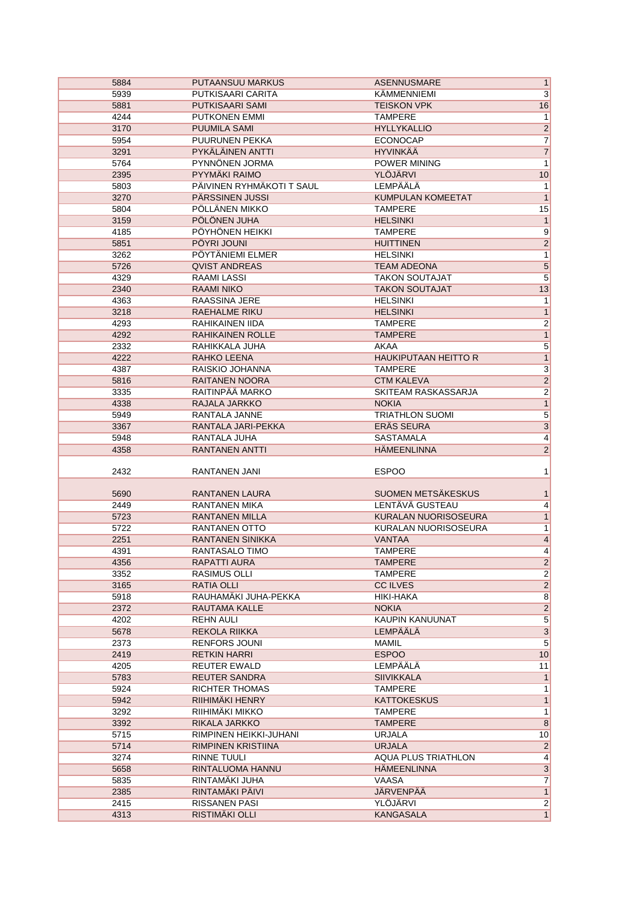| | | | |
|---|---|---|---|
| 5884 | PUTAANSUU MARKUS | ASENNUSMARE | 1 |
| 5939 | PUTKISAARI CARITA | KÄMMENNIEMI | 3 |
| 5881 | PUTKISAARI SAMI | TEISKON VPK | 16 |
| 4244 | PUTKONEN EMMI | TAMPERE | 1 |
| 3170 | PUUMILA SAMI | HYLLYKALLIO | 2 |
| 5954 | PUURUNEN PEKKA | ECONOCAP | 7 |
| 3291 | PYKÄLÄINEN ANTTI | HYVINKÄÄ | 7 |
| 5764 | PYNNÖNEN JORMA | POWER MINING | 1 |
| 2395 | PYYMÄKI RAIMO | YLÖJÄRVI | 10 |
| 5803 | PÄIVINEN RYHMÄKOTI T SAUL | LEMPÄÄLÄ | 1 |
| 3270 | PÄRSSINEN JUSSI | KUMPULAN KOMEETAT | 1 |
| 5804 | PÖLLÄNEN MIKKO | TAMPERE | 15 |
| 3159 | PÖLÖNEN JUHA | HELSINKI | 1 |
| 4185 | PÖYHÖNEN HEIKKI | TAMPERE | 9 |
| 5851 | PÖYRI JOUNI | HUITTINEN | 2 |
| 3262 | PÖYTÄNIEMI ELMER | HELSINKI | 1 |
| 5726 | QVIST ANDREAS | TEAM ADEONA | 5 |
| 4329 | RAAMI LASSI | TAKON SOUTAJAT | 5 |
| 2340 | RAAMI NIKO | TAKON SOUTAJAT | 13 |
| 4363 | RAASSINA JERE | HELSINKI | 1 |
| 3218 | RAEHALME RIKU | HELSINKI | 1 |
| 4293 | RAHIKAINEN IIDA | TAMPERE | 2 |
| 4292 | RAHIKAINEN ROLLE | TAMPERE | 1 |
| 2332 | RAHIKKALA JUHA | AKAA | 5 |
| 4222 | RAHKO LEENA | HAUKIPUTAAN HEITTO R | 1 |
| 4387 | RAISKIO JOHANNA | TAMPERE | 3 |
| 5816 | RAITANEN NOORA | CTM KALEVA | 2 |
| 3335 | RAITINPÄÄ MARKO | SKITEAM RASKASSARJA | 2 |
| 4338 | RAJALA JARKKO | NOKIA | 1 |
| 5949 | RANTALA JANNE | TRIATHLON SUOMI | 5 |
| 3367 | RANTALA JARI-PEKKA | ERÄS SEURA | 3 |
| 5948 | RANTALA JUHA | SASTAMALA | 4 |
| 4358 | RANTANEN ANTTI | HÄMEENLINNA | 2 |
| 2432 | RANTANEN JANI | ESPOO | 1 |
| 5690 | RANTANEN LAURA | SUOMEN METSÄKESKUS | 1 |
| 2449 | RANTANEN MIKA | LENTÄVÄ GUSTEAU | 4 |
| 5723 | RANTANEN MILLA | KURALAN NUORISOSEURA | 1 |
| 5722 | RANTANEN OTTO | KURALAN NUORISOSEURA | 1 |
| 2251 | RANTANEN SINIKKA | VANTAA | 4 |
| 4391 | RANTASALO TIMO | TAMPERE | 4 |
| 4356 | RAPATTI AURA | TAMPERE | 2 |
| 3352 | RASIMUS OLLI | TAMPERE | 2 |
| 3165 | RATIA OLLI | CC ILVES | 2 |
| 5918 | RAUHAMÄKI JUHA-PEKKA | HIKI-HAKA | 8 |
| 2372 | RAUTAMA KALLE | NOKIA | 2 |
| 4202 | REHN AULI | KAUPIN KANUUNAT | 5 |
| 5678 | REKOLA RIIKKA | LEMPÄÄLÄ | 3 |
| 2373 | RENFORS JOUNI | MAMIL | 5 |
| 2419 | RETKIN HARRI | ESPOO | 10 |
| 4205 | REUTER EWALD | LEMPÄÄLÄ | 11 |
| 5783 | REUTER SANDRA | SIIVIKKALA | 1 |
| 5924 | RICHTER THOMAS | TAMPERE | 1 |
| 5942 | RIIHIMÄKI HENRY | KATTOKESKUS | 1 |
| 3292 | RIIHIMÄKI MIKKO | TAMPERE | 1 |
| 3392 | RIKALA JARKKO | TAMPERE | 8 |
| 5715 | RIMPINEN HEIKKI-JUHANI | URJALA | 10 |
| 5714 | RIMPINEN KRISTIINA | URJALA | 2 |
| 3274 | RINNE TUULI | AQUA PLUS TRIATHLON | 4 |
| 5658 | RINTALUOMA HANNU | HÄMEENLINNA | 3 |
| 5835 | RINTAMÄKI JUHA | VAASA | 7 |
| 2385 | RINTAMÄKI PÄIVI | JÄRVENPÄÄ | 1 |
| 2415 | RISSANEN PASI | YLÖJÄRVI | 2 |
| 4313 | RISTIMÄKI OLLI | KANGASALA | 1 |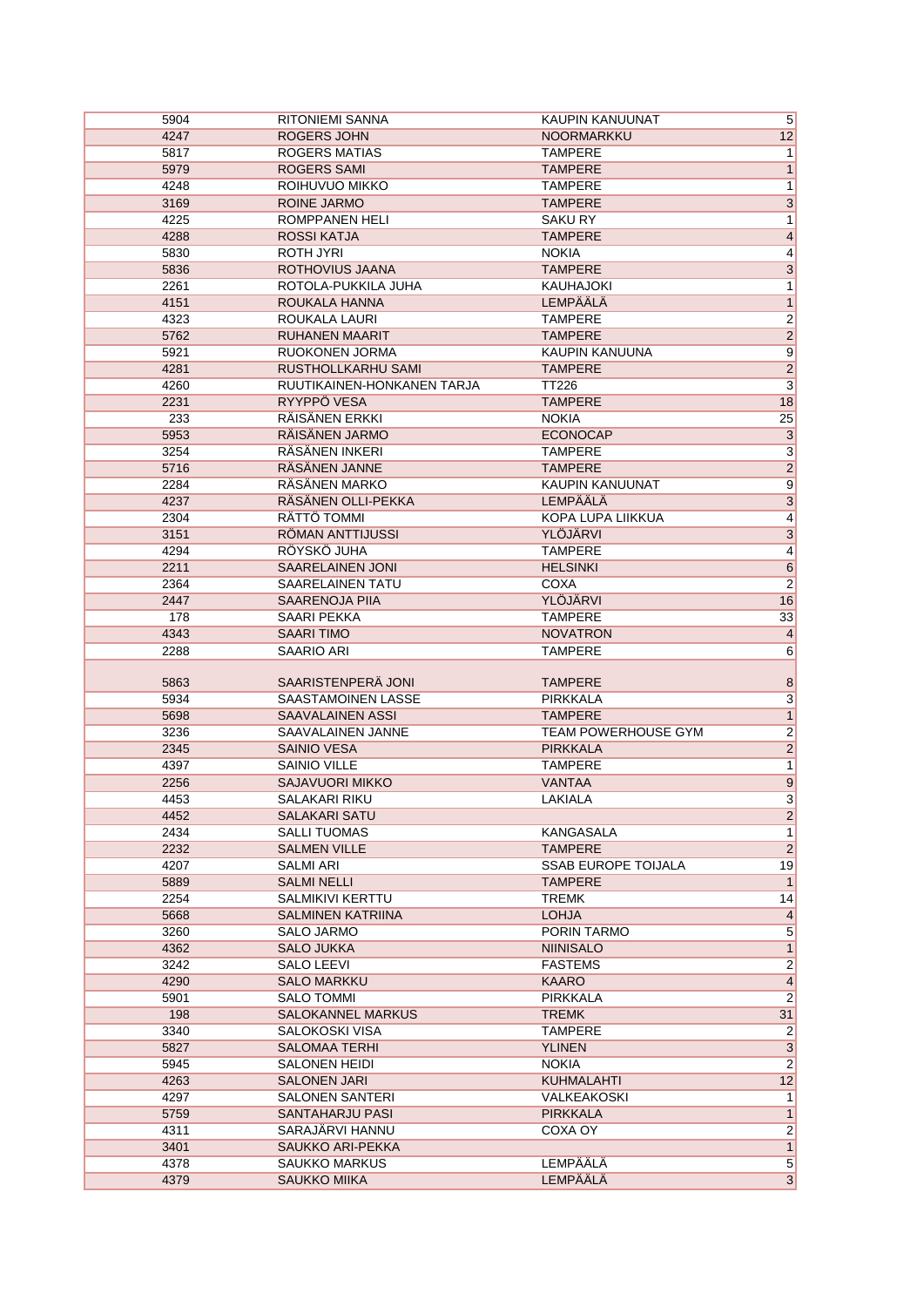| | | | |
|---|---|---|---|
| 5904 | RITONIEMI SANNA | KAUPIN KANUUNAT | 5 |
| 4247 | ROGERS JOHN | NOORMARKKU | 12 |
| 5817 | ROGERS MATIAS | TAMPERE | 1 |
| 5979 | ROGERS SAMI | TAMPERE | 1 |
| 4248 | ROIHUVUO MIKKO | TAMPERE | 1 |
| 3169 | ROINE JARMO | TAMPERE | 3 |
| 4225 | ROMPPANEN HELI | SAKU RY | 1 |
| 4288 | ROSSI KATJA | TAMPERE | 4 |
| 5830 | ROTH JYRI | NOKIA | 4 |
| 5836 | ROTHOVIUS JAANA | TAMPERE | 3 |
| 2261 | ROTOLA-PUKKILA JUHA | KAUHAJOKI | 1 |
| 4151 | ROUKALA HANNA | LEMPÄÄLÄ | 1 |
| 4323 | ROUKALA LAURI | TAMPERE | 2 |
| 5762 | RUHANEN MAARIT | TAMPERE | 2 |
| 5921 | RUOKONEN JORMA | KAUPIN KANUUNA | 9 |
| 4281 | RUSTHOLLKARHU SAMI | TAMPERE | 2 |
| 4260 | RUUTIKAINEN-HONKANEN TARJA | TT226 | 3 |
| 2231 | RYYPPÖ VESA | TAMPERE | 18 |
| 233 | RÄISÄNEN ERKKI | NOKIA | 25 |
| 5953 | RÄISÄNEN JARMO | ECONOCAP | 3 |
| 3254 | RÄSÄNEN INKERI | TAMPERE | 3 |
| 5716 | RÄSÄNEN JANNE | TAMPERE | 2 |
| 2284 | RÄSÄNEN MARKO | KAUPIN KANUUNAT | 9 |
| 4237 | RÄSÄNEN OLLI-PEKKA | LEMPÄÄLÄ | 3 |
| 2304 | RÄTTÖ TOMMI | KOPA LUPA LIIKKUA | 4 |
| 3151 | RÖMAN ANTTIJUSSI | YLÖJÄRVI | 3 |
| 4294 | RÖYSKÖ JUHA | TAMPERE | 4 |
| 2211 | SAARELAINEN JONI | HELSINKI | 6 |
| 2364 | SAARELAINEN TATU | COXA | 2 |
| 2447 | SAARENOJA PIIA | YLÖJÄRVI | 16 |
| 178 | SAARI PEKKA | TAMPERE | 33 |
| 4343 | SAARI TIMO | NOVATRON | 4 |
| 2288 | SAARIO ARI | TAMPERE | 6 |
| 5863 | SAARISTENPERÄ JONI | TAMPERE | 8 |
| 5934 | SAASTAMOINEN LASSE | PIRKKALA | 3 |
| 5698 | SAAVALAINEN ASSI | TAMPERE | 1 |
| 3236 | SAAVALAINEN JANNE | TEAM POWERHOUSE GYM | 2 |
| 2345 | SAINIO VESA | PIRKKALA | 2 |
| 4397 | SAINIO VILLE | TAMPERE | 1 |
| 2256 | SAJAVUORI MIKKO | VANTAA | 9 |
| 4453 | SALAKARI RIKU | LAKIALA | 3 |
| 4452 | SALAKARI SATU | | 2 |
| 2434 | SALLI TUOMAS | KANGASALA | 1 |
| 2232 | SALMEN VILLE | TAMPERE | 2 |
| 4207 | SALMI ARI | SSAB EUROPE TOIJALA | 19 |
| 5889 | SALMI NELLI | TAMPERE | 1 |
| 2254 | SALMIKIVI KERTTU | TREMK | 14 |
| 5668 | SALMINEN KATRIINA | LOHJA | 4 |
| 3260 | SALO JARMO | PORIN TARMO | 5 |
| 4362 | SALO JUKKA | NIINISALO | 1 |
| 3242 | SALO LEEVI | FASTEMS | 2 |
| 4290 | SALO MARKKU | KAARO | 4 |
| 5901 | SALO TOMMI | PIRKKALA | 2 |
| 198 | SALOKANNEL MARKUS | TREMK | 31 |
| 3340 | SALOKOSKI VISA | TAMPERE | 2 |
| 5827 | SALOMAA TERHI | YLINEN | 3 |
| 5945 | SALONEN HEIDI | NOKIA | 2 |
| 4263 | SALONEN JARI | KUHMALAHTI | 12 |
| 4297 | SALONEN SANTERI | VALKEAKOSKI | 1 |
| 5759 | SANTAHARJU PASI | PIRKKALA | 1 |
| 4311 | SARAJÄRVI HANNU | COXA OY | 2 |
| 3401 | SAUKKO ARI-PEKKA | | 1 |
| 4378 | SAUKKO MARKUS | LEMPÄÄLÄ | 5 |
| 4379 | SAUKKO MIIKA | LEMPÄÄLÄ | 3 |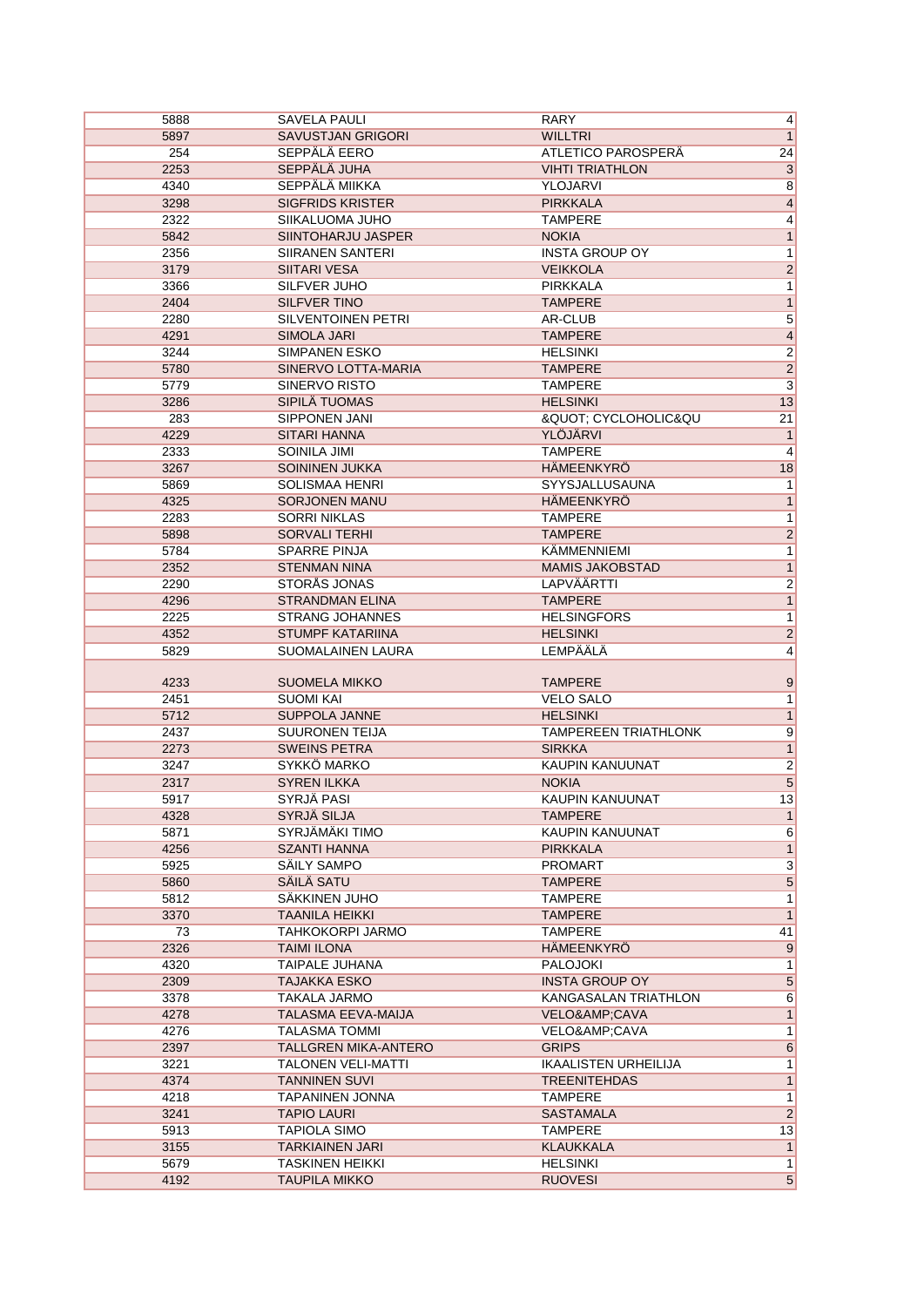| | | | |
|---|---|---|---|
| 5888 | SAVELA PAULI | RARY | 4 |
| 5897 | SAVUSTJAN GRIGORI | WILLTRI | 1 |
| 254 | SEPPÄLÄ EERO | ATLETICO PAROSPERÄ | 24 |
| 2253 | SEPPÄLÄ JUHA | VIHTI TRIATHLON | 3 |
| 4340 | SEPPÄLÄ MIIKKA | YLOJARVI | 8 |
| 3298 | SIGFRIDS KRISTER | PIRKKALA | 4 |
| 2322 | SIIKALUOMA JUHO | TAMPERE | 4 |
| 5842 | SIINTOHARJU JASPER | NOKIA | 1 |
| 2356 | SIIRANEN SANTERI | INSTA GROUP OY | 1 |
| 3179 | SIITARI VESA | VEIKKOLA | 2 |
| 3366 | SILFVER JUHO | PIRKKALA | 1 |
| 2404 | SILFVER TINO | TAMPERE | 1 |
| 2280 | SILVENTOINEN PETRI | AR-CLUB | 5 |
| 4291 | SIMOLA JARI | TAMPERE | 4 |
| 3244 | SIMPANEN ESKO | HELSINKI | 2 |
| 5780 | SINERVO LOTTA-MARIA | TAMPERE | 2 |
| 5779 | SINERVO RISTO | TAMPERE | 3 |
| 3286 | SIPILÄ TUOMAS | HELSINKI | 13 |
| 283 | SIPPONEN JANI | &QUOT; CYCLOHOLIC&QU | 21 |
| 4229 | SITARI HANNA | YLÖJÄRVI | 1 |
| 2333 | SOINILA JIMI | TAMPERE | 4 |
| 3267 | SOININEN JUKKA | HÄMEENKYRÖ | 18 |
| 5869 | SOLISMAA HENRI | SYYSJALLUSAUNA | 1 |
| 4325 | SORJONEN MANU | HÄMEENKYRÖ | 1 |
| 2283 | SORRI NIKLAS | TAMPERE | 1 |
| 5898 | SORVALI TERHI | TAMPERE | 2 |
| 5784 | SPARRE PINJA | KÄMMENNIEMI | 1 |
| 2352 | STENMAN NINA | MAMIS JAKOBSTAD | 1 |
| 2290 | STORÅS JONAS | LAPVÄÄRTTI | 2 |
| 4296 | STRANDMAN ELINA | TAMPERE | 1 |
| 2225 | STRANG JOHANNES | HELSINGFORS | 1 |
| 4352 | STUMPF KATARIINA | HELSINKI | 2 |
| 5829 | SUOMALAINEN LAURA | LEMPÄÄLÄ | 4 |
| 4233 | SUOMELA MIKKO | TAMPERE | 9 |
| 2451 | SUOMI KAI | VELO SALO | 1 |
| 5712 | SUPPOLA JANNE | HELSINKI | 1 |
| 2437 | SUURONEN TEIJA | TAMPEREEN TRIATHLONK | 9 |
| 2273 | SWEINS PETRA | SIRKKA | 1 |
| 3247 | SYKKÖ MARKO | KAUPIN KANUUNAT | 2 |
| 2317 | SYREN ILKKA | NOKIA | 5 |
| 5917 | SYRJÄ PASI | KAUPIN KANUUNAT | 13 |
| 4328 | SYRJÄ SILJA | TAMPERE | 1 |
| 5871 | SYRJÄMÄKI TIMO | KAUPIN KANUUNAT | 6 |
| 4256 | SZANTI HANNA | PIRKKALA | 1 |
| 5925 | SÄILY SAMPO | PROMART | 3 |
| 5860 | SÄILÄ SATU | TAMPERE | 5 |
| 5812 | SÄKKINEN JUHO | TAMPERE | 1 |
| 3370 | TAANILA HEIKKI | TAMPERE | 1 |
| 73 | TAHKOKORPI JARMO | TAMPERE | 41 |
| 2326 | TAIMI ILONA | HÄMEENKYRÖ | 9 |
| 4320 | TAIPALE JUHANA | PALOJOKI | 1 |
| 2309 | TAJAKKA ESKO | INSTA GROUP OY | 5 |
| 3378 | TAKALA JARMO | KANGASALAN TRIATHLON | 6 |
| 4278 | TALASMA EEVA-MAIJA | VELO&AMP;CAVA | 1 |
| 4276 | TALASMA TOMMI | VELO&AMP;CAVA | 1 |
| 2397 | TALLGREN MIKA-ANTERO | GRIPS | 6 |
| 3221 | TALONEN VELI-MATTI | IKAALISTEN URHEILIJA | 1 |
| 4374 | TANNINEN SUVI | TREENITEHDAS | 1 |
| 4218 | TAPANINEN JONNA | TAMPERE | 1 |
| 3241 | TAPIO LAURI | SASTAMALA | 2 |
| 5913 | TAPIOLA SIMO | TAMPERE | 13 |
| 3155 | TARKIAINEN JARI | KLAUKKALA | 1 |
| 5679 | TASKINEN HEIKKI | HELSINKI | 1 |
| 4192 | TAUPILA MIKKO | RUOVESI | 5 |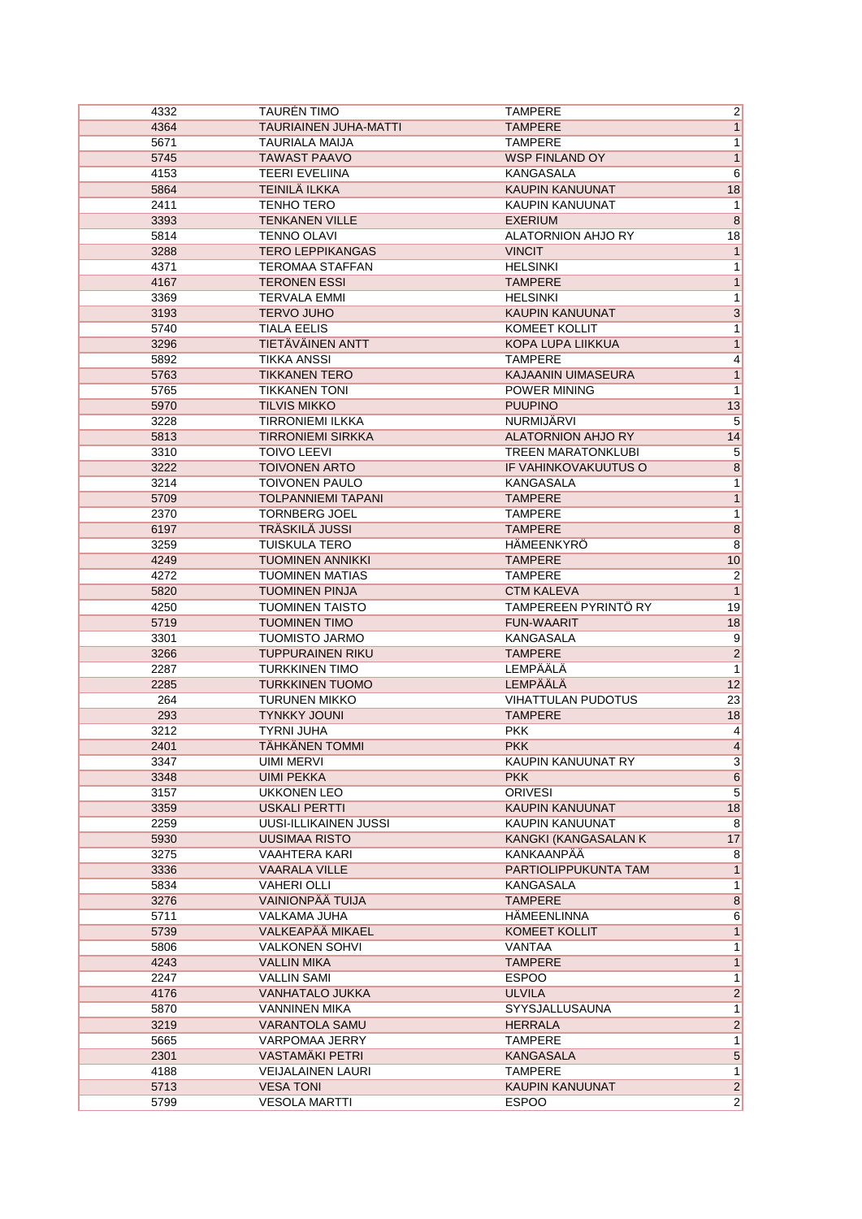| | | | |
|---|---|---|---|
| 4332 | TAURÉN TIMO | TAMPERE | 2 |
| 4364 | TAURIAINEN JUHA-MATTI | TAMPERE | 1 |
| 5671 | TAURIALA MAIJA | TAMPERE | 1 |
| 5745 | TAWAST PAAVO | WSP FINLAND OY | 1 |
| 4153 | TEERI EVELIINA | KANGASALA | 6 |
| 5864 | TEINILÄ ILKKA | KAUPIN KANUUNAT | 18 |
| 2411 | TENHO TERO | KAUPIN KANUUNAT | 1 |
| 3393 | TENKANEN VILLE | EXERIUM | 8 |
| 5814 | TENNO OLAVI | ALATORNION AHJO RY | 18 |
| 3288 | TERO LEPPIKANGAS | VINCIT | 1 |
| 4371 | TEROMAA STAFFAN | HELSINKI | 1 |
| 4167 | TERONEN ESSI | TAMPERE | 1 |
| 3369 | TERVALA EMMI | HELSINKI | 1 |
| 3193 | TERVO JUHO | KAUPIN KANUUNAT | 3 |
| 5740 | TIALA EELIS | KOMEET KOLLIT | 1 |
| 3296 | TIETÄVÄINEN ANTT | KOPA LUPA LIIKKUA | 1 |
| 5892 | TIKKA ANSSI | TAMPERE | 4 |
| 5763 | TIKKANEN TERO | KAJAANIN UIMASEURA | 1 |
| 5765 | TIKKANEN TONI | POWER MINING | 1 |
| 5970 | TILVIS MIKKO | PUUPINO | 13 |
| 3228 | TIRRONIEMI ILKKA | NURMIJÄRVI | 5 |
| 5813 | TIRRONIEMI SIRKKA | ALATORNION AHJO RY | 14 |
| 3310 | TOIVO LEEVI | TREEN MARATONKLUBI | 5 |
| 3222 | TOIVONEN ARTO | IF VAHINKOVAKUUTUS O | 8 |
| 3214 | TOIVONEN PAULO | KANGASALA | 1 |
| 5709 | TOLPANNIEMI TAPANI | TAMPERE | 1 |
| 2370 | TORNBERG JOEL | TAMPERE | 1 |
| 6197 | TRÄSKILÄ JUSSI | TAMPERE | 8 |
| 3259 | TUISKULA TERO | HÄMEENKYRÖ | 8 |
| 4249 | TUOMINEN ANNIKKI | TAMPERE | 10 |
| 4272 | TUOMINEN MATIAS | TAMPERE | 2 |
| 5820 | TUOMINEN PINJA | CTM KALEVA | 1 |
| 4250 | TUOMINEN TAISTO | TAMPEREEN PYRINTÖ RY | 19 |
| 5719 | TUOMINEN TIMO | FUN-WAARIT | 18 |
| 3301 | TUOMISTO JARMO | KANGASALA | 9 |
| 3266 | TUPPURAINEN RIKU | TAMPERE | 2 |
| 2287 | TURKKINEN TIMO | LEMPÄÄLÄ | 1 |
| 2285 | TURKKINEN TUOMO | LEMPÄÄLÄ | 12 |
| 264 | TURUNEN MIKKO | VIHATTULAN PUDOTUS | 23 |
| 293 | TYNKKY JOUNI | TAMPERE | 18 |
| 3212 | TYRNI JUHA | PKK | 4 |
| 2401 | TÄHKÄNEN TOMMI | PKK | 4 |
| 3347 | UIMI MERVI | KAUPIN KANUUNAT RY | 3 |
| 3348 | UIMI PEKKA | PKK | 6 |
| 3157 | UKKONEN LEO | ORIVESI | 5 |
| 3359 | USKALI PERTTI | KAUPIN KANUUNAT | 18 |
| 2259 | UUSI-ILLIKAINEN JUSSI | KAUPIN KANUUNAT | 8 |
| 5930 | UUSIMAA RISTO | KANGKI (KANGASALAN K | 17 |
| 3275 | VAAHTERA KARI | KANKAANPÄÄ | 8 |
| 3336 | VAARALA VILLE | PARTIOLIPPUKUNTA TAM | 1 |
| 5834 | VAHERI OLLI | KANGASALA | 1 |
| 3276 | VAINIONPÄÄ TUIJA | TAMPERE | 8 |
| 5711 | VALKAMA JUHA | HÄMEENLINNA | 6 |
| 5739 | VALKEAPÄÄ MIKAEL | KOMEET KOLLIT | 1 |
| 5806 | VALKONEN SOHVI | VANTAA | 1 |
| 4243 | VALLIN MIKA | TAMPERE | 1 |
| 2247 | VALLIN SAMI | ESPOO | 1 |
| 4176 | VANHATALO JUKKA | ULVILA | 2 |
| 5870 | VANNINEN MIKA | SYYSJALLUSAUNA | 1 |
| 3219 | VARANTOLA SAMU | HERRALA | 2 |
| 5665 | VARPOMAA JERRY | TAMPERE | 1 |
| 2301 | VASTAMÄKI PETRI | KANGASALA | 5 |
| 4188 | VEIJALAINEN LAURI | TAMPERE | 1 |
| 5713 | VESA TONI | KAUPIN KANUUNAT | 2 |
| 5799 | VESOLA MARTTI | ESPOO | 2 |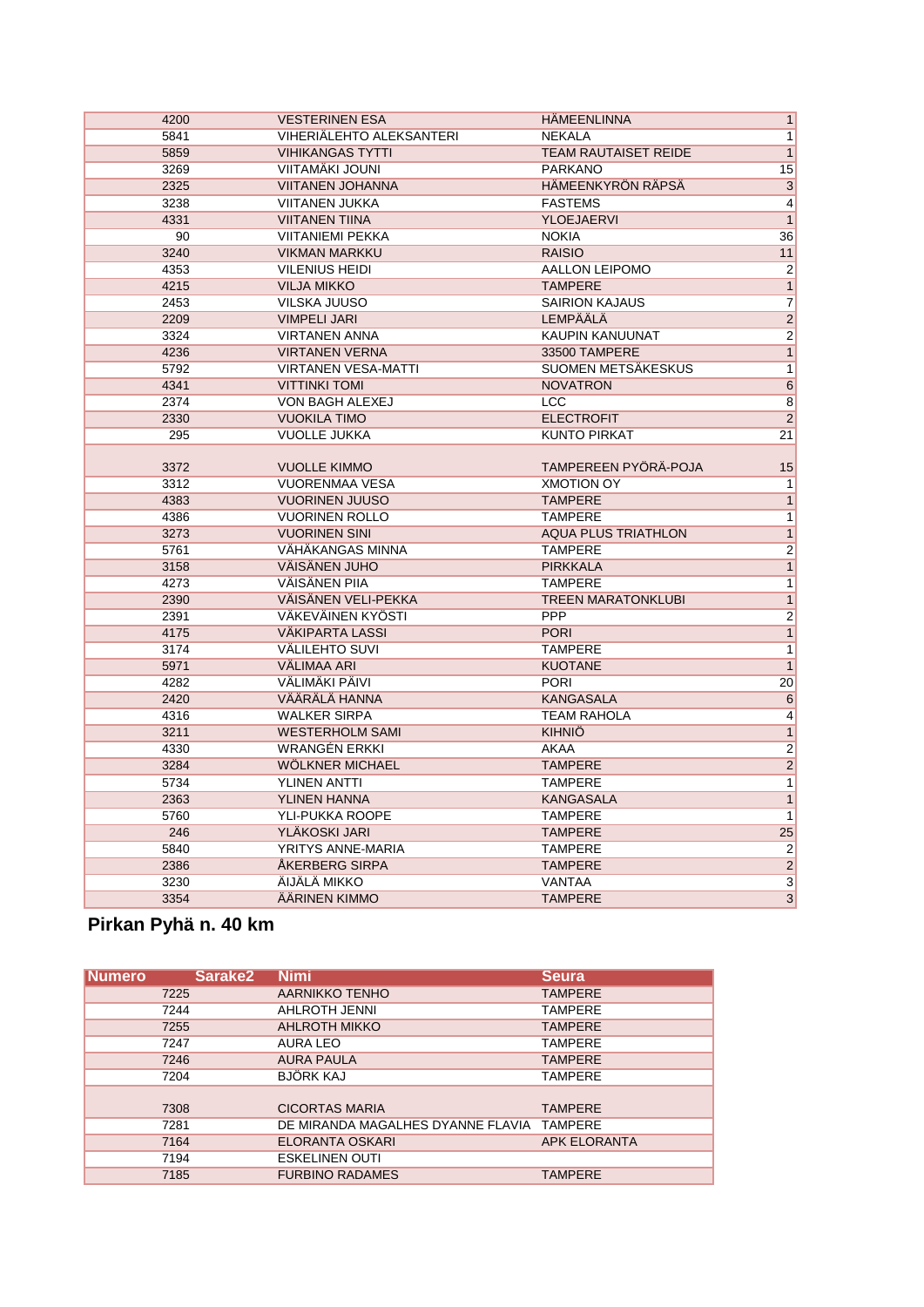| | | | |
|---|---|---|---|
| 4200 | VESTERINEN ESA | HÄMEENLINNA | 1 |
| 5841 | VIHERIÄLEHTO ALEKSANTERI | NEKALA | 1 |
| 5859 | VIHIKANGAS TYTTI | TEAM RAUTAISET REIDE | 1 |
| 3269 | VIITAMÄKI JOUNI | PARKANO | 15 |
| 2325 | VIITANEN JOHANNA | HÄMEENKYRÖN RÄPSÄ | 3 |
| 3238 | VIITANEN JUKKA | FASTEMS | 4 |
| 4331 | VIITANEN TIINA | YLOEJAERVI | 1 |
| 90 | VIITANIEMI PEKKA | NOKIA | 36 |
| 3240 | VIKMAN MARKKU | RAISIO | 11 |
| 4353 | VILENIUS HEIDI | AALLON LEIPOMO | 2 |
| 4215 | VILJA MIKKO | TAMPERE | 1 |
| 2453 | VILSKA JUUSO | SAIRION KAJAUS | 7 |
| 2209 | VIMPELI JARI | LEMPÄÄLÄ | 2 |
| 3324 | VIRTANEN ANNA | KAUPIN KANUUNAT | 2 |
| 4236 | VIRTANEN VERNA | 33500 TAMPERE | 1 |
| 5792 | VIRTANEN VESA-MATTI | SUOMEN METSÄKESKUS | 1 |
| 4341 | VITTINKI TOMI | NOVATRON | 6 |
| 2374 | VON BAGH ALEXEJ | LCC | 8 |
| 2330 | VUOKILA TIMO | ELECTROFIT | 2 |
| 295 | VUOLLE JUKKA | KUNTO PIRKAT | 21 |
| 3372 | VUOLLE KIMMO | TAMPEREEN PYÖRÄ-POJA | 15 |
| 3312 | VUORENMAA VESA | XMOTION OY | 1 |
| 4383 | VUORINEN JUUSO | TAMPERE | 1 |
| 4386 | VUORINEN ROLLO | TAMPERE | 1 |
| 3273 | VUORINEN SINI | AQUA PLUS TRIATHLON | 1 |
| 5761 | VÄHÄKANGAS MINNA | TAMPERE | 2 |
| 3158 | VÄISÄNEN JUHO | PIRKKALA | 1 |
| 4273 | VÄISÄNEN PIIA | TAMPERE | 1 |
| 2390 | VÄISÄNEN VELI-PEKKA | TREEN MARATONKLUBI | 1 |
| 2391 | VÄKEVÄINEN KYÖSTI | PPP | 2 |
| 4175 | VÄKIPARTA LASSI | PORI | 1 |
| 3174 | VÄLILEHTO SUVI | TAMPERE | 1 |
| 5971 | VÄLIMAA ARI | KUOTANE | 1 |
| 4282 | VÄLIMÄKI PÄIVI | PORI | 20 |
| 2420 | VÄÄRÄLÄ HANNA | KANGASALA | 6 |
| 4316 | WALKER SIRPA | TEAM RAHOLA | 4 |
| 3211 | WESTERHOLM SAMI | KIHNIÖ | 1 |
| 4330 | WRANGÉN ERKKI | AKAA | 2 |
| 3284 | WÖLKNER MICHAEL | TAMPERE | 2 |
| 5734 | YLINEN ANTTI | TAMPERE | 1 |
| 2363 | YLINEN HANNA | KANGASALA | 1 |
| 5760 | YLI-PUKKA ROOPE | TAMPERE | 1 |
| 246 | YLÄKOSKI JARI | TAMPERE | 25 |
| 5840 | YRITYS ANNE-MARIA | TAMPERE | 2 |
| 2386 | ÅKERBERG SIRPA | TAMPERE | 2 |
| 3230 | ÄIJÄLÄ MIKKO | VANTAA | 3 |
| 3354 | ÄÄRINEN KIMMO | TAMPERE | 3 |

## Pirkan Pyhä n. 40 km

| Numero | Sarake2 | Nimi | Seura |
|---|---|---|---|
| 7225 | | AARNIKKO TENHO | TAMPERE |
| 7244 | | AHLROTH JENNI | TAMPERE |
| 7255 | | AHLROTH MIKKO | TAMPERE |
| 7247 | | AURA LEO | TAMPERE |
| 7246 | | AURA PAULA | TAMPERE |
| 7204 | | BJÖRK KAJ | TAMPERE |
| 7308 | | CICORTAS MARIA | TAMPERE |
| 7281 | | DE MIRANDA MAGALHES DYANNE FLAVIA | TAMPERE |
| 7164 | | ELORANTA OSKARI | APK ELORANTA |
| 7194 | | ESKELINEN OUTI | |
| 7185 | | FURBINO RADAMES | TAMPERE |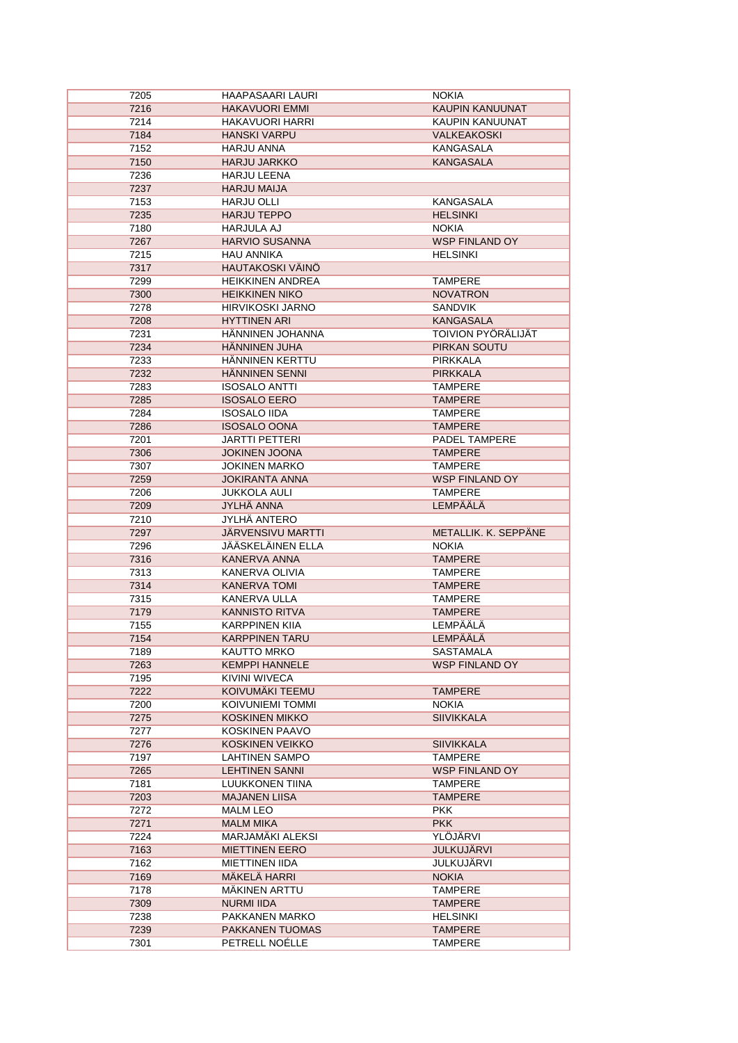| 7205 | HAAPASAARI LAURI | NOKIA |
|---|---|---|
| 7216 | HAKAVUORI EMMI | KAUPIN KANUUNAT |
| 7214 | HAKAVUORI HARRI | KAUPIN KANUUNAT |
| 7184 | HANSKI VARPU | VALKEAKOSKI |
| 7152 | HARJU ANNA | KANGASALA |
| 7150 | HARJU JARKKO | KANGASALA |
| 7236 | HARJU LEENA | |
| 7237 | HARJU MAIJA | |
| 7153 | HARJU OLLI | KANGASALA |
| 7235 | HARJU TEPPO | HELSINKI |
| 7180 | HARJULA AJ | NOKIA |
| 7267 | HARVIO SUSANNA | WSP FINLAND OY |
| 7215 | HAU ANNIKA | HELSINKI |
| 7317 | HAUTAKOSKI VÄINÖ | |
| 7299 | HEIKKINEN ANDREA | TAMPERE |
| 7300 | HEIKKINEN NIKO | NOVATRON |
| 7278 | HIRVIKOSKI JARNO | SANDVIK |
| 7208 | HYTTINEN ARI | KANGASALA |
| 7231 | HÄNNINEN JOHANNA | TOIVION PYÖRÄLIJÄT |
| 7234 | HÄNNINEN JUHA | PIRKAN SOUTU |
| 7233 | HÄNNINEN KERTTU | PIRKKALA |
| 7232 | HÄNNINEN SENNI | PIRKKALA |
| 7283 | ISOSALO ANTTI | TAMPERE |
| 7285 | ISOSALO EERO | TAMPERE |
| 7284 | ISOSALO IIDA | TAMPERE |
| 7286 | ISOSALO OONA | TAMPERE |
| 7201 | JARTTI PETTERI | PADEL TAMPERE |
| 7306 | JOKINEN JOONA | TAMPERE |
| 7307 | JOKINEN MARKO | TAMPERE |
| 7259 | JOKIRANTA ANNA | WSP FINLAND OY |
| 7206 | JUKKOLA AULI | TAMPERE |
| 7209 | JYLHÄ ANNA | LEMPÄÄLÄ |
| 7210 | JYLHÄ ANTERO | |
| 7297 | JÄRVENSIVU MARTTI | METALLIK. K. SEPPÄNE |
| 7296 | JÄÄSKELÄINEN ELLA | NOKIA |
| 7316 | KANERVA ANNA | TAMPERE |
| 7313 | KANERVA OLIVIA | TAMPERE |
| 7314 | KANERVA TOMI | TAMPERE |
| 7315 | KANERVA ULLA | TAMPERE |
| 7179 | KANNISTO RITVA | TAMPERE |
| 7155 | KARPPINEN KIIA | LEMPÄÄLÄ |
| 7154 | KARPPINEN TARU | LEMPÄÄLÄ |
| 7189 | KAUTTO MRKO | SASTAMALA |
| 7263 | KEMPPI HANNELE | WSP FINLAND OY |
| 7195 | KIVINI WIVECA | |
| 7222 | KOIVUMÄKI TEEMU | TAMPERE |
| 7200 | KOIVUNIEMI TOMMI | NOKIA |
| 7275 | KOSKINEN MIKKO | SIIVIKKALA |
| 7277 | KOSKINEN PAAVO | |
| 7276 | KOSKINEN VEIKKO | SIIVIKKALA |
| 7197 | LAHTINEN SAMPO | TAMPERE |
| 7265 | LEHTINEN SANNI | WSP FINLAND OY |
| 7181 | LUUKKONEN TIINA | TAMPERE |
| 7203 | MAJANEN LIISA | TAMPERE |
| 7272 | MALM LEO | PKK |
| 7271 | MALM MIKA | PKK |
| 7224 | MARJAMÄKI ALEKSI | YLÖJÄRVI |
| 7163 | MIETTINEN EERO | JULKUJÄRVI |
| 7162 | MIETTINEN IIDA | JULKUJÄRVI |
| 7169 | MÄKELÄ HARRI | NOKIA |
| 7178 | MÄKINEN ARTTU | TAMPERE |
| 7309 | NURMI IIDA | TAMPERE |
| 7238 | PAKKANEN MARKO | HELSINKI |
| 7239 | PAKKANEN TUOMAS | TAMPERE |
| 7301 | PETRELL NOÉLLE | TAMPERE |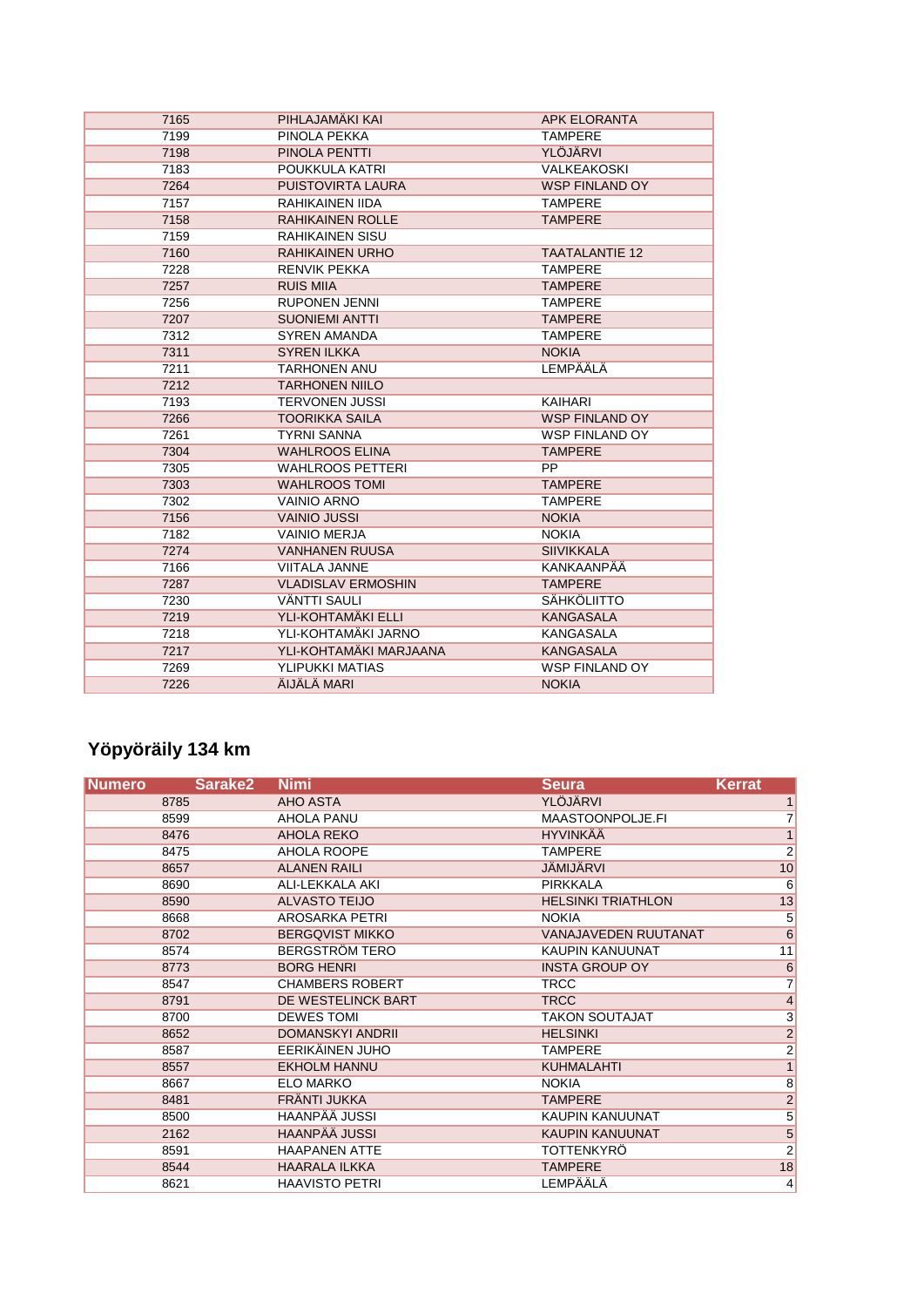| | | |
|---|---|---|
| 7165 | PIHLAJAMÄKI KAI | APK ELORANTA |
| 7199 | PINOLA PEKKA | TAMPERE |
| 7198 | PINOLA PENTTI | YLÖJÄRVI |
| 7183 | POUKKULA KATRI | VALKEAKOSKI |
| 7264 | PUISTOVIRTA LAURA | WSP FINLAND OY |
| 7157 | RAHIKAINEN IIDA | TAMPERE |
| 7158 | RAHIKAINEN ROLLE | TAMPERE |
| 7159 | RAHIKAINEN SISU | |
| 7160 | RAHIKAINEN URHO | TAATALANTIE 12 |
| 7228 | RENVIK PEKKA | TAMPERE |
| 7257 | RUIS MIIA | TAMPERE |
| 7256 | RUPONEN JENNI | TAMPERE |
| 7207 | SUONIEMI ANTTI | TAMPERE |
| 7312 | SYREN AMANDA | TAMPERE |
| 7311 | SYREN ILKKA | NOKIA |
| 7211 | TARHONEN ANU | LEMPÄÄLÄ |
| 7212 | TARHONEN NIILO | |
| 7193 | TERVONEN JUSSI | KAIHARI |
| 7266 | TOORIKKA SAILA | WSP FINLAND OY |
| 7261 | TYRNI SANNA | WSP FINLAND OY |
| 7304 | WAHLROOS ELINA | TAMPERE |
| 7305 | WAHLROOS PETTERI | PP |
| 7303 | WAHLROOS TOMI | TAMPERE |
| 7302 | VAINIO ARNO | TAMPERE |
| 7156 | VAINIO JUSSI | NOKIA |
| 7182 | VAINIO MERJA | NOKIA |
| 7274 | VANHANEN RUUSA | SIIVIKKALA |
| 7166 | VIITALA JANNE | KANKAANPÄÄ |
| 7287 | VLADISLAV ERMOSHIN | TAMPERE |
| 7230 | VÄNTTI SAULI | SÄHKÖLIITTO |
| 7219 | YLI-KOHTAMÄKI ELLI | KANGASALA |
| 7218 | YLI-KOHTAMÄKI JARNO | KANGASALA |
| 7217 | YLI-KOHTAMÄKI MARJAANA | KANGASALA |
| 7269 | YLIPUKKI MATIAS | WSP FINLAND OY |
| 7226 | ÄIJÄLÄ MARI | NOKIA |

## Yöpyöräily 134 km

| Numero | Sarake2 | Nimi | Seura | Kerrat |
|---|---|---|---|---|
| 8785 | | AHO ASTA | YLÖJÄRVI | 1 |
| 8599 | | AHOLA PANU | MAASTOONPOLJE.FI | 7 |
| 8476 | | AHOLA REKO | HYVINKÄÄ | 1 |
| 8475 | | AHOLA ROOPE | TAMPERE | 2 |
| 8657 | | ALANEN RAILI | JÄMIJÄRVI | 10 |
| 8690 | | ALI-LEKKALA AKI | PIRKKALA | 6 |
| 8590 | | ALVASTO TEIJO | HELSINKI TRIATHLON | 13 |
| 8668 | | AROSARKA PETRI | NOKIA | 5 |
| 8702 | | BERGQVIST MIKKO | VANAJAVEDEN RUUTANAT | 6 |
| 8574 | | BERGSTRÖM TERO | KAUPIN KANUUNAT | 11 |
| 8773 | | BORG HENRI | INSTA GROUP OY | 6 |
| 8547 | | CHAMBERS ROBERT | TRCC | 7 |
| 8791 | | DE WESTELINCK BART | TRCC | 4 |
| 8700 | | DEWES TOMI | TAKON SOUTAJAT | 3 |
| 8652 | | DOMANSKYI ANDRII | HELSINKI | 2 |
| 8587 | | EERIKÄINEN JUHO | TAMPERE | 2 |
| 8557 | | EKHOLM HANNU | KUHMALAHTI | 1 |
| 8667 | | ELO MARKO | NOKIA | 8 |
| 8481 | | FRÄNTI JUKKA | TAMPERE | 2 |
| 8500 | | HAANPÄÄ JUSSI | KAUPIN KANUUNAT | 5 |
| 2162 | | HAANPÄÄ JUSSI | KAUPIN KANUUNAT | 5 |
| 8591 | | HAAPANEN ATTE | TOTTENKYRÖ | 2 |
| 8544 | | HAARALA ILKKA | TAMPERE | 18 |
| 8621 | | HAAVISTO PETRI | LEMPÄÄLÄ | 4 |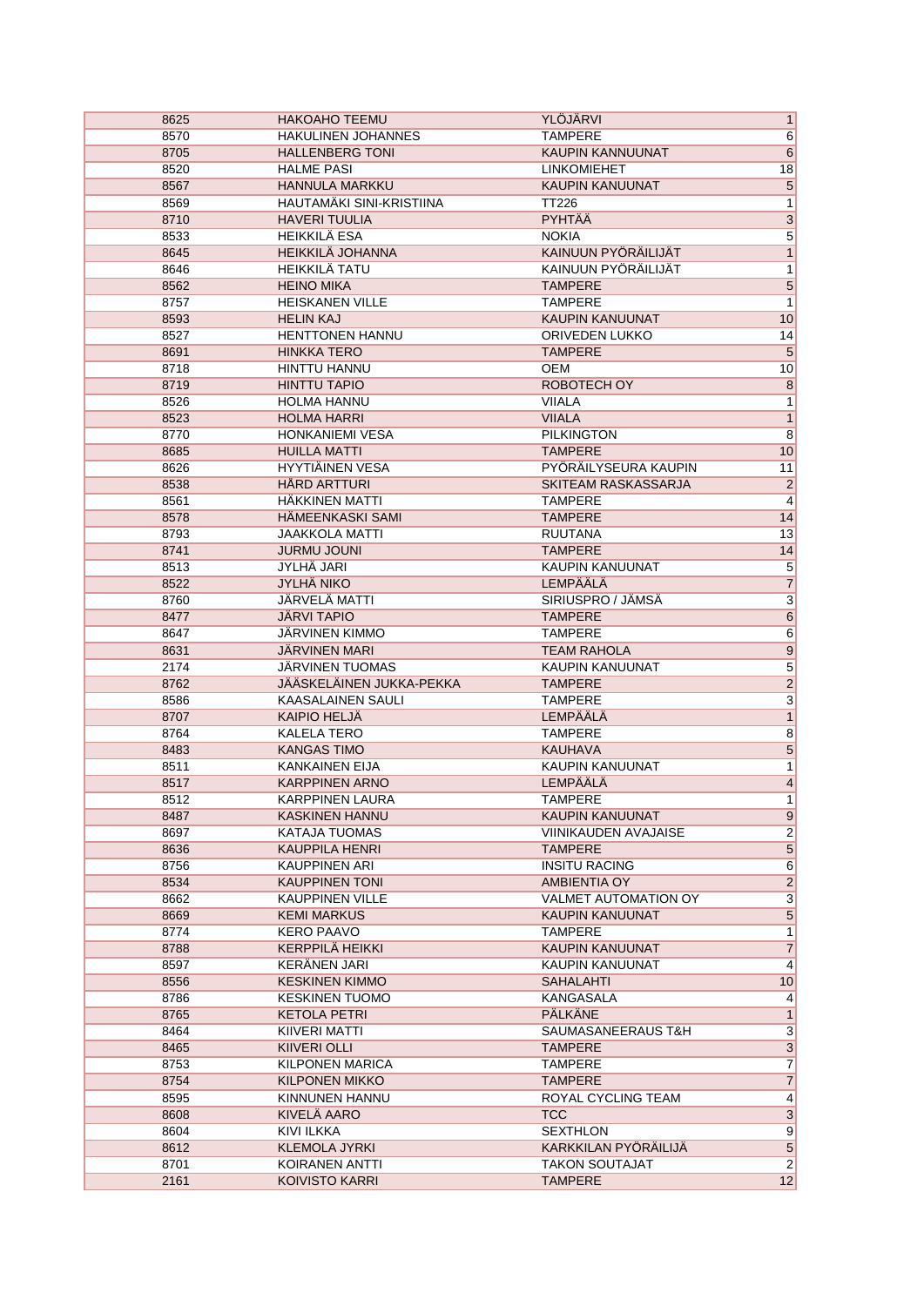| | | | |
|---|---|---|---|
| 8625 | HAKOAHO TEEMU | YLÖJÄRVI | 1 |
| 8570 | HAKULINEN JOHANNES | TAMPERE | 6 |
| 8705 | HALLENBERG TONI | KAUPIN KANNUUNAT | 6 |
| 8520 | HALME PASI | LINKOMIEHET | 18 |
| 8567 | HANNULA MARKKU | KAUPIN KANUUNAT | 5 |
| 8569 | HAUTAMÄKI SINI-KRISTIINA | TT226 | 1 |
| 8710 | HAVERI TUULIA | PYHTÄÄ | 3 |
| 8533 | HEIKKILÄ ESA | NOKIA | 5 |
| 8645 | HEIKKILÄ JOHANNA | KAINUUN PYÖRÄILIJÄT | 1 |
| 8646 | HEIKKILÄ TATU | KAINUUN PYÖRÄILIJÄT | 1 |
| 8562 | HEINO MIKA | TAMPERE | 5 |
| 8757 | HEISKANEN VILLE | TAMPERE | 1 |
| 8593 | HELIN KAJ | KAUPIN KANUUNAT | 10 |
| 8527 | HENTTONEN HANNU | ORIVEDEN LUKKO | 14 |
| 8691 | HINKKA TERO | TAMPERE | 5 |
| 8718 | HINTTU HANNU | OEM | 10 |
| 8719 | HINTTU TAPIO | ROBOTECH OY | 8 |
| 8526 | HOLMA HANNU | VIIALA | 1 |
| 8523 | HOLMA HARRI | VIIALA | 1 |
| 8770 | HONKANIEMI VESA | PILKINGTON | 8 |
| 8685 | HUILLA MATTI | TAMPERE | 10 |
| 8626 | HYYTIÄINEN VESA | PYÖRÄILYSEURA KAUPIN | 11 |
| 8538 | HÅRD ARTTURI | SKITEAM RASKASSARJA | 2 |
| 8561 | HÄKKINEN MATTI | TAMPERE | 4 |
| 8578 | HÄMEENKASKI SAMI | TAMPERE | 14 |
| 8793 | JAAKKOLA MATTI | RUUTANA | 13 |
| 8741 | JURMU JOUNI | TAMPERE | 14 |
| 8513 | JYLHÄ JARI | KAUPIN KANUUNAT | 5 |
| 8522 | JYLHÄ NIKO | LEMPÄÄLÄ | 7 |
| 8760 | JÄRVELÄ MATTI | SIRIUSPRO / JÄMSÄ | 3 |
| 8477 | JÄRVI TAPIO | TAMPERE | 6 |
| 8647 | JÄRVINEN KIMMO | TAMPERE | 6 |
| 8631 | JÄRVINEN MARI | TEAM RAHOLA | 9 |
| 2174 | JÄRVINEN TUOMAS | KAUPIN KANUUNAT | 5 |
| 8762 | JÄÄSKELÄINEN JUKKA-PEKKA | TAMPERE | 2 |
| 8586 | KAASALAINEN SAULI | TAMPERE | 3 |
| 8707 | KAIPIO HELJÄ | LEMPÄÄLÄ | 1 |
| 8764 | KALELA TERO | TAMPERE | 8 |
| 8483 | KANGAS TIMO | KAUHAVA | 5 |
| 8511 | KANKAINEN EIJA | KAUPIN KANUUNAT | 1 |
| 8517 | KARPPINEN ARNO | LEMPÄÄLÄ | 4 |
| 8512 | KARPPINEN LAURA | TAMPERE | 1 |
| 8487 | KASKINEN HANNU | KAUPIN KANUUNAT | 9 |
| 8697 | KATAJA TUOMAS | VIINIKAUDEN AVAJAISE | 2 |
| 8636 | KAUPPILA HENRI | TAMPERE | 5 |
| 8756 | KAUPPINEN ARI | INSITU RACING | 6 |
| 8534 | KAUPPINEN TONI | AMBIENTIA OY | 2 |
| 8662 | KAUPPINEN VILLE | VALMET AUTOMATION OY | 3 |
| 8669 | KEMI MARKUS | KAUPIN KANUUNAT | 5 |
| 8774 | KERO PAAVO | TAMPERE | 1 |
| 8788 | KERPPILÄ HEIKKI | KAUPIN KANUUNAT | 7 |
| 8597 | KERÄNEN JARI | KAUPIN KANUUNAT | 4 |
| 8556 | KESKINEN KIMMO | SAHALAHTI | 10 |
| 8786 | KESKINEN TUOMO | KANGASALA | 4 |
| 8765 | KETOLA PETRI | PÄLKÄNE | 1 |
| 8464 | KIIVERI MATTI | SAUMASANEERAUS T&H | 3 |
| 8465 | KIIVERI OLLI | TAMPERE | 3 |
| 8753 | KILPONEN MARICA | TAMPERE | 7 |
| 8754 | KILPONEN MIKKO | TAMPERE | 7 |
| 8595 | KINNUNEN HANNU | ROYAL CYCLING TEAM | 4 |
| 8608 | KIVELÄ AARO | TCC | 3 |
| 8604 | KIVI ILKKA | SEXTHLON | 9 |
| 8612 | KLEMOLA JYRKI | KARKKILAN PYÖRÄILIJÄ | 5 |
| 8701 | KOIRANEN ANTTI | TAKON SOUTAJAT | 2 |
| 2161 | KOIVISTO KARRI | TAMPERE | 12 |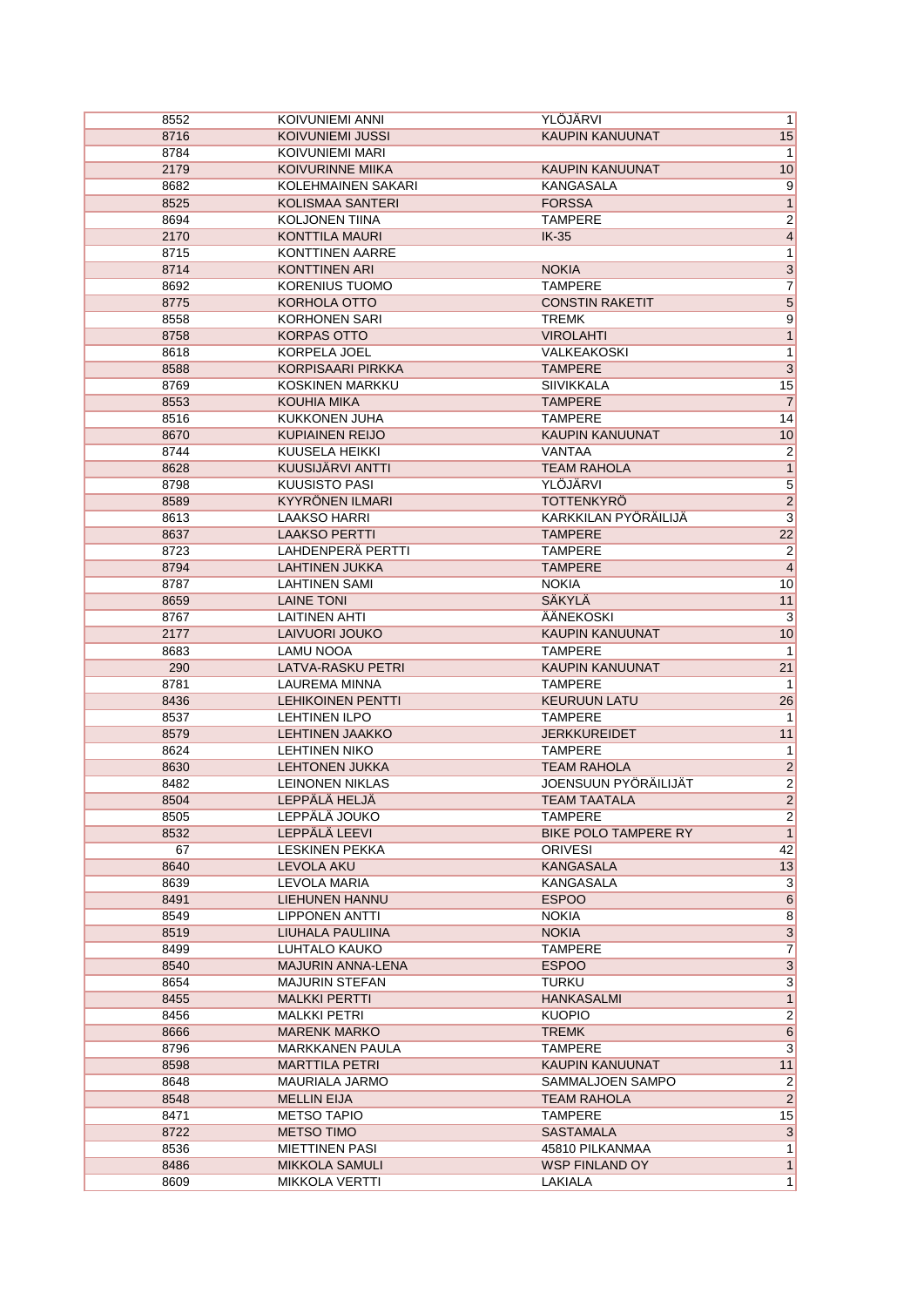| | | | |
|---|---|---|---|
| 8552 | KOIVUNIEMI ANNI | YLÖJÄRVI | 1 |
| 8716 | KOIVUNIEMI JUSSI | KAUPIN KANUUNAT | 15 |
| 8784 | KOIVUNIEMI MARI | | 1 |
| 2179 | KOIVURINNE MIIKA | KAUPIN KANUUNAT | 10 |
| 8682 | KOLEHMAINEN SAKARI | KANGASALA | 9 |
| 8525 | KOLISMAA SANTERI | FORSSA | 1 |
| 8694 | KOLJONEN TIINA | TAMPERE | 2 |
| 2170 | KONTTILA MAURI | IK-35 | 4 |
| 8715 | KONTTINEN AARRE | | 1 |
| 8714 | KONTTINEN ARI | NOKIA | 3 |
| 8692 | KORENIUS TUOMO | TAMPERE | 7 |
| 8775 | KORHOLA OTTO | CONSTIN RAKETIT | 5 |
| 8558 | KORHONEN SARI | TREMK | 9 |
| 8758 | KORPAS OTTO | VIROLAHTI | 1 |
| 8618 | KORPELA JOEL | VALKEAKOSKI | 1 |
| 8588 | KORPISAARI PIRKKA | TAMPERE | 3 |
| 8769 | KOSKINEN MARKKU | SIIVIKKALA | 15 |
| 8553 | KOUHIA MIKA | TAMPERE | 7 |
| 8516 | KUKKONEN JUHA | TAMPERE | 14 |
| 8670 | KUPIAINEN REIJO | KAUPIN KANUUNAT | 10 |
| 8744 | KUUSELA HEIKKI | VANTAA | 2 |
| 8628 | KUUSIJÄRVI ANTTI | TEAM RAHOLA | 1 |
| 8798 | KUUSISTO PASI | YLÖJÄRVI | 5 |
| 8589 | KYYRÖNEN ILMARI | TOTTENKYRÖ | 2 |
| 8613 | LAAKSO HARRI | KARKKILAN PYÖRÄILIJÄ | 3 |
| 8637 | LAAKSO PERTTI | TAMPERE | 22 |
| 8723 | LAHDENPERÄ PERTTI | TAMPERE | 2 |
| 8794 | LAHTINEN JUKKA | TAMPERE | 4 |
| 8787 | LAHTINEN SAMI | NOKIA | 10 |
| 8659 | LAINE TONI | SÄKYLÄ | 11 |
| 8767 | LAITINEN AHTI | ÄÄNEKOSKI | 3 |
| 2177 | LAIVUORI JOUKO | KAUPIN KANUUNAT | 10 |
| 8683 | LAMU NOOA | TAMPERE | 1 |
| 290 | LATVA-RASKU PETRI | KAUPIN KANUUNAT | 21 |
| 8781 | LAUREMA MINNA | TAMPERE | 1 |
| 8436 | LEHIKOINEN PENTTI | KEURUUN LATU | 26 |
| 8537 | LEHTINEN ILPO | TAMPERE | 1 |
| 8579 | LEHTINEN JAAKKO | JERKKUREIDET | 11 |
| 8624 | LEHTINEN NIKO | TAMPERE | 1 |
| 8630 | LEHTONEN JUKKA | TEAM RAHOLA | 2 |
| 8482 | LEINONEN NIKLAS | JOENSUUN PYÖRÄILIJÄT | 2 |
| 8504 | LEPPÄLÄ HELJÄ | TEAM TAATALA | 2 |
| 8505 | LEPPÄLÄ JOUKO | TAMPERE | 2 |
| 8532 | LEPPÄLÄ LEEVI | BIKE POLO TAMPERE RY | 1 |
| 67 | LESKINEN PEKKA | ORIVESI | 42 |
| 8640 | LEVOLA AKU | KANGASALA | 13 |
| 8639 | LEVOLA MARIA | KANGASALA | 3 |
| 8491 | LIEHUNEN HANNU | ESPOO | 6 |
| 8549 | LIPPONEN ANTTI | NOKIA | 8 |
| 8519 | LIUHALA PAULIINA | NOKIA | 3 |
| 8499 | LUHTALO KAUKO | TAMPERE | 7 |
| 8540 | MAJURIN ANNA-LENA | ESPOO | 3 |
| 8654 | MAJURIN STEFAN | TURKU | 3 |
| 8455 | MALKKI PERTTI | HANKASALMI | 1 |
| 8456 | MALKKI PETRI | KUOPIO | 2 |
| 8666 | MARENK MARKO | TREMK | 6 |
| 8796 | MARKKANEN PAULA | TAMPERE | 3 |
| 8598 | MARTTILA PETRI | KAUPIN KANUUNAT | 11 |
| 8648 | MAURIALA JARMO | SAMMALJOEN SAMPO | 2 |
| 8548 | MELLIN EIJA | TEAM RAHOLA | 2 |
| 8471 | METSO TAPIO | TAMPERE | 15 |
| 8722 | METSO TIMO | SASTAMALA | 3 |
| 8536 | MIETTINEN PASI | 45810 PILKANMAA | 1 |
| 8486 | MIKKOLA SAMULI | WSP FINLAND OY | 1 |
| 8609 | MIKKOLA VERTTI | LAKIALA | 1 |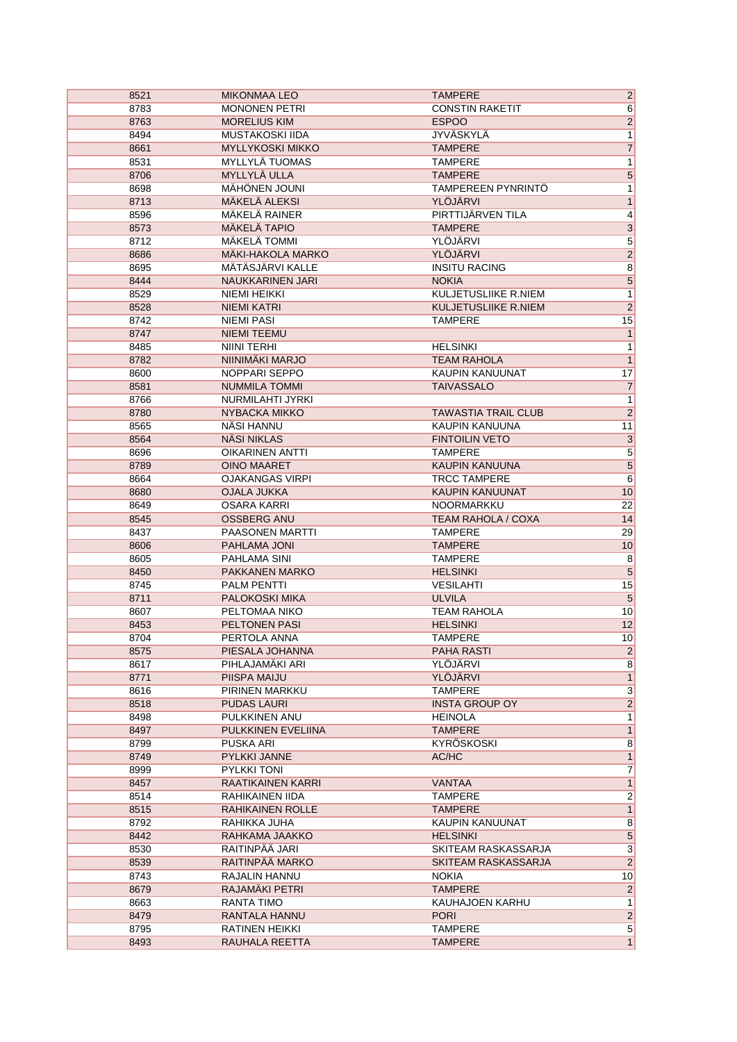| | | | |
|---|---|---|---|
| 8521 | MIKONMAA LEO | TAMPERE | 2 |
| 8783 | MONONEN PETRI | CONSTIN RAKETIT | 6 |
| 8763 | MORELIUS KIM | ESPOO | 2 |
| 8494 | MUSTAKOSKI IIDA | JYVÄSKYLÄ | 1 |
| 8661 | MYLLYKOSKI MIKKO | TAMPERE | 7 |
| 8531 | MYLLYLÄ TUOMAS | TAMPERE | 1 |
| 8706 | MYLLYLÄ ULLA | TAMPERE | 5 |
| 8698 | MÄHÖNEN JOUNI | TAMPEREEN PYNRINTÖ | 1 |
| 8713 | MÄKELÄ ALEKSI | YLÖJÄRVI | 1 |
| 8596 | MÄKELÄ RAINER | PIRTTIJÄRVEN TILA | 4 |
| 8573 | MÄKELÄ TAPIO | TAMPERE | 3 |
| 8712 | MÄKELÄ TOMMI | YLÖJÄRVI | 5 |
| 8686 | MÄKI-HAKOLA MARKO | YLÖJÄRVI | 2 |
| 8695 | MÄTÄSJÄRVI KALLE | INSITU RACING | 8 |
| 8444 | NAUKKARINEN JARI | NOKIA | 5 |
| 8529 | NIEMI HEIKKI | KULJETUSLIIKE R.NIEM | 1 |
| 8528 | NIEMI KATRI | KULJETUSLIIKE R.NIEM | 2 |
| 8742 | NIEMI PASI | TAMPERE | 15 |
| 8747 | NIEMI TEEMU | | 1 |
| 8485 | NIINI TERHI | HELSINKI | 1 |
| 8782 | NIINIMÄKI MARJO | TEAM RAHOLA | 1 |
| 8600 | NOPPARI SEPPO | KAUPIN KANUUNAT | 17 |
| 8581 | NUMMILA TOMMI | TAIVASSALO | 7 |
| 8766 | NURMILAHTI JYRKI | | 1 |
| 8780 | NYBACKA MIKKO | TAWASTIA TRAIL CLUB | 2 |
| 8565 | NÄSI HANNU | KAUPIN KANUUNA | 11 |
| 8564 | NÄSI NIKLAS | FINTOILIN VETO | 3 |
| 8696 | OIKARINEN ANTTI | TAMPERE | 5 |
| 8789 | OINO MAARET | KAUPIN KANUUNA | 5 |
| 8664 | OJAKANGAS VIRPI | TRCC TAMPERE | 6 |
| 8680 | OJALA JUKKA | KAUPIN KANUUNAT | 10 |
| 8649 | OSARA KARRI | NOORMARKKU | 22 |
| 8545 | OSSBERG ANU | TEAM RAHOLA / COXA | 14 |
| 8437 | PAASONEN MARTTI | TAMPERE | 29 |
| 8606 | PAHLAMA JONI | TAMPERE | 10 |
| 8605 | PAHLAMA SINI | TAMPERE | 8 |
| 8450 | PAKKANEN MARKO | HELSINKI | 5 |
| 8745 | PALM PENTTI | VESILAHTI | 15 |
| 8711 | PALOKOSKI MIKA | ULVILA | 5 |
| 8607 | PELTOMAA NIKO | TEAM RAHOLA | 10 |
| 8453 | PELTONEN PASI | HELSINKI | 12 |
| 8704 | PERTOLA ANNA | TAMPERE | 10 |
| 8575 | PIESALA JOHANNA | PAHA RASTI | 2 |
| 8617 | PIHLAJAMÄKI ARI | YLÖJÄRVI | 8 |
| 8771 | PIISPA MAIJU | YLÖJÄRVI | 1 |
| 8616 | PIRINEN MARKKU | TAMPERE | 3 |
| 8518 | PUDAS LAURI | INSTA GROUP OY | 2 |
| 8498 | PULKKINEN ANU | HEINOLA | 1 |
| 8497 | PULKKINEN EVELIINA | TAMPERE | 1 |
| 8799 | PUSKA ARI | KYRÖSKOSKI | 8 |
| 8749 | PYLKKI JANNE | AC/HC | 1 |
| 8999 | PYLKKI TONI | | 7 |
| 8457 | RAATIKAINEN KARRI | VANTAA | 1 |
| 8514 | RAHIKAINEN IIDA | TAMPERE | 2 |
| 8515 | RAHIKAINEN ROLLE | TAMPERE | 1 |
| 8792 | RAHIKKA JUHA | KAUPIN KANUUNAT | 8 |
| 8442 | RAHKAMA JAAKKO | HELSINKI | 5 |
| 8530 | RAITINPÄÄ JARI | SKITEAM RASKASSARJA | 3 |
| 8539 | RAITINPÄÄ MARKO | SKITEAM RASKASSARJA | 2 |
| 8743 | RAJALIN HANNU | NOKIA | 10 |
| 8679 | RAJAMÄKI PETRI | TAMPERE | 2 |
| 8663 | RANTA TIMO | KAUHAJOEN KARHU | 1 |
| 8479 | RANTALA HANNU | PORI | 2 |
| 8795 | RATINEN HEIKKI | TAMPERE | 5 |
| 8493 | RAUHALA REETTA | TAMPERE | 1 |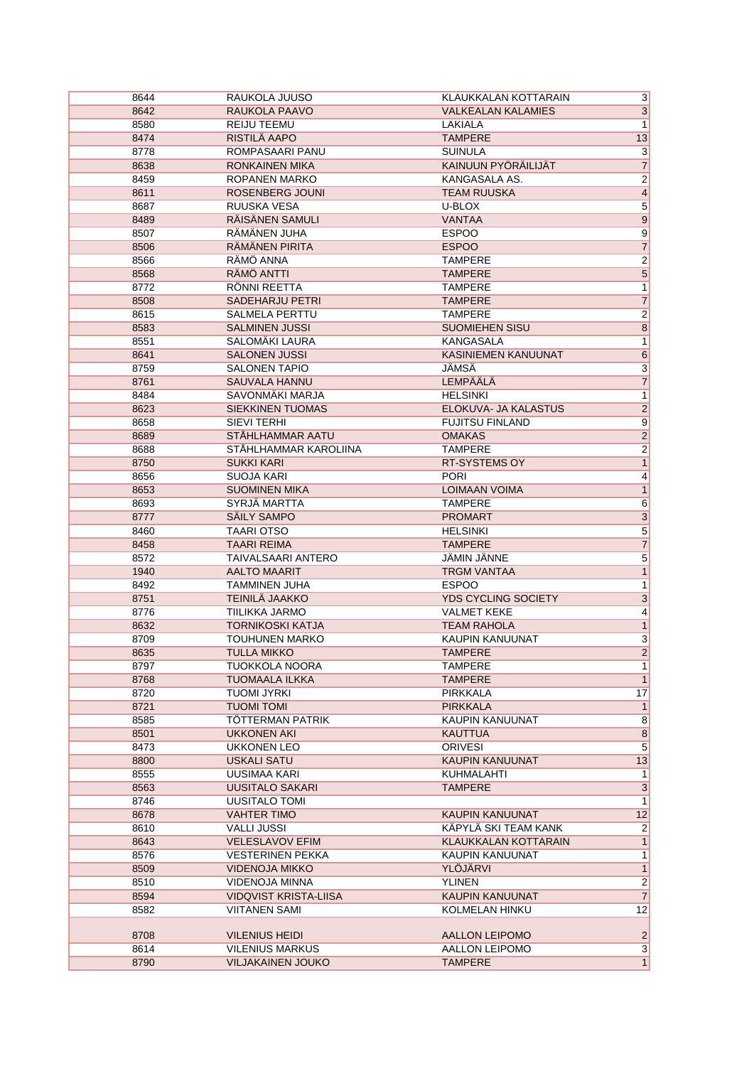| | | | |
|---|---|---|---|
| 8644 | RAUKOLA JUUSO | KLAUKKALAN KOTTARAIN | 3 |
| 8642 | RAUKOLA PAAVO | VALKEALAN KALAMIES | 3 |
| 8580 | REIJU TEEMU | LAKIALA | 1 |
| 8474 | RISTILÄ AAPO | TAMPERE | 13 |
| 8778 | ROMPASAARI PANU | SUINULA | 3 |
| 8638 | RONKAINEN MIKA | KAINUUN PYÖRÄILIJÄT | 7 |
| 8459 | ROPANEN MARKO | KANGASALA AS. | 2 |
| 8611 | ROSENBERG JOUNI | TEAM RUUSKA | 4 |
| 8687 | RUUSKA VESA | U-BLOX | 5 |
| 8489 | RÄISÄNEN SAMULI | VANTAA | 9 |
| 8507 | RÄMÄNEN JUHA | ESPOO | 9 |
| 8506 | RÄMÄNEN PIRITA | ESPOO | 7 |
| 8566 | RÄMÖ ANNA | TAMPERE | 2 |
| 8568 | RÄMÖ ANTTI | TAMPERE | 5 |
| 8772 | RÖNNI REETTA | TAMPERE | 1 |
| 8508 | SADEHARJU PETRI | TAMPERE | 7 |
| 8615 | SALMELA PERTTU | TAMPERE | 2 |
| 8583 | SALMINEN JUSSI | SUOMIEHEN SISU | 8 |
| 8551 | SALOMÄKI LAURA | KANGASALA | 1 |
| 8641 | SALONEN JUSSI | KASINIEMEN KANUUNAT | 6 |
| 8759 | SALONEN TAPIO | JÄMSÄ | 3 |
| 8761 | SAUVALA HANNU | LEMPÄÄLÄ | 7 |
| 8484 | SAVONMÄKI MARJA | HELSINKI | 1 |
| 8623 | SIEKKINEN TUOMAS | ELOKUVA- JA KALASTUS | 2 |
| 8658 | SIEVI TERHI | FUJITSU FINLAND | 9 |
| 8689 | STÅHLHAMMAR AATU | OMAKAS | 2 |
| 8688 | STÅHLHAMMAR KAROLIINA | TAMPERE | 2 |
| 8750 | SUKKI KARI | RT-SYSTEMS OY | 1 |
| 8656 | SUOJA KARI | PORI | 4 |
| 8653 | SUOMINEN MIKA | LOIMAAN VOIMA | 1 |
| 8693 | SYRJÄ MARTTA | TAMPERE | 6 |
| 8777 | SÄILY SAMPO | PROMART | 3 |
| 8460 | TAARI OTSO | HELSINKI | 5 |
| 8458 | TAARI REIMA | TAMPERE | 7 |
| 8572 | TAIVALSAARI ANTERO | JÄMIN JÄNNE | 5 |
| 1940 | AALTO MAARIT | TRGM VANTAA | 1 |
| 8492 | TAMMINEN JUHA | ESPOO | 1 |
| 8751 | TEINILÄ JAAKKO | YDS CYCLING SOCIETY | 3 |
| 8776 | TIILIKKA JARMO | VALMET KEKE | 4 |
| 8632 | TORNIKOSKI KATJA | TEAM RAHOLA | 1 |
| 8709 | TOUHUNEN MARKO | KAUPIN KANUUNAT | 3 |
| 8635 | TULLA MIKKO | TAMPERE | 2 |
| 8797 | TUOKKOLA NOORA | TAMPERE | 1 |
| 8768 | TUOMAALA ILKKA | TAMPERE | 1 |
| 8720 | TUOMI JYRKI | PIRKKALA | 17 |
| 8721 | TUOMI TOMI | PIRKKALA | 1 |
| 8585 | TÖTTERMAN PATRIK | KAUPIN KANUUNAT | 8 |
| 8501 | UKKONEN AKI | KAUTTUA | 8 |
| 8473 | UKKONEN LEO | ORIVESI | 5 |
| 8800 | USKALI SATU | KAUPIN KANUUNAT | 13 |
| 8555 | UUSIMAA KARI | KUHMALAHTI | 1 |
| 8563 | UUSITALO SAKARI | TAMPERE | 3 |
| 8746 | UUSITALO TOMI | | 1 |
| 8678 | VAHTER TIMO | KAUPIN KANUUNAT | 12 |
| 8610 | VALLI JUSSI | KÄPYLÄ SKI TEAM KANK | 2 |
| 8643 | VELESLAVOV EFIM | KLAUKKALAN KOTTARAIN | 1 |
| 8576 | VESTERINEN PEKKA | KAUPIN KANUUNAT | 1 |
| 8509 | VIDENOJA MIKKO | YLÖJÄRVI | 1 |
| 8510 | VIDENOJA MINNA | YLINEN | 2 |
| 8594 | VIDQVIST KRISTA-LIISA | KAUPIN KANUUNAT | 7 |
| 8582 | VIITANEN SAMI | KOLMELAN HINKU | 12 |
| 8708 | VILENIUS HEIDI | AALLON LEIPOMO | 2 |
| 8614 | VILENIUS MARKUS | AALLON LEIPOMO | 3 |
| 8790 | VILJAKAINEN JOUKO | TAMPERE | 1 |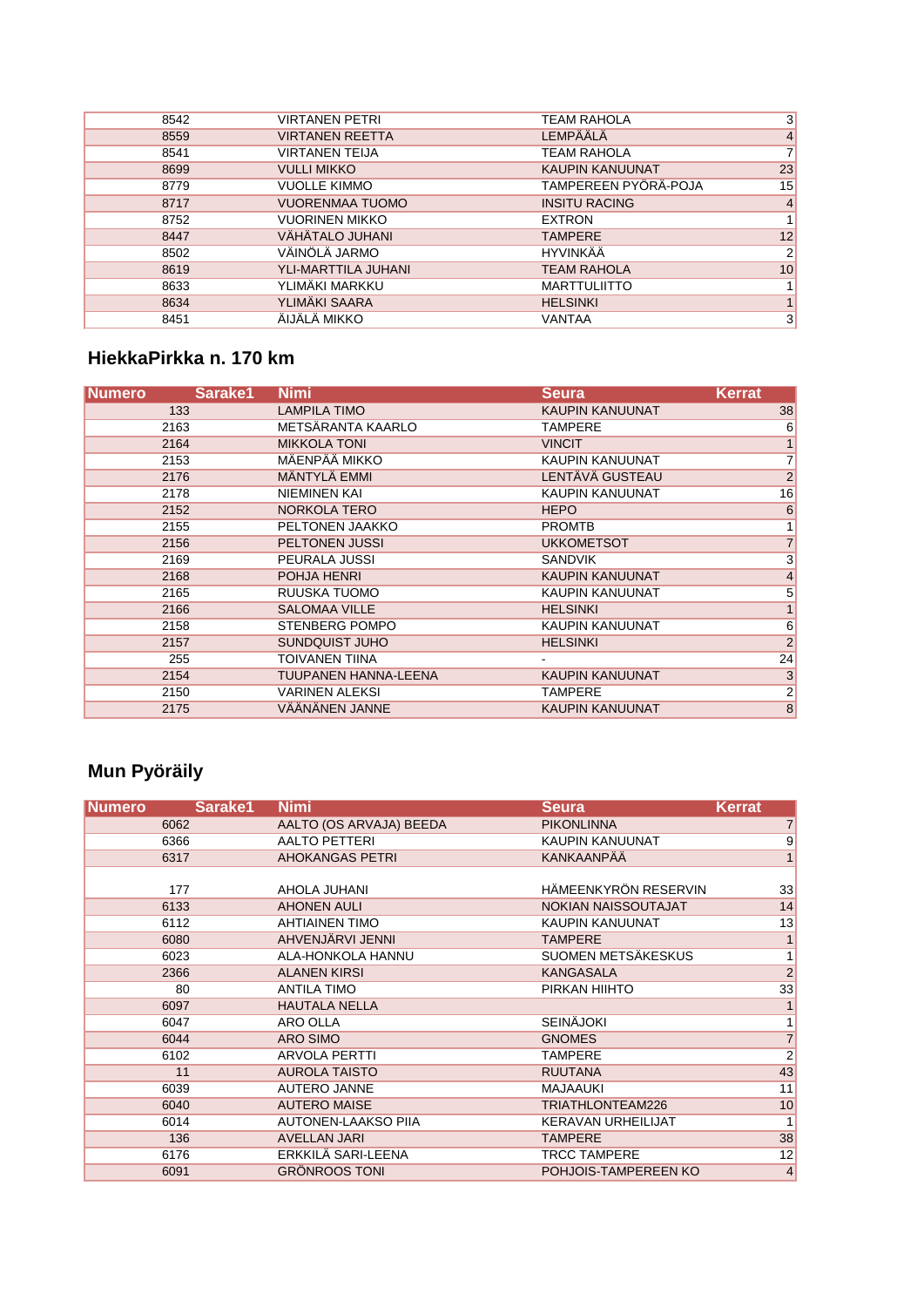| | | | |
|---|---|---|---|
| 8542 | VIRTANEN PETRI | TEAM RAHOLA | 3 |
| 8559 | VIRTANEN REETTA | LEMPÄÄLÄ | 4 |
| 8541 | VIRTANEN TEIJA | TEAM RAHOLA | 7 |
| 8699 | VULLI MIKKO | KAUPIN KANUUNAT | 23 |
| 8779 | VUOLLE KIMMO | TAMPEREEN PYÖRÄ-POJA | 15 |
| 8717 | VUORENMAA TUOMO | INSITU RACING | 4 |
| 8752 | VUORINEN MIKKO | EXTRON | 1 |
| 8447 | VÄHÄTALO JUHANI | TAMPERE | 12 |
| 8502 | VÄINÖLÄ JARMO | HYVINKÄÄ | 2 |
| 8619 | YLI-MARTTILA JUHANI | TEAM RAHOLA | 10 |
| 8633 | YLIMÄKI MARKKU | MARTTULIITTO | 1 |
| 8634 | YLIMÄKI SAARA | HELSINKI | 1 |
| 8451 | ÄIJÄLÄ MIKKO | VANTAA | 3 |

## HiekkaPirkka n. 170 km

| Numero | Sarake1 | Nimi | Seura | Kerrat |
|---|---|---|---|---|
| 133 | | LAMPILA TIMO | KAUPIN KANUUNAT | 38 |
| 2163 | | METSÄRANTA KAARLO | TAMPERE | 6 |
| 2164 | | MIKKOLA TONI | VINCIT | 1 |
| 2153 | | MÄENPÄÄ MIKKO | KAUPIN KANUUNAT | 7 |
| 2176 | | MÄNTYLÄ EMMI | LENTÄVÄ GUSTEAU | 2 |
| 2178 | | NIEMINEN KAI | KAUPIN KANUUNAT | 16 |
| 2152 | | NORKOLA TERO | HEPO | 6 |
| 2155 | | PELTONEN JAAKKO | PROMTB | 1 |
| 2156 | | PELTONEN JUSSI | UKKOMETSOT | 7 |
| 2169 | | PEURALA JUSSI | SANDVIK | 3 |
| 2168 | | POHJA HENRI | KAUPIN KANUUNAT | 4 |
| 2165 | | RUUSKA TUOMO | KAUPIN KANUUNAT | 5 |
| 2166 | | SALOMAA VILLE | HELSINKI | 1 |
| 2158 | | STENBERG POMPO | KAUPIN KANUUNAT | 6 |
| 2157 | | SUNDQUIST JUHO | HELSINKI | 2 |
| 255 | | TOIVANEN TIINA | - | 24 |
| 2154 | | TUUPANEN HANNA-LEENA | KAUPIN KANUUNAT | 3 |
| 2150 | | VARINEN ALEKSI | TAMPERE | 2 |
| 2175 | | VÄÄNÄNEN JANNE | KAUPIN KANUUNAT | 8 |

## Mun Pyöräily

| Numero | Sarake1 | Nimi | Seura | Kerrat |
|---|---|---|---|---|
| 6062 | | AALTO (OS ARVAJA) BEEDA | PIKONLINNA | 7 |
| 6366 | | AALTO PETTERI | KAUPIN KANUUNAT | 9 |
| 6317 | | AHOKANGAS PETRI | KANKAANPÄÄ | 1 |
| 177 | | AHOLA JUHANI | HÄMEENKYRÖN RESERVIN | 33 |
| 6133 | | AHONEN AULI | NOKIAN NAISSOUTAJAT | 14 |
| 6112 | | AHTIAINEN TIMO | KAUPIN KANUUNAT | 13 |
| 6080 | | AHVENJÄRVI JENNI | TAMPERE | 1 |
| 6023 | | ALA-HONKOLA HANNU | SUOMEN METSÄKESKUS | 1 |
| 2366 | | ALANEN KIRSI | KANGASALA | 2 |
| 80 | | ANTILA TIMO | PIRKAN HIIHTO | 33 |
| 6097 | | HAUTALA NELLA | | 1 |
| 6047 | | ARO OLLA | SEINÄJOKI | 1 |
| 6044 | | ARO SIMO | GNOMES | 7 |
| 6102 | | ARVOLA PERTTI | TAMPERE | 2 |
| 11 | | AUROLA TAISTO | RUUTANA | 43 |
| 6039 | | AUTERO JANNE | MAJAAUKI | 11 |
| 6040 | | AUTERO MAISE | TRIATHLONTEAM226 | 10 |
| 6014 | | AUTONEN-LAAKSO PIIA | KERAVAN URHEILIJAT | 1 |
| 136 | | AVELLAN JARI | TAMPERE | 38 |
| 6176 | | ERKKILÄ SARI-LEENA | TRCC TAMPERE | 12 |
| 6091 | | GRÖNROOS TONI | POHJOIS-TAMPEREEN KO | 4 |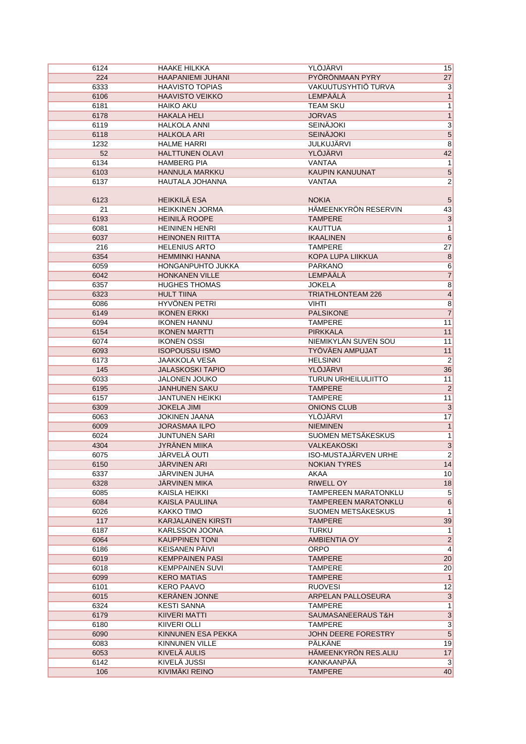| | | | |
|---|---|---|---|
| 6124 | HAAKE HILKKA | YLÖJÄRVI | 15 |
| 224 | HAAPANIEMI JUHANI | PYÖRÖNMAAN PYRY | 27 |
| 6333 | HAAVISTO TOPIAS | VAKUUTUSYHTIÖ TURVA | 3 |
| 6106 | HAAVISTO VEIKKO | LEMPÄÄLÄ | 1 |
| 6181 | HAIKO AKU | TEAM SKU | 1 |
| 6178 | HAKALA HELI | JORVAS | 1 |
| 6119 | HALKOLA ANNI | SEINÄJOKI | 3 |
| 6118 | HALKOLA ARI | SEINÄJOKI | 5 |
| 1232 | HALME HARRI | JULKUJÄRVI | 8 |
| 52 | HALTTUNEN OLAVI | YLÖJÄRVI | 42 |
| 6134 | HAMBERG PIA | VANTAA | 1 |
| 6103 | HANNULA MARKKU | KAUPIN KANUUNAT | 5 |
| 6137 | HAUTALA JOHANNA | VANTAA | 2 |
| | | | |
| 6123 | HEIKKILÄ ESA | NOKIA | 5 |
| 21 | HEIKKINEN JORMA | HÄMEENKYRÖN RESERVIN | 43 |
| 6193 | HEINILÄ ROOPE | TAMPERE | 3 |
| 6081 | HEININEN HENRI | KAUTTUA | 1 |
| 6037 | HEINONEN RIITTA | IKAALINEN | 6 |
| 216 | HELENIUS ARTO | TAMPERE | 27 |
| 6354 | HEMMINKI HANNA | KOPA LUPA LIIKKUA | 8 |
| 6059 | HONGANPUHTO JUKKA | PARKANO | 6 |
| 6042 | HONKANEN VILLE | LEMPÄÄLÄ | 7 |
| 6357 | HUGHES THOMAS | JOKELA | 8 |
| 6323 | HULT TIINA | TRIATHLONTEAM 226 | 4 |
| 6086 | HYVÖNEN PETRI | VIHTI | 8 |
| 6149 | IKONEN ERKKI | PALSIKONE | 7 |
| 6094 | IKONEN HANNU | TAMPERE | 11 |
| 6154 | IKONEN MARTTI | PIRKKALA | 11 |
| 6074 | IKONEN OSSI | NIEMIKYLÄN SUVEN SOU | 11 |
| 6093 | ISOPOUSSU ISMO | TYÖVÄEN AMPUJAT | 11 |
| 6173 | JAAKKOLA VESA | HELSINKI | 2 |
| 145 | JALASKOSKI TAPIO | YLÖJÄRVI | 36 |
| 6033 | JALONEN JOUKO | TURUN URHEILULIITTO | 11 |
| 6195 | JANHUNEN SAKU | TAMPERE | 2 |
| 6157 | JANTUNEN HEIKKI | TAMPERE | 11 |
| 6309 | JOKELA JIMI | ONIONS CLUB | 3 |
| 6063 | JOKINEN JAANA | YLÖJÄRVI | 17 |
| 6009 | JORASMAA ILPO | NIEMINEN | 1 |
| 6024 | JUNTUNEN SARI | SUOMEN METSÄKESKUS | 1 |
| 4304 | JYRÄNEN MIIKA | VALKEAKOSKI | 3 |
| 6075 | JÄRVELÄ OUTI | ISO-MUSTAJÄRVEN URHE | 2 |
| 6150 | JÄRVINEN ARI | NOKIAN TYRES | 14 |
| 6337 | JÄRVINEN JUHA | AKAA | 10 |
| 6328 | JÄRVINEN MIKA | RIWELL OY | 18 |
| 6085 | KAISLA HEIKKI | TAMPEREEN MARATONKLU | 5 |
| 6084 | KAISLA PAULIINA | TAMPEREEN MARATONKLU | 6 |
| 6026 | KAKKO TIMO | SUOMEN METSÄKESKUS | 1 |
| 117 | KARJALAINEN KIRSTI | TAMPERE | 39 |
| 6187 | KARLSSON JOONA | TURKU | 1 |
| 6064 | KAUPPINEN TONI | AMBIENTIA OY | 2 |
| 6186 | KEISANEN PÄIVI | ORPO | 4 |
| 6019 | KEMPPAINEN PASI | TAMPERE | 20 |
| 6018 | KEMPPAINEN SUVI | TAMPERE | 20 |
| 6099 | KERO MATIAS | TAMPERE | 1 |
| 6101 | KERO PAAVO | RUOVESI | 12 |
| 6015 | KERÄNEN JONNE | ARPELAN PALLOSEURA | 3 |
| 6324 | KESTI SANNA | TAMPERE | 1 |
| 6179 | KIIVERI MATTI | SAUMASANEERAUS T&H | 3 |
| 6180 | KIIVERI OLLI | TAMPERE | 3 |
| 6090 | KINNUNEN ESA PEKKA | JOHN DEERE FORESTRY | 5 |
| 6083 | KINNUNEN VILLE | PÄLKÄNE | 19 |
| 6053 | KIVELÄ AULIS | HÄMEENKYRÖN RES.ALIU | 17 |
| 6142 | KIVELÄ JUSSI | KANKAANPÄÄ | 3 |
| 106 | KIVIMÄKI REINO | TAMPERE | 40 |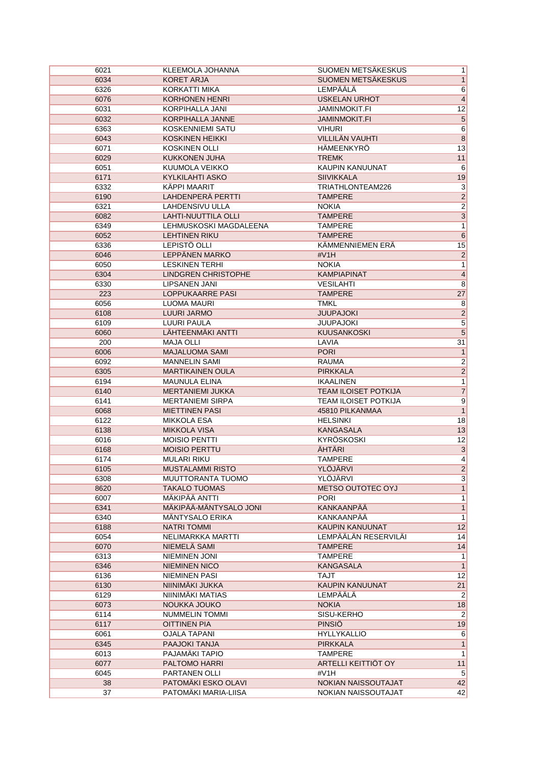| | | | |
|---|---|---|---|
| 6021 | KLEEMOLA JOHANNA | SUOMEN METSÄKESKUS | 1 |
| 6034 | KORET ARJA | SUOMEN METSÄKESKUS | 1 |
| 6326 | KORKATTI MIKA | LEMPÄÄLÄ | 6 |
| 6076 | KORHONEN HENRI | USKELAN URHOT | 4 |
| 6031 | KORPIHALLA JANI | JAMINMOKIT.FI | 12 |
| 6032 | KORPIHALLA JANNE | JAMINMOKIT.FI | 5 |
| 6363 | KOSKENNIEMI SATU | VIHURI | 6 |
| 6043 | KOSKINEN HEIKKI | VILLILÄN VAUHTI | 8 |
| 6071 | KOSKINEN OLLI | HÄMEENKYRÖ | 13 |
| 6029 | KUKKONEN JUHA | TREMK | 11 |
| 6051 | KUUMOLA VEIKKO | KAUPIN KANUUNAT | 6 |
| 6171 | KYLKILAHTI ASKO | SIIVIKKALA | 19 |
| 6332 | KÄPPI MAARIT | TRIATHLONTEAM226 | 3 |
| 6190 | LAHDENPERÄ PERTTI | TAMPERE | 2 |
| 6321 | LAHDENSIVU ULLA | NOKIA | 2 |
| 6082 | LAHTI-NUUTTILA OLLI | TAMPERE | 3 |
| 6349 | LEHMUSKOSKI MAGDALEENA | TAMPERE | 1 |
| 6052 | LEHTINEN RIKU | TAMPERE | 6 |
| 6336 | LEPISTÖ OLLI | KÄMMENNIEMEN ERÄ | 15 |
| 6046 | LEPPÄNEN MARKO | #V1H | 2 |
| 6050 | LESKINEN TERHI | NOKIA | 1 |
| 6304 | LINDGREN CHRISTOPHE | KAMPIAPINAT | 4 |
| 6330 | LIPSANEN JANI | VESILAHTI | 8 |
| 223 | LOPPUKAARRE PASI | TAMPERE | 27 |
| 6056 | LUOMA MAURI | TMKL | 8 |
| 6108 | LUURI JARMO | JUUPAJOKI | 2 |
| 6109 | LUURI PAULA | JUUPAJOKI | 5 |
| 6060 | LÄHTEENMÄKI ANTTI | KUUSANKOSKI | 5 |
| 200 | MAJA OLLI | LAVIA | 31 |
| 6006 | MAJALUOMA SAMI | PORI | 1 |
| 6092 | MANNELIN SAMI | RAUMA | 2 |
| 6305 | MARTIKAINEN OULA | PIRKKALA | 2 |
| 6194 | MAUNULA ELINA | IKAALINEN | 1 |
| 6140 | MERTANIEMI JUKKA | TEAM ILOISET POTKIJA | 7 |
| 6141 | MERTANIEMI SIRPA | TEAM ILOISET POTKIJA | 9 |
| 6068 | MIETTINEN PASI | 45810 PILKANMAA | 1 |
| 6122 | MIKKOLA ESA | HELSINKI | 18 |
| 6138 | MIKKOLA VISA | KANGASALA | 13 |
| 6016 | MOISIO PENTTI | KYRÖSKOSKI | 12 |
| 6168 | MOISIO PERTTU | ÄHTÄRI | 3 |
| 6174 | MULARI RIKU | TAMPERE | 4 |
| 6105 | MUSTALAMMI RISTO | YLÖJÄRVI | 2 |
| 6308 | MUUTTORANTA TUOMO | YLÖJÄRVI | 3 |
| 8620 | TAKALO TUOMAS | METSO OUTOTEC OYJ | 1 |
| 6007 | MÄKIPÄÄ ANTTI | PORI | 1 |
| 6341 | MÄKIPÄÄ-MÄNTYSALO JONI | KANKAANPÄÄ | 1 |
| 6340 | MÄNTYSALO ERIKA | KANKAANPÄÄ | 1 |
| 6188 | NATRI TOMMI | KAUPIN KANUUNAT | 12 |
| 6054 | NELIMARKKA MARTTI | LEMPÄÄLÄN RESERVILÄI | 14 |
| 6070 | NIEMELÄ SAMI | TAMPERE | 14 |
| 6313 | NIEMINEN JONI | TAMPERE | 1 |
| 6346 | NIEMINEN NICO | KANGASALA | 1 |
| 6136 | NIEMINEN PASI | TAJT | 12 |
| 6130 | NIINIMÄKI JUKKA | KAUPIN KANUUNAT | 21 |
| 6129 | NIINIMÄKI MATIAS | LEMPÄÄLÄ | 2 |
| 6073 | NOUKKA JOUKO | NOKIA | 18 |
| 6114 | NUMMELIN TOMMI | SISU-KERHO | 2 |
| 6117 | OITTINEN PIA | PINSIÖ | 19 |
| 6061 | OJALA TAPANI | HYLLYKALLIO | 6 |
| 6345 | PAAJOKI TANJA | PIRKKALA | 1 |
| 6013 | PAJAMÄKI TAPIO | TAMPERE | 1 |
| 6077 | PALTOMO HARRI | ARTELLI KEITTIÖT OY | 11 |
| 6045 | PARTANEN OLLI | #V1H | 5 |
| 38 | PATOMÄKI ESKO OLAVI | NOKIAN NAISSOUTAJAT | 42 |
| 37 | PATOMÄKI MARIA-LIISA | NOKIAN NAISSOUTAJAT | 42 |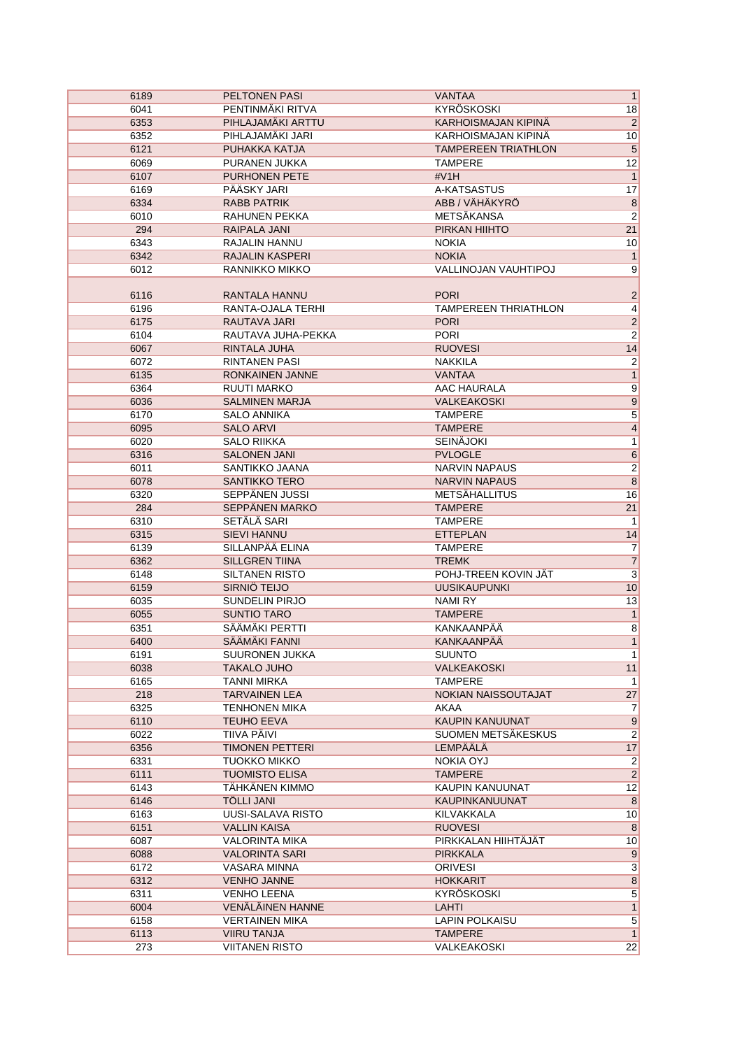| | | | |
|---|---|---|---|
| 6189 | PELTONEN PASI | VANTAA | 1 |
| 6041 | PENTINMÄKI RITVA | KYRÖSKOSKI | 18 |
| 6353 | PIHLAJAMÄKI ARTTU | KARHOISMAJAN KIPINÄ | 2 |
| 6352 | PIHLAJAMÄKI JARI | KARHOISMAJAN KIPINÄ | 10 |
| 6121 | PUHAKKA KATJA | TAMPEREEN TRIATHLON | 5 |
| 6069 | PURANEN JUKKA | TAMPERE | 12 |
| 6107 | PURHONEN PETE | #V1H | 1 |
| 6169 | PÄÄSKY JARI | A-KATSASTUS | 17 |
| 6334 | RABB PATRIK | ABB / VÄHÄKYRÖ | 8 |
| 6010 | RAHUNEN PEKKA | METSÄKANSA | 2 |
| 294 | RAIPALA JANI | PIRKAN HIIHTO | 21 |
| 6343 | RAJALIN HANNU | NOKIA | 10 |
| 6342 | RAJALIN KASPERI | NOKIA | 1 |
| 6012 | RANNIKKO MIKKO | VALLINOJAN VAUHTIPOJ | 9 |
| 6116 | RANTALA HANNU | PORI | 2 |
| 6196 | RANTA-OJALA TERHI | TAMPEREEN THRIATHLON | 4 |
| 6175 | RAUTAVA JARI | PORI | 2 |
| 6104 | RAUTAVA JUHA-PEKKA | PORI | 2 |
| 6067 | RINTALA JUHA | RUOVESI | 14 |
| 6072 | RINTANEN PASI | NAKKILA | 2 |
| 6135 | RONKAINEN JANNE | VANTAA | 1 |
| 6364 | RUUTI MARKO | AAC HAURALA | 9 |
| 6036 | SALMINEN MARJA | VALKEAKOSKI | 9 |
| 6170 | SALO ANNIKA | TAMPERE | 5 |
| 6095 | SALO ARVI | TAMPERE | 4 |
| 6020 | SALO RIIKKA | SEINÄJOKI | 1 |
| 6316 | SALONEN JANI | PVLOGLE | 6 |
| 6011 | SANTIKKO JAANA | NARVIN NAPAUS | 2 |
| 6078 | SANTIKKO TERO | NARVIN NAPAUS | 8 |
| 6320 | SEPPÄNEN JUSSI | METSÄHALLITUS | 16 |
| 284 | SEPPÄNEN MARKO | TAMPERE | 21 |
| 6310 | SETÄLÄ SARI | TAMPERE | 1 |
| 6315 | SIEVI HANNU | ETTEPLAN | 14 |
| 6139 | SILLANPÄÄ ELINA | TAMPERE | 7 |
| 6362 | SILLGREN TIINA | TREMK | 7 |
| 6148 | SILTANEN RISTO | POHJ-TREEN KOVIN JÄT | 3 |
| 6159 | SIRNIÖ TEIJO | UUSIKAUPUNKI | 10 |
| 6035 | SUNDELIN PIRJO | NAMI RY | 13 |
| 6055 | SUNTIO TARO | TAMPERE | 1 |
| 6351 | SÄÄMÄKI PERTTI | KANKAANPÄÄ | 8 |
| 6400 | SÄÄMÄKI FANNI | KANKAANPÄÄ | 1 |
| 6191 | SUURONEN JUKKA | SUUNTO | 1 |
| 6038 | TAKALO JUHO | VALKEAKOSKI | 11 |
| 6165 | TANNI MIRKA | TAMPERE | 1 |
| 218 | TARVAINEN LEA | NOKIAN NAISSOUTAJAT | 27 |
| 6325 | TENHONEN MIKA | AKAA | 7 |
| 6110 | TEUHO EEVA | KAUPIN KANUUNAT | 9 |
| 6022 | TIIVA PÄIVI | SUOMEN METSÄKESKUS | 2 |
| 6356 | TIMONEN PETTERI | LEMPÄÄLÄ | 17 |
| 6331 | TUOKKO MIKKO | NOKIA OYJ | 2 |
| 6111 | TUOMISTO ELISA | TAMPERE | 2 |
| 6143 | TÄHKÄNEN KIMMO | KAUPIN KANUUNAT | 12 |
| 6146 | TÖLLI JANI | KAUPINKANUUNAT | 8 |
| 6163 | UUSI-SALAVA RISTO | KILVAKKALA | 10 |
| 6151 | VALLIN KAISA | RUOVESI | 8 |
| 6087 | VALORINTA MIKA | PIRKKALAN HIIHTÄJÄT | 10 |
| 6088 | VALORINTA SARI | PIRKKALA | 9 |
| 6172 | VASARA MINNA | ORIVESI | 3 |
| 6312 | VENHO JANNE | HOKKARIT | 8 |
| 6311 | VENHO LEENA | KYRÖSKOSKI | 5 |
| 6004 | VENÄLÄINEN HANNE | LAHTI | 1 |
| 6158 | VERTAINEN MIKA | LAPIN POLKAISU | 5 |
| 6113 | VIIRU TANJA | TAMPERE | 1 |
| 273 | VIITANEN RISTO | VALKEAKOSKI | 22 |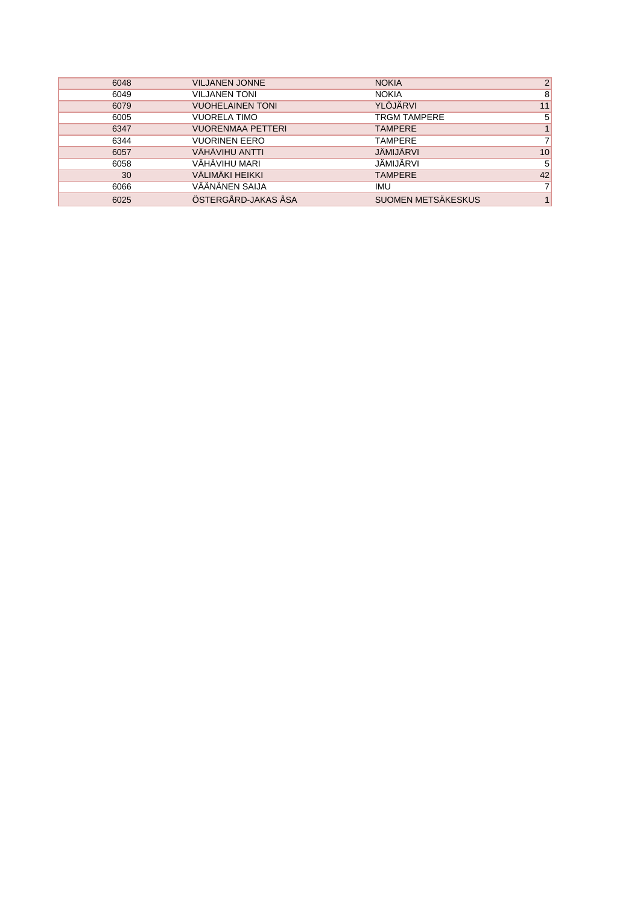| | | | |
|---|---|---|---|
| 6048 | VILJANEN JONNE | NOKIA | 2 |
| 6049 | VILJANEN TONI | NOKIA | 8 |
| 6079 | VUOHELAINEN TONI | YLÖJÄRVI | 11 |
| 6005 | VUORELA TIMO | TRGM TAMPERE | 5 |
| 6347 | VUORENMAA PETTERI | TAMPERE | 1 |
| 6344 | VUORINEN EERO | TAMPERE | 7 |
| 6057 | VÄHÄVIHU ANTTI | JÄMIJÄRVI | 10 |
| 6058 | VÄHÄVIHU MARI | JÄMIJÄRVI | 5 |
| 30 | VÄLIMÄKI HEIKKI | TAMPERE | 42 |
| 6066 | VÄÄNÄNEN SAIJA | IMU | 7 |
| 6025 | ÖSTERGÅRD-JAKAS ÅSA | SUOMEN METSÄKESKUS | 1 |